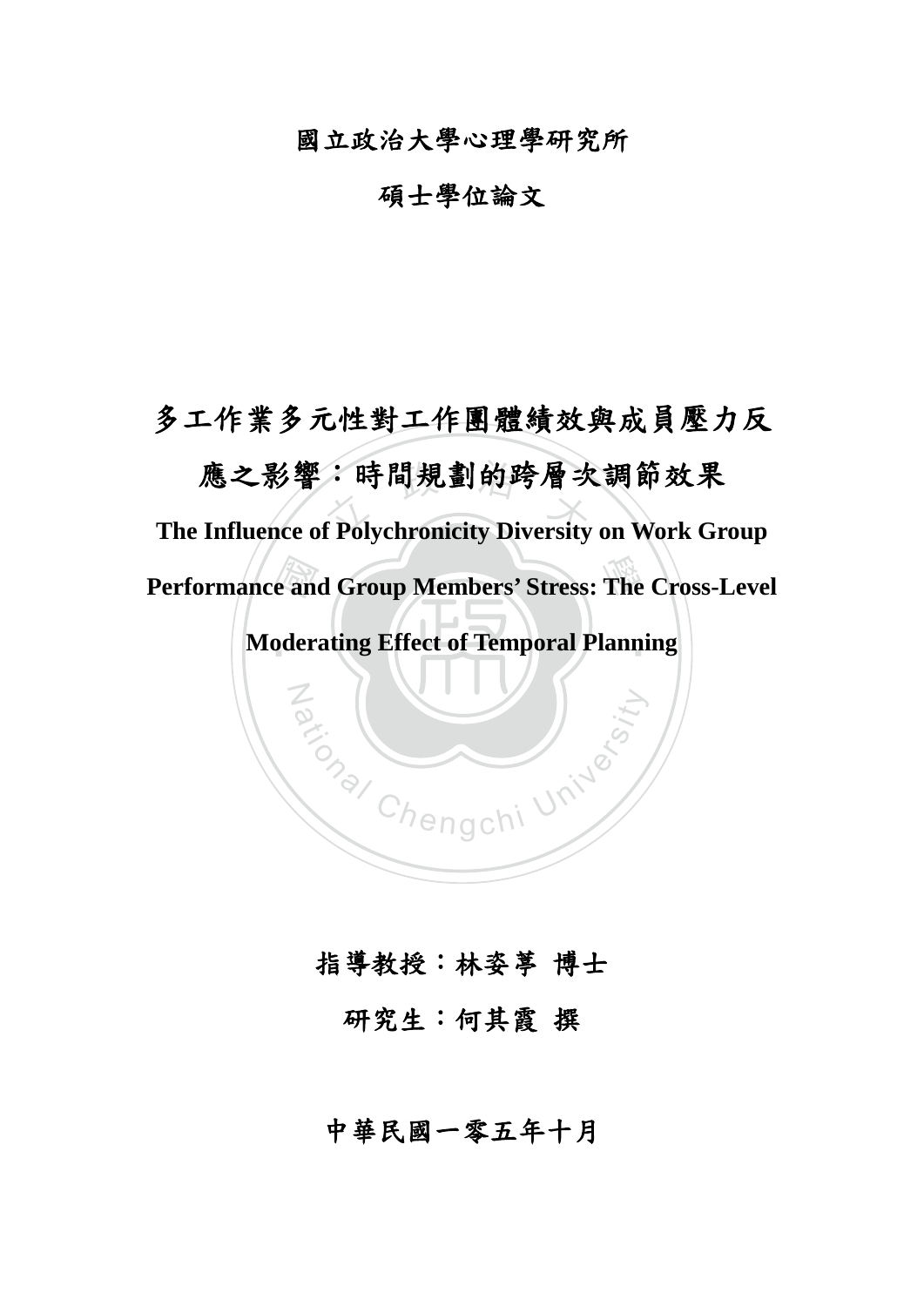國立政治大學心理學研究所

碩士學位論文

# 多工作業多元性對工作團體績效與成員壓力反應之影響：時間規劃的跨層次調節效果

**The Influence of Polychronicity Diversity on Work Group Performance and Group Members' Stress: The Cross-Level Moderating Effect of Temporal Planning**

指導教授：林姿葶 博士

研究生：何其霞 撰

中華民國一零五年十月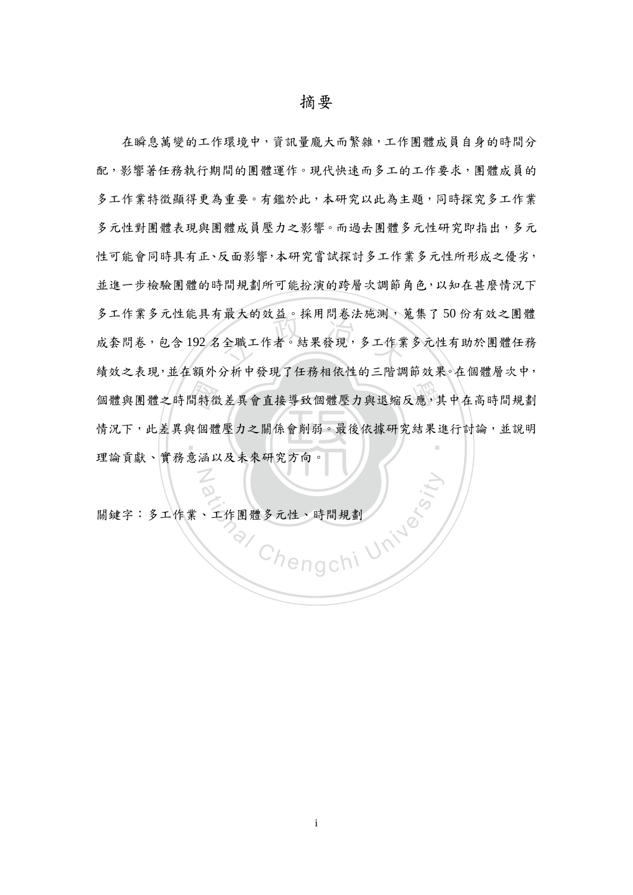# 摘要

在瞬息萬變的工作環境中，資訊量龐大而繁雜，工作團體成員自身的時間分配，影響著任務執行期間的團體運作。現代快速而多工的工作要求，團體成員的多工作業特徵顯得更為重要。有鑑於此，本研究以此為主題，同時探究多工作業多元性對團體表現與團體成員壓力之影響。而過去團體多元性研究即指出，多元性可能會同時具有正、反面影響，本研究嘗試探討多工作業多元性所形成之優劣，並進一步檢驗團體的時間規劃所可能扮演的跨層次調節角色，以知在甚麼情況下多工作業多元性能具有最大的效益。採用問卷法施測，蒐集了 50 份有效之團體成套問卷，包含 192 名全職工作者。結果發現，多工作業多元性有助於團體任務績效之表現，並在額外分析中發現了任務相依性的三階調節效果。在個體層次中，個體與團體之時間特徵差異會直接導致個體壓力與退縮反應，其中在高時間規劃情況下，此差異與個體壓力之關係會削弱。最後依據研究結果進行討論，並說明理論貢獻、實務意涵以及未來研究方向。

關鍵字：多工作業、工作團體多元性、時間規劃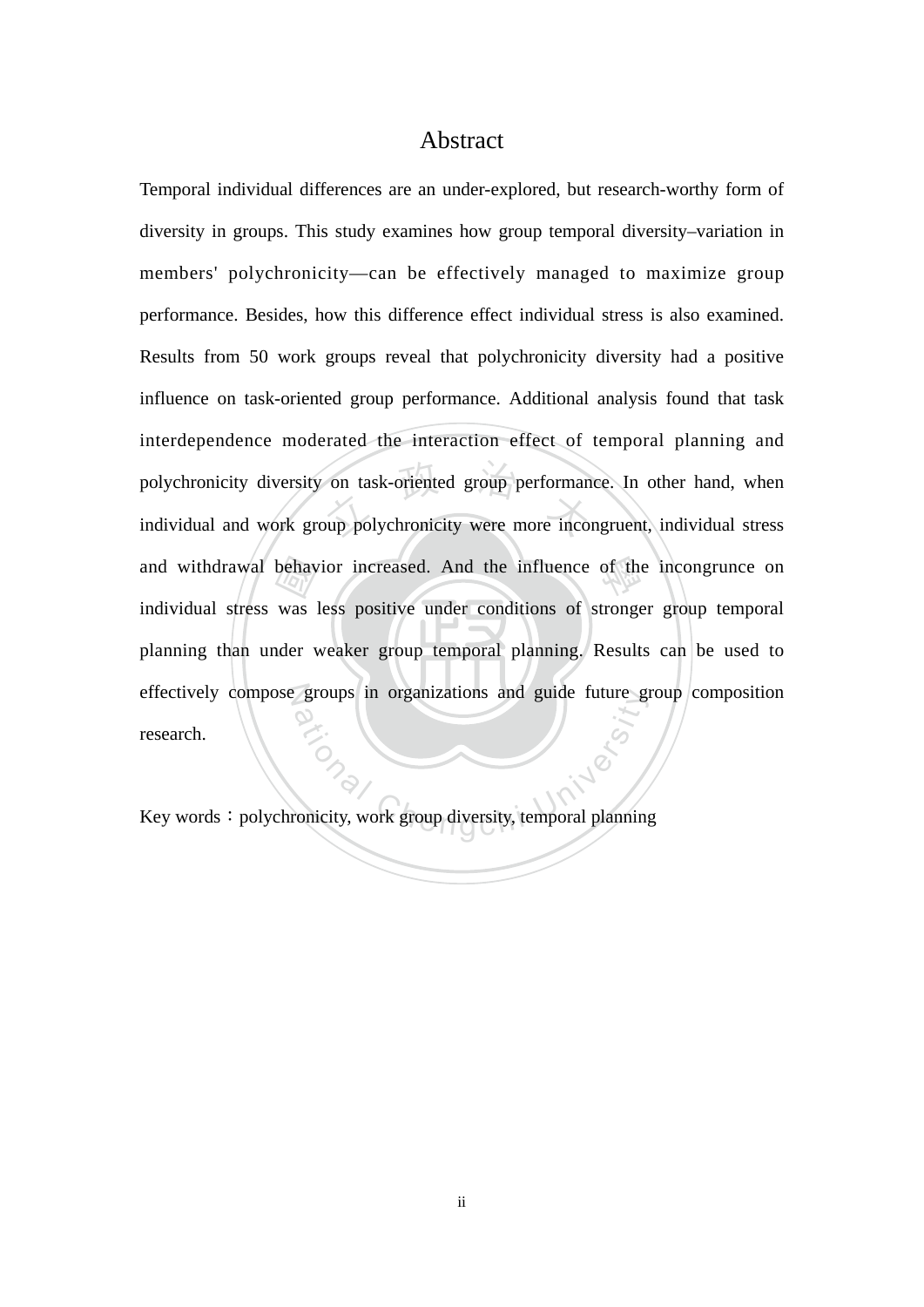# Abstract

Temporal individual differences are an under-explored, but research-worthy form of diversity in groups. This study examines how group temporal diversity–variation in members' polychronicity—can be effectively managed to maximize group performance. Besides, how this difference effect individual stress is also examined. Results from 50 work groups reveal that polychronicity diversity had a positive influence on task-oriented group performance. Additional analysis found that task interdependence moderated the interaction effect of temporal planning and polychronicity diversity on task-oriented group performance. In other hand, when individual and work group polychronicity were more incongruent, individual stress and withdrawal behavior increased. And the influence of the incongrunce on individual stress was less positive under conditions of stronger group temporal planning than under weaker group temporal planning. Results can be used to effectively compose groups in organizations and guide future group composition research.

Key words：polychronicity, work group diversity, temporal planning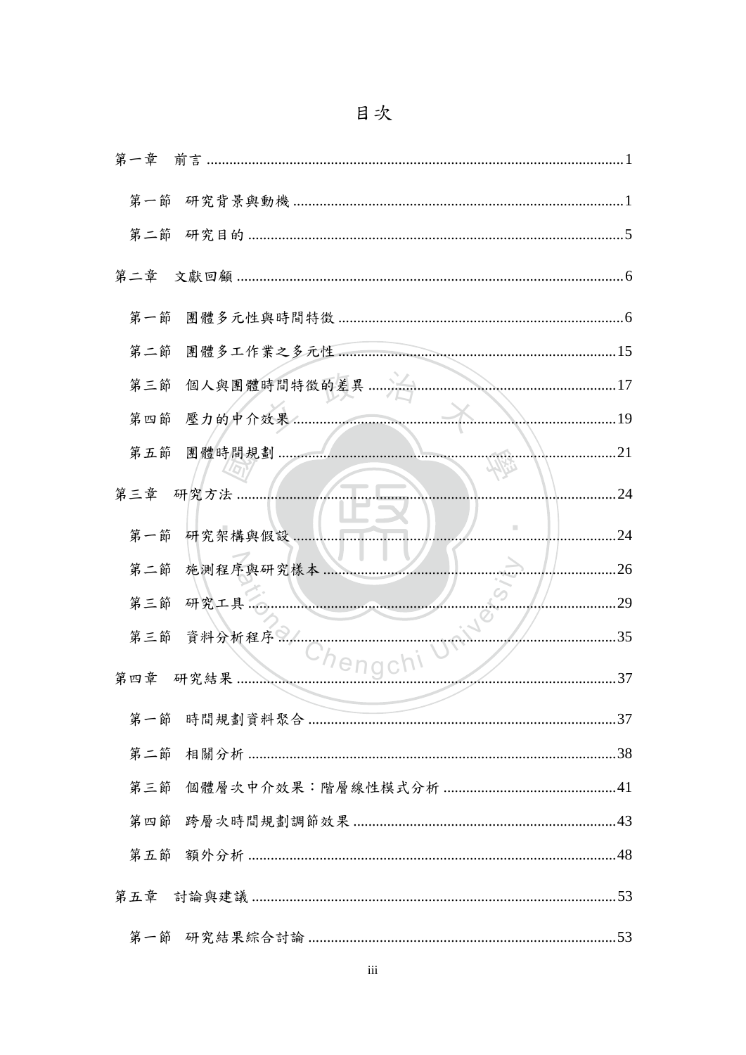# 目次

第一章　前言 ......................................................................................................1

　第一節　研究背景與動機 ..................................................................................1

　第二節　研究目的 ..............................................................................................5

第二章　文獻回顧 ................................................................................................6

　第一節　團體多元性與時間特徵 ......................................................................6

　第二節　團體多工作業之多元性 ....................................................................15

　第三節　個人與團體時間特徵的差異 ............................................................17

　第四節　壓力的中介效果 ................................................................................19

　第五節　團體時間規劃 ....................................................................................21

第三章　研究方法 ..............................................................................................24

　第一節　研究架構與假設 ................................................................................24

　第二節　施測程序與研究樣本 ........................................................................26

　第三節　研究工具 ............................................................................................29

　第三節　資料分析程序 ....................................................................................35

第四章　研究結果 ..............................................................................................37

　第一節　時間規劃資料聚合 ............................................................................37

　第二節　相關分析 ............................................................................................38

　第三節　個體層次中介效果：階層線性模式分析 ........................................41

　第四節　跨層次時間規劃調節效果 ................................................................43

　第五節　額外分析 ............................................................................................48

第五章　討論與建議 ..........................................................................................53

　第一節　研究結果綜合討論 ............................................................................53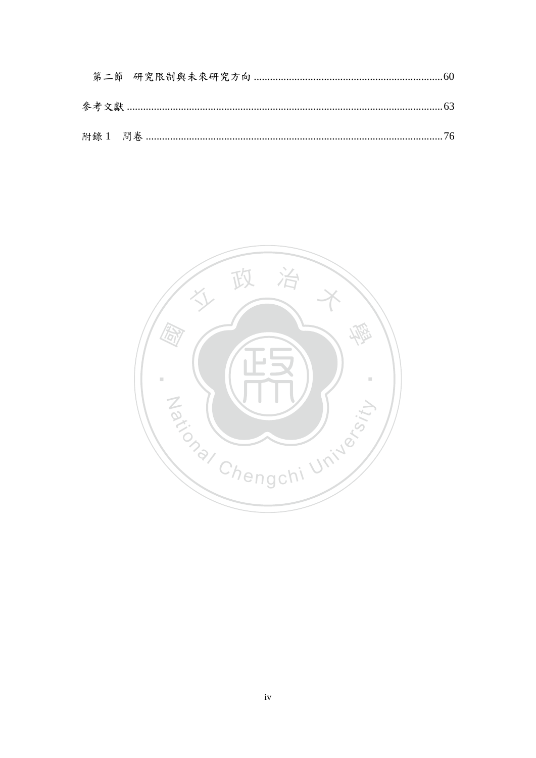第二節　研究限制與未來研究方向 ....................................................................... 60

參考文獻 ......................................................................................................................... 63

附錄 1　問卷 ................................................................................................................. 76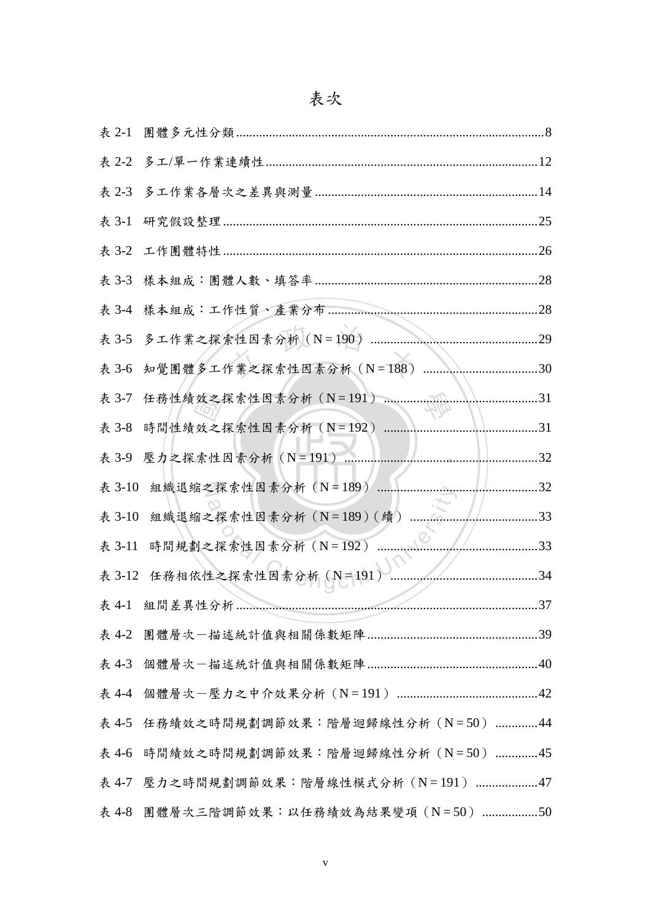# 表次

表 2-1 團體多元性分類 ........ 8

表 2-2 多工/單一作業連續性 ........ 12

表 2-3 多工作業各層次之差異與測量 ........ 14

表 3-1 研究假設整理 ........ 25

表 3-2 工作團體特性 ........ 26

表 3-3 樣本組成：團體人數、填答率 ........ 28

表 3-4 樣本組成：工作性質、產業分布 ........ 28

表 3-5 多工作業之探索性因素分析（N = 190） ........ 29

表 3-6 知覺團體多工作業之探索性因素分析（N = 188） ........ 30

表 3-7 任務性績效之探索性因素分析（N = 191） ........ 31

表 3-8 時間性績效之探索性因素分析（N = 192） ........ 31

表 3-9 壓力之探索性因素分析（N = 191） ........ 32

表 3-10 組織退縮之探索性因素分析（N = 189） ........ 32

表 3-10 組織退縮之探索性因素分析（N = 189）(續) ........ 33

表 3-11 時間規劃之探索性因素分析（N = 192） ........ 33

表 3-12 任務相依性之探索性因素分析（N = 191） ........ 34

表 4-1 組間差異性分析 ........ 37

表 4-2 團體層次－描述統計值與相關係數矩陣 ........ 39

表 4-3 個體層次－描述統計值與相關係數矩陣 ........ 40

表 4-4 個體層次－壓力之中介效果分析（N = 191） ........ 42

表 4-5 任務績效之時間規劃調節效果：階層迴歸線性分析（N = 50） ........ 44

表 4-6 時間績效之時間規劃調節效果：階層迴歸線性分析（N = 50） ........ 45

表 4-7 壓力之時間規劃調節效果：階層線性模式分析（N = 191） ........ 47

表 4-8 團體層次三階調節效果：以任務績效為結果變項（N = 50） ........ 50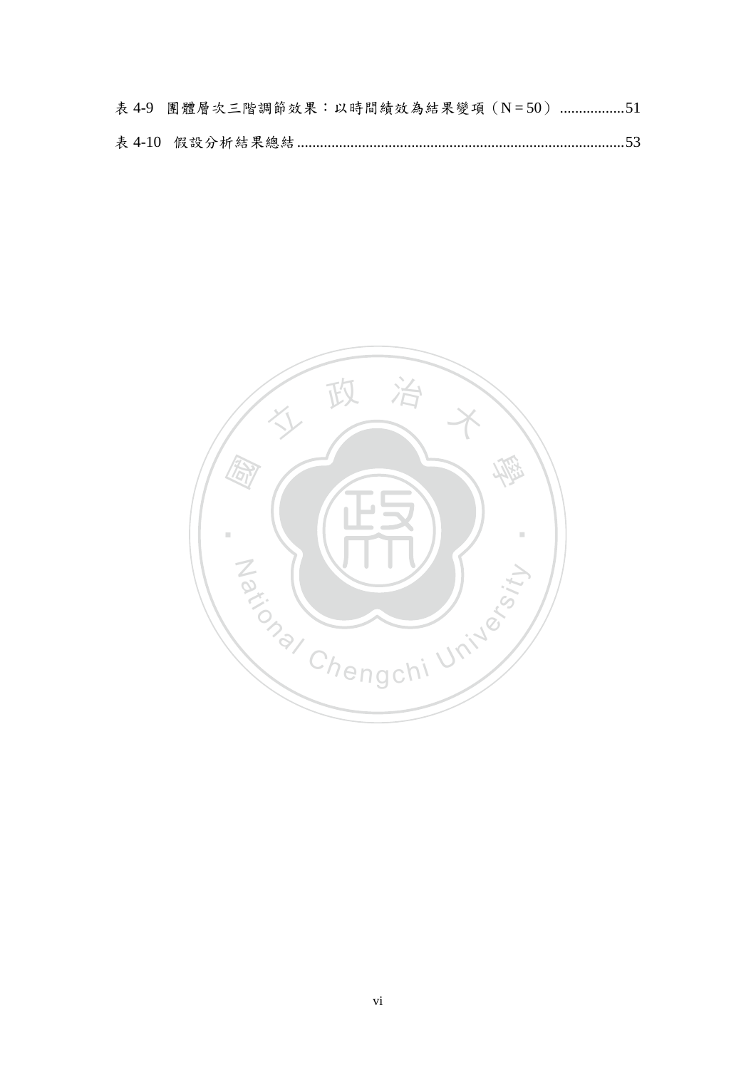表 4-9　團體層次三階調節效果：以時間績效為結果變項（N = 50）.................51

表 4-10　假設分析結果總結.....................................................................................53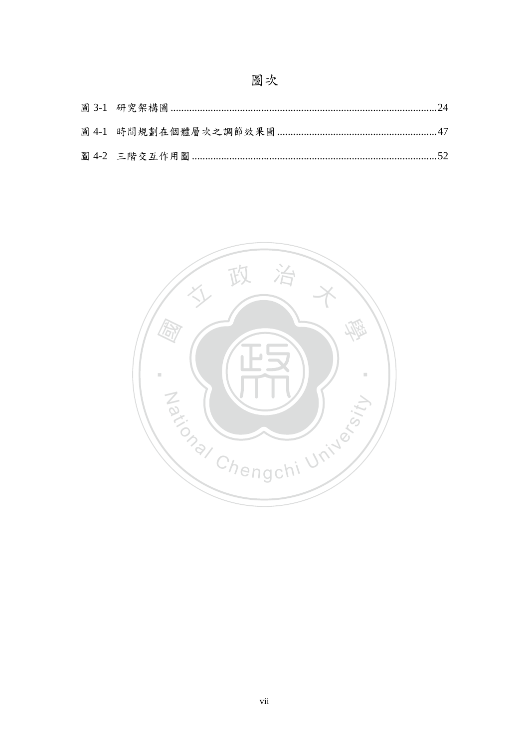# 圖次

圖 3-1 研究架構圖 ..........24

圖 4-1 時間規劃在個體層次之調節效果圖 ..........47

圖 4-2 三階交互作用圖 ..........52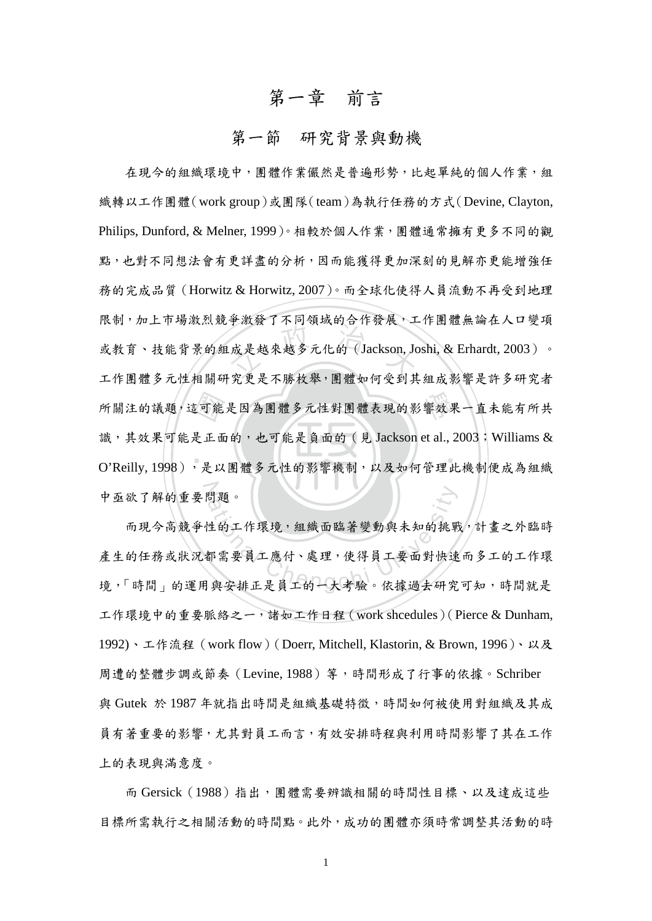# 第一章　前言

## 第一節　研究背景與動機

在現今的組織環境中，團體作業儼然是普遍形勢，比起單純的個人作業，組織轉以工作團體（work group）或團隊（team）為執行任務的方式（Devine, Clayton, Philips, Dunford, & Melner, 1999）。相較於個人作業，團體通常擁有更多不同的觀點，也對不同想法會有更詳盡的分析，因而能獲得更加深刻的見解亦更能增強任務的完成品質（Horwitz & Horwitz, 2007）。而全球化使得人員流動不再受到地理限制，加上市場激烈競爭激發了不同領域的合作發展，工作團體無論在人口變項或教育、技能背景的組成是越來越多元化的（Jackson, Joshi, & Erhardt, 2003）。工作團體多元性相關研究更是不勝枚舉，團體如何受到其組成影響是許多研究者所關注的議題，這可能是因為團體多元性對團體表現的影響效果一直未能有所共識，其效果可能是正面的，也可能是負面的（見 Jackson et al., 2003；Williams & O'Reilly, 1998），是以團體多元性的影響機制，以及如何管理此機制便成為組織中亟欲了解的重要問題。

而現今高競爭性的工作環境，組織面臨著變動與未知的挑戰，計畫之外臨時產生的任務或狀況都需要員工應付、處理，使得員工要面對快速而多工的工作環境，「時間」的運用與安排正是員工的一大考驗。依據過去研究可知，時間就是工作環境中的重要脈絡之一，諸如工作日程（work shcedules）（Pierce & Dunham, 1992)、工作流程（work flow）（Doerr, Mitchell, Klastorin, & Brown, 1996）、以及周遭的整體步調或節奏（Levine, 1988）等，時間形成了行事的依據。Schriber 與 Gutek 於 1987 年就指出時間是組織基礎特徵，時間如何被使用對組織及其成員有著重要的影響，尤其對員工而言，有效安排時程與利用時間影響了其在工作上的表現與滿意度。

而 Gersick（1988）指出，團體需要辨識相關的時間性目標、以及達成這些目標所需執行之相關活動的時間點。此外，成功的團體亦須時常調整其活動的時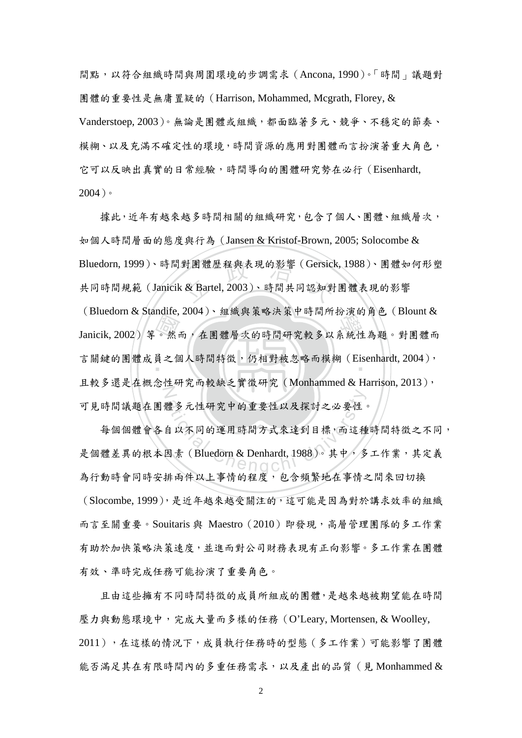間點，以符合組織時間與周圍環境的步調需求（Ancona, 1990）。「時間」議題對團體的重要性是無庸置疑的（Harrison, Mohammed, Mcgrath, Florey, & Vanderstoep, 2003）。無論是團體或組織，都面臨著多元、競爭、不穩定的節奏、模糊、以及充滿不確定性的環境，時間資源的應用對團體而言扮演著重大角色，它可以反映出真實的日常經驗，時間導向的團體研究勢在必行（Eisenhardt, 2004）。

據此，近年有越來越多時間相關的組織研究，包含了個人、團體、組織層次，如個人時間層面的態度與行為（Jansen & Kristof-Brown, 2005; Solocombe & Bluedorn, 1999）、時間對團體歷程與表現的影響（Gersick, 1988）、團體如何形塑共同時間規範（Janicik & Bartel, 2003）、時間共同認知對團體表現的影響（Bluedorn & Standife, 2004）、組織與策略決策中時間所扮演的角色（Blount & Janicik, 2002）等。然而，在團體層次的時間研究較多以系統性為題。對團體而言關鍵的團體成員之個人時間特徵，仍相對被忽略而模糊（Eisenhardt, 2004），且較多還是在概念性研究而較缺乏實徵研究（Monhammed & Harrison, 2013），可見時間議題在團體多元性研究中的重要性以及探討之必要性。

每個個體會各自以不同的運用時間方式來達到目標，而這種時間特徵之不同，是個體差異的根本因素（Bluedorn & Denhardt, 1988）。其中，多工作業，其定義為行動時會同時安排兩件以上事情的程度，包含頻繁地在事情之間來回切換（Slocombe, 1999），是近年越來越受關注的，這可能是因為對於講求效率的組織而言至關重要。Souitaris 與 Maestro（2010）即發現，高層管理團隊的多工作業有助於加快策略決策速度，並進而對公司財務表現有正向影響。多工作業在團體有效、準時完成任務可能扮演了重要角色。

且由這些擁有不同時間特徵的成員所組成的團體，是越來越被期望能在時間壓力與動態環境中，完成大量而多樣的任務（O'Leary, Mortensen, & Woolley, 2011），在這樣的情況下，成員執行任務時的型態（多工作業）可能影響了團體能否滿足其在有限時間內的多重任務需求，以及產出的品質（見 Monhammed &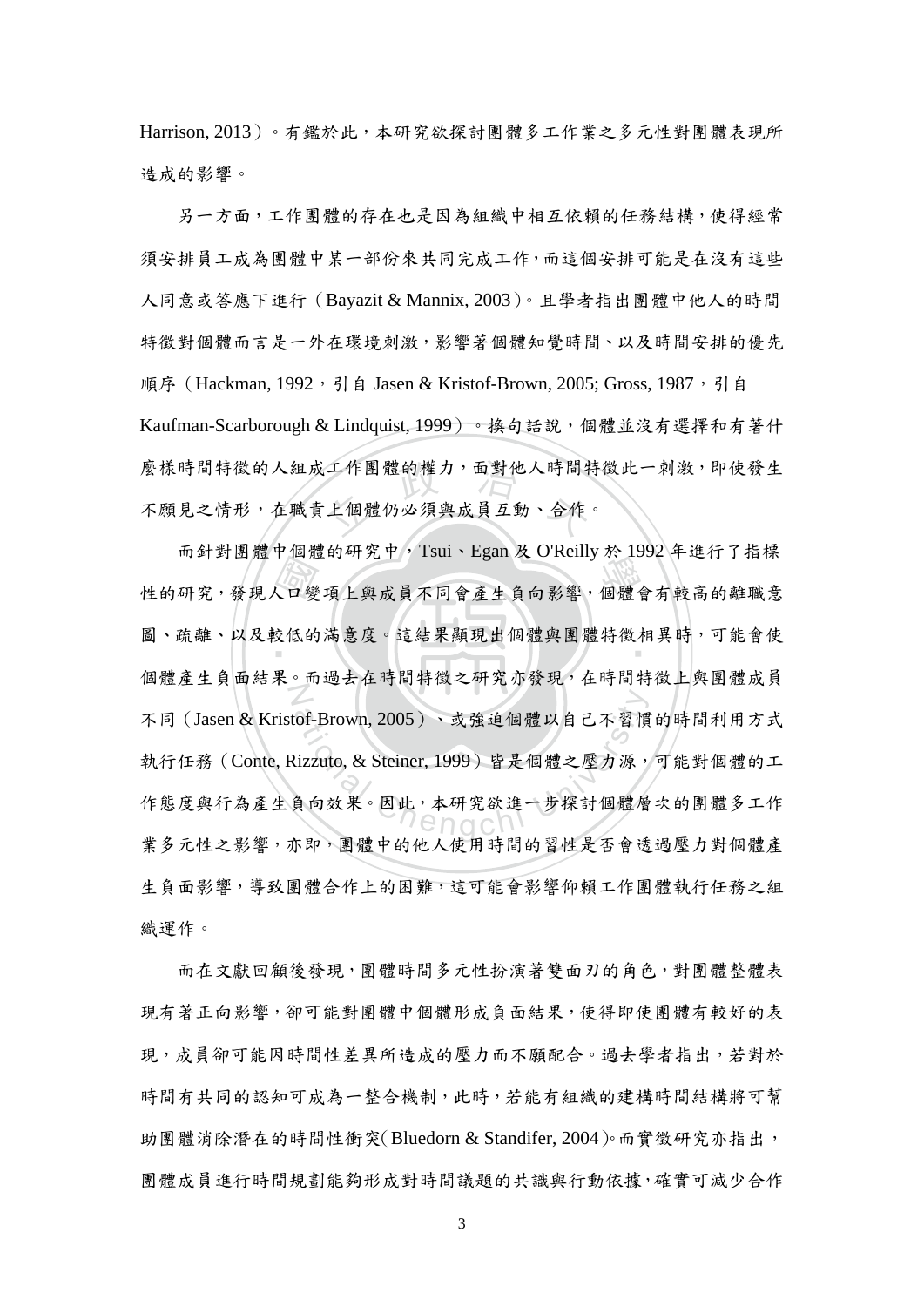Harrison, 2013）。有鑑於此，本研究欲探討團體多工作業之多元性對團體表現所造成的影響。

另一方面，工作團體的存在也是因為組織中相互依賴的任務結構，使得經常須安排員工成為團體中某一部份來共同完成工作，而這個安排可能是在沒有這些人同意或答應下進行（Bayazit & Mannix, 2003）。且學者指出團體中他人的時間特徵對個體而言是一外在環境刺激，影響著個體知覺時間、以及時間安排的優先順序（Hackman, 1992，引自 Jasen & Kristof-Brown, 2005; Gross, 1987，引自 Kaufman-Scarborough & Lindquist, 1999）。換句話說，個體並沒有選擇和有著什麼樣時間特徵的人組成工作團體的權力，面對他人時間特徵此一刺激，即使發生不願見之情形，在職責上個體仍必須與成員互動、合作。

而針對團體中個體的研究中，Tsui、Egan 及 O'Reilly 於 1992 年進行了指標性的研究，發現人口變項上與成員不同會產生負向影響，個體會有較高的離職意圖、疏離、以及較低的滿意度。這結果顯現出個體與團體特徵相異時，可能會使個體產生負面結果。而過去在時間特徵之研究亦發現，在時間特徵上與團體成員不同（Jasen & Kristof-Brown, 2005）、或強迫個體以自己不習慣的時間利用方式執行任務（Conte, Rizzuto, & Steiner, 1999）皆是個體之壓力源，可能對個體的工作態度與行為產生負向效果。因此，本研究欲進一步探討個體層次的團體多工作業多元性之影響，亦即，團體中的他人使用時間的習性是否會透過壓力對個體產生負面影響，導致團體合作上的困難，這可能會影響仰賴工作團體執行任務之組織運作。

而在文獻回顧後發現，團體時間多元性扮演著雙面刃的角色，對團體整體表現有著正向影響，卻可能對團體中個體形成負面結果，使得即使團體有較好的表現，成員卻可能因時間性差異所造成的壓力而不願配合。過去學者指出，若對於時間有共同的認知可成為一整合機制，此時，若能有組織的建構時間結構將可幫助團體消除潛在的時間性衝突(Bluedorn & Standifer, 2004)。而實徵研究亦指出，團體成員進行時間規劃能夠形成對時間議題的共識與行動依據，確實可減少合作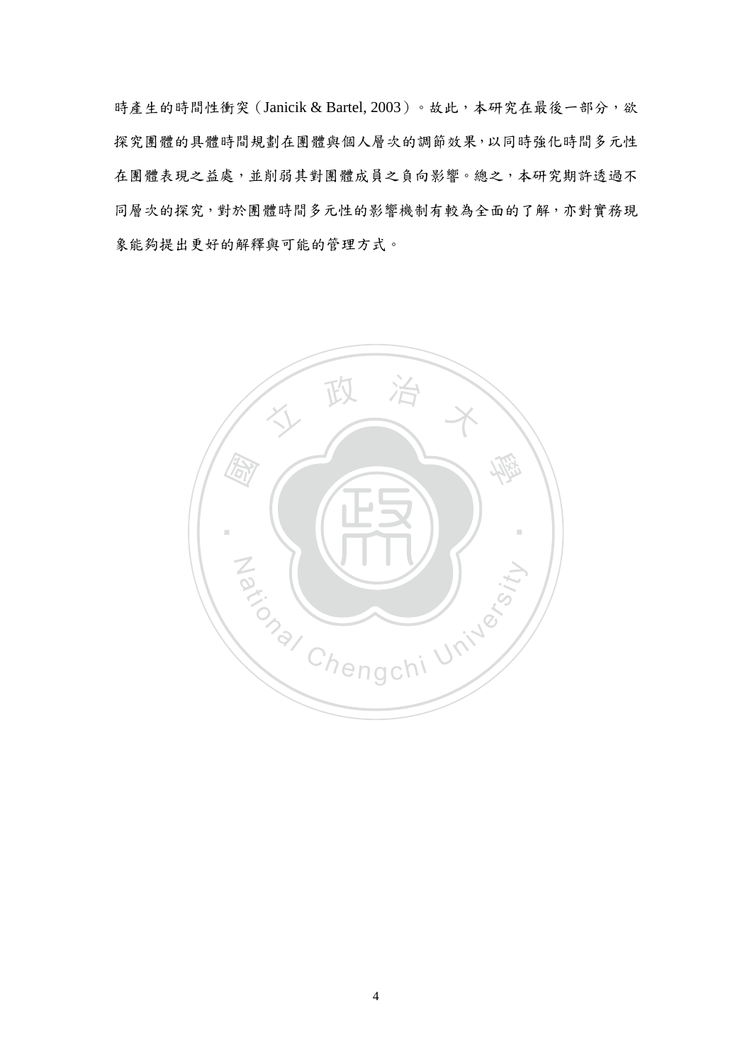時產生的時間性衝突（Janicik & Bartel, 2003）。故此，本研究在最後一部分，欲探究團體的具體時間規劃在團體與個人層次的調節效果，以同時強化時間多元性在團體表現之益處，並削弱其對團體成員之負向影響。總之，本研究期許透過不同層次的探究，對於團體時間多元性的影響機制有較為全面的了解，亦對實務現象能夠提出更好的解釋與可能的管理方式。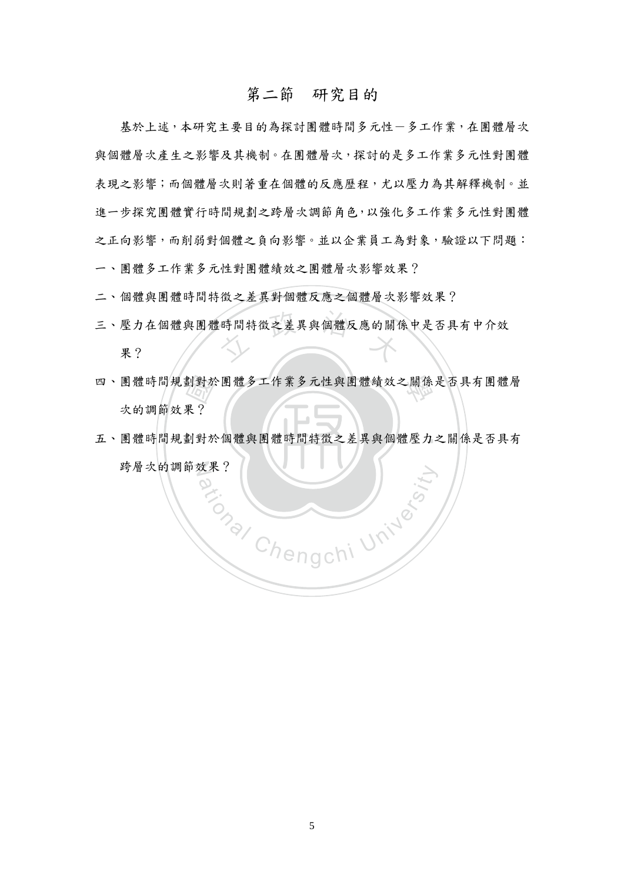## 第二節　研究目的

基於上述，本研究主要目的為探討團體時間多元性－多工作業，在團體層次與個體層次產生之影響及其機制。在團體層次，探討的是多工作業多元性對團體表現之影響；而個體層次則著重在個體的反應歷程，尤以壓力為其解釋機制。並進一步探究團體實行時間規劃之跨層次調節角色，以強化多工作業多元性對團體之正向影響，而削弱對個體之負向影響。並以企業員工為對象，驗證以下問題：

一、團體多工作業多元性對團體績效之團體層次影響效果？

二、個體與團體時間特徵之差異對個體反應之個體層次影響效果？

三、壓力在個體與團體時間特徵之差異與個體反應的關係中是否具有中介效果？

四、團體時間規劃對於團體多工作業多元性與團體績效之關係是否具有團體層次的調節效果？

五、團體時間規劃對於個體與團體時間特徵之差異與個體壓力之關係是否具有跨層次的調節效果？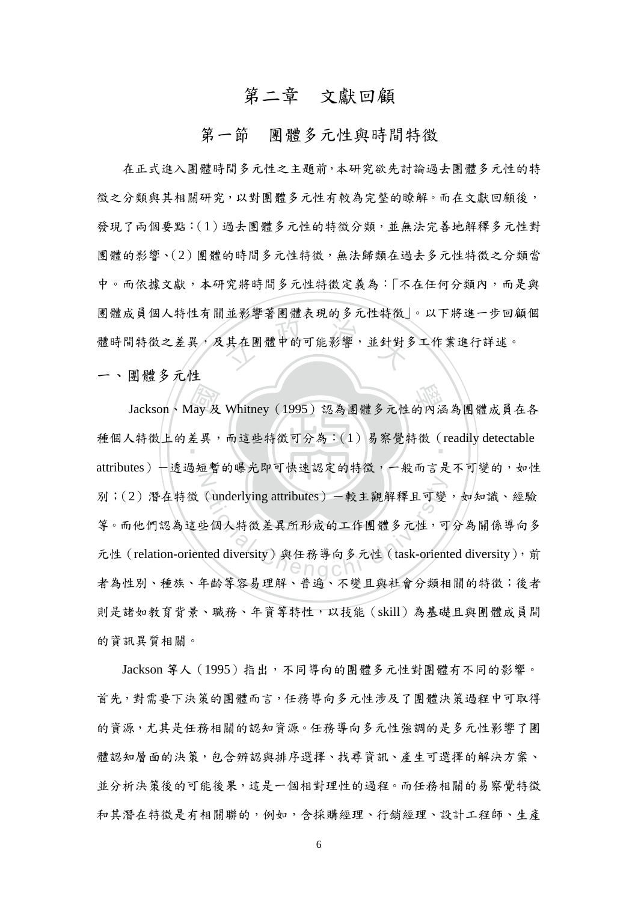# 第二章　文獻回顧

## 第一節　團體多元性與時間特徵

在正式進入團體時間多元性之主題前，本研究欲先討論過去團體多元性的特徵之分類與其相關研究，以對團體多元性有較為完整的瞭解。而在文獻回顧後，發現了兩個要點：(1) 過去團體多元性的特徵分類，並無法完善地解釋多元性對團體的影響、(2) 團體的時間多元性特徵，無法歸類在過去多元性特徵之分類當中。而依據文獻，本研究將時間多元性特徵定義為：「不在任何分類內，而是與團體成員個人特性有關並影響著團體表現的多元性特徵」。以下將進一步回顧個體時間特徵之差異，及其在團體中的可能影響，並針對多工作業進行詳述。

### 一、團體多元性

Jackson、May 及 Whitney (1995) 認為團體多元性的內涵為團體成員在各種個人特徵上的差異，而這些特徵可分為：(1) 易察覺特徵 (readily detectable attributes) —透過短暫的曝光即可快速認定的特徵，一般而言是不可變的，如性別；(2) 潛在特徵 (underlying attributes) —較主觀解釋且可變，如知識、經驗等。而他們認為這些個人特徵差異所形成的工作團體多元性，可分為關係導向多元性 (relation-oriented diversity) 與任務導向多元性 (task-oriented diversity)，前者為性別、種族、年齡等容易理解、普遍、不變且與社會分類相關的特徵；後者則是諸如教育背景、職務、年資等特性，以技能 (skill) 為基礎且與團體成員間的資訊異質相關。

Jackson 等人 (1995) 指出，不同導向的團體多元性對團體有不同的影響。首先，對需要下決策的團體而言，任務導向多元性涉及了團體決策過程中可取得的資源，尤其是任務相關的認知資源。任務導向多元性強調的是多元性影響了團體認知層面的決策，包含辨認與排序選擇、找尋資訊、產生可選擇的解決方案、並分析決策後的可能後果，這是一個相對理性的過程。而任務相關的易察覺特徵和其潛在特徵是有相關聯的，例如，含採購經理、行銷經理、設計工程師、生產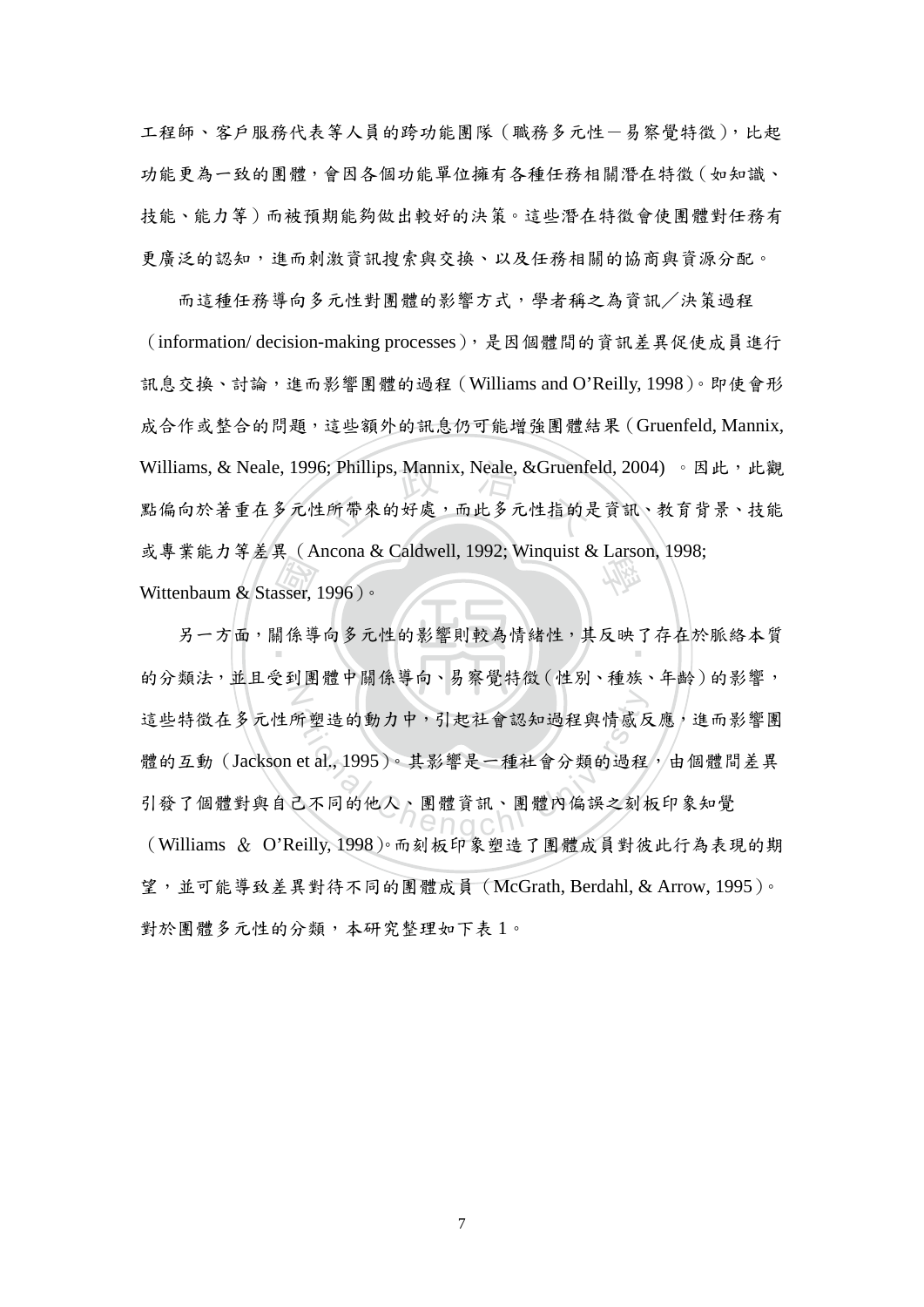工程師、客戶服務代表等人員的跨功能團隊（職務多元性－易察覺特徵），比起功能更為一致的團體，會因各個功能單位擁有各種任務相關潛在特徵（如知識、技能、能力等）而被預期能夠做出較好的決策。這些潛在特徵會使團體對任務有更廣泛的認知，進而刺激資訊搜索與交換、以及任務相關的協商與資源分配。

而這種任務導向多元性對團體的影響方式，學者稱之為資訊／決策過程（information/ decision-making processes），是因個體間的資訊差異促使成員進行訊息交換、討論，進而影響團體的過程（Williams and O'Reilly, 1998）。即使會形成合作或整合的問題，這些額外的訊息仍可能增強團體結果（Gruenfeld, Mannix, Williams, & Neale, 1996; Phillips, Mannix, Neale, &Gruenfeld, 2004）。因此，此觀點偏向於著重在多元性所帶來的好處，而此多元性指的是資訊、教育背景、技能或專業能力等差異（Ancona & Caldwell, 1992; Winquist & Larson, 1998; Wittenbaum & Stasser, 1996）。

另一方面，關係導向多元性的影響則較為情緒性，其反映了存在於脈絡本質的分類法，並且受到團體中關係導向、易察覺特徵（性別、種族、年齡）的影響，這些特徵在多元性所塑造的動力中，引起社會認知過程與情感反應，進而影響團體的互動（Jackson et al., 1995）。其影響是一種社會分類的過程，由個體間差異引發了個體對與自己不同的他人、團體資訊、團體內偏誤之刻板印象知覺（Williams ＆ O'Reilly, 1998）。而刻板印象塑造了團體成員對彼此行為表現的期望，並可能導致差異對待不同的團體成員（McGrath, Berdahl, & Arrow, 1995）。對於團體多元性的分類，本研究整理如下表 1。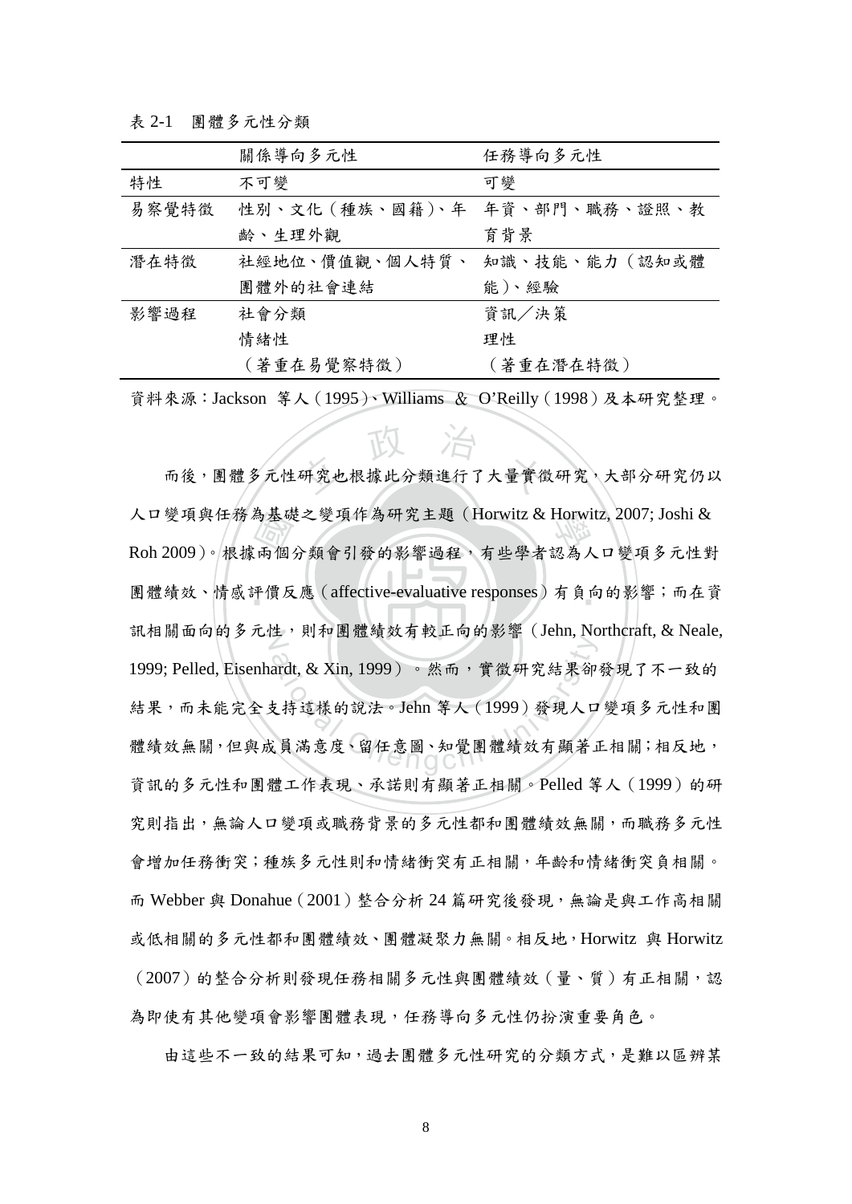表 2-1　團體多元性分類

| | 關係導向多元性 | 任務導向多元性 |
| --- | --- | --- |
| 特性 | 不可變 | 可變 |
| 易察覺特徵 | 性別、文化（種族、國籍）、年齡、生理外觀 | 年資、部門、職務、證照、教育背景 |
| 潛在特徵 | 社經地位、價值觀、個人特質、團體外的社會連結 | 知識、技能、能力（認知或體能）、經驗 |
| 影響過程 | 社會分類<br>情緒性<br>（著重在易覺察特徵） | 資訊／決策<br>理性<br>（著重在潛在特徵） |

資料來源：Jackson 等人（1995）、Williams & O'Reilly（1998）及本研究整理。

而後，團體多元性研究也根據此分類進行了大量實徵研究，大部分研究仍以人口變項與任務為基礎之變項作為研究主題（Horwitz & Horwitz, 2007; Joshi & Roh 2009）。根據兩個分類會引發的影響過程，有些學者認為人口變項多元性對團體績效、情感評價反應（affective-evaluative responses）有負向的影響；而在資訊相關面向的多元性，則和團體績效有較正向的影響（Jehn, Northcraft, & Neale, 1999; Pelled, Eisenhardt, & Xin, 1999）。然而，實徵研究結果卻發現了不一致的結果，而未能完全支持這樣的說法。Jehn 等人（1999）發現人口變項多元性和團體績效無關，但與成員滿意度、留任意圖、知覺團體績效有顯著正相關；相反地，資訊的多元性和團體工作表現、承諾則有顯著正相關。Pelled 等人（1999）的研究則指出，無論人口變項或職務背景的多元性都和團體績效無關，而職務多元性會增加任務衝突；種族多元性則和情緒衝突有正相關，年齡和情緒衝突負相關。而 Webber 與 Donahue（2001）整合分析 24 篇研究後發現，無論是與工作高相關或低相關的多元性都和團體績效、團體凝聚力無關。相反地，Horwitz 與 Horwitz（2007）的整合分析則發現任務相關多元性與團體績效（量、質）有正相關，認為即使有其他變項會影響團體表現，任務導向多元性仍扮演重要角色。

由這些不一致的結果可知，過去團體多元性研究的分類方式，是難以區辨某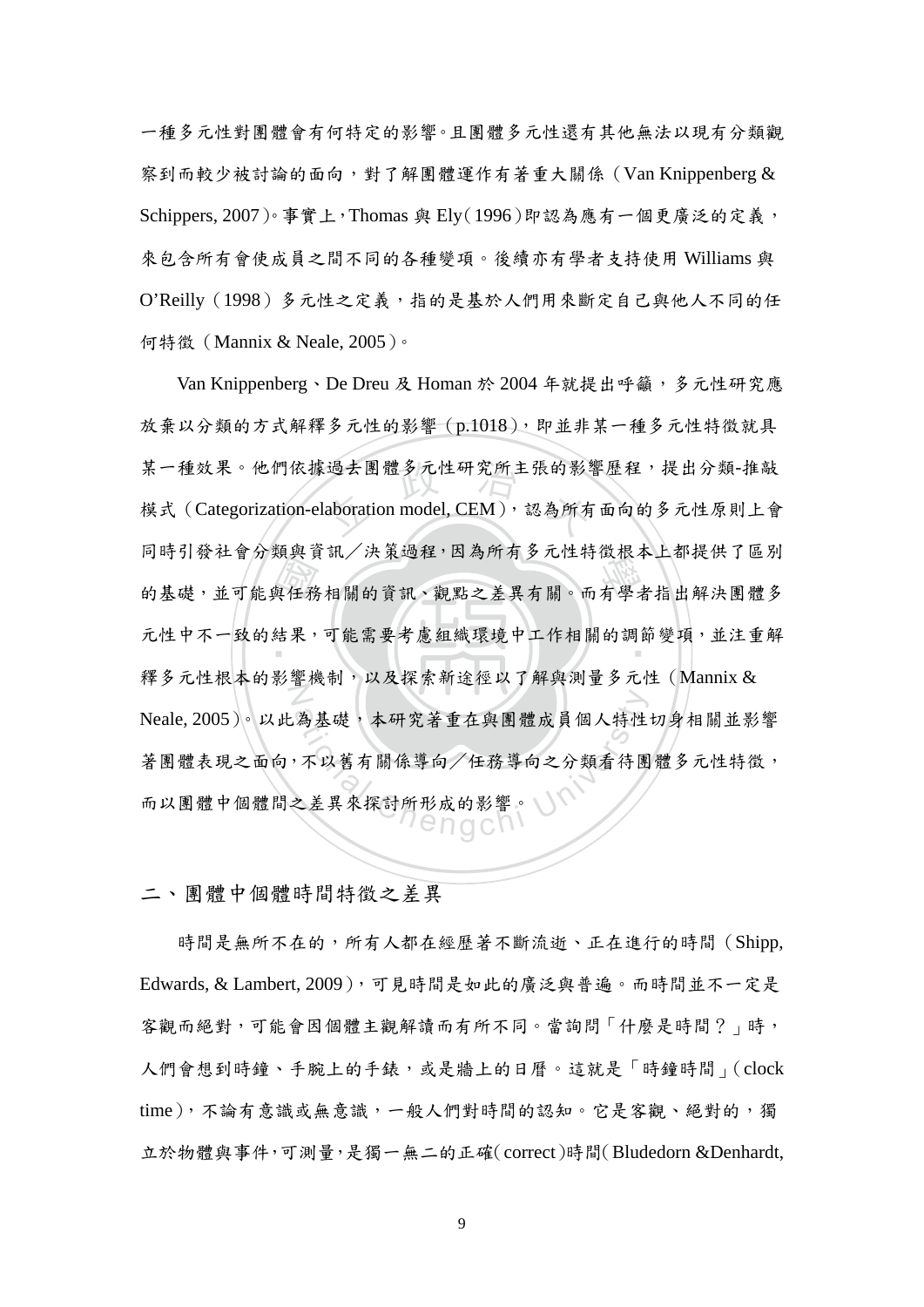一種多元性對團體會有何特定的影響。且團體多元性還有其他無法以現有分類觀察到而較少被討論的面向，對了解團體運作有著重大關係（Van Knippenberg & Schippers, 2007）。事實上，Thomas 與 Ely（1996）即認為應有一個更廣泛的定義，來包含所有會使成員之間不同的各種變項。後續亦有學者支持使用 Williams 與 O'Reilly（1998）多元性之定義，指的是基於人們用來斷定自己與他人不同的任何特徵（Mannix & Neale, 2005）。

Van Knippenberg、De Dreu 及 Homan 於 2004 年就提出呼籲，多元性研究應放棄以分類的方式解釋多元性的影響（p.1018），即並非某一種多元性特徵就具某一種效果。他們依據過去團體多元性研究所主張的影響歷程，提出分類-推敲模式（Categorization-elaboration model, CEM），認為所有面向的多元性原則上會同時引發社會分類與資訊／決策過程，因為所有多元性特徵根本上都提供了區別的基礎，並可能與任務相關的資訊、觀點之差異有關。而有學者指出解決團體多元性中不一致的結果，可能需要考慮組織環境中工作相關的調節變項，並注重解釋多元性根本的影響機制，以及探索新途徑以了解與測量多元性（Mannix & Neale, 2005）。以此為基礎，本研究著重在與團體成員個人特性切身相關並影響著團體表現之面向，不以舊有關係導向／任務導向之分類看待團體多元性特徵，而以團體中個體間之差異來探討所形成的影響。

## 二、團體中個體時間特徵之差異

時間是無所不在的，所有人都在經歷著不斷流逝、正在進行的時間（Shipp, Edwards, & Lambert, 2009），可見時間是如此的廣泛與普遍。而時間並不一定是客觀而絕對，可能會因個體主觀解讀而有所不同。當詢問「什麼是時間？」時，人們會想到時鐘、手腕上的手錶，或是牆上的日曆。這就是「時鐘時間」（clock time），不論有意識或無意識，一般人們對時間的認知。它是客觀、絕對的，獨立於物體與事件，可測量，是獨一無二的正確（correct）時間（Bludedorn &Denhardt,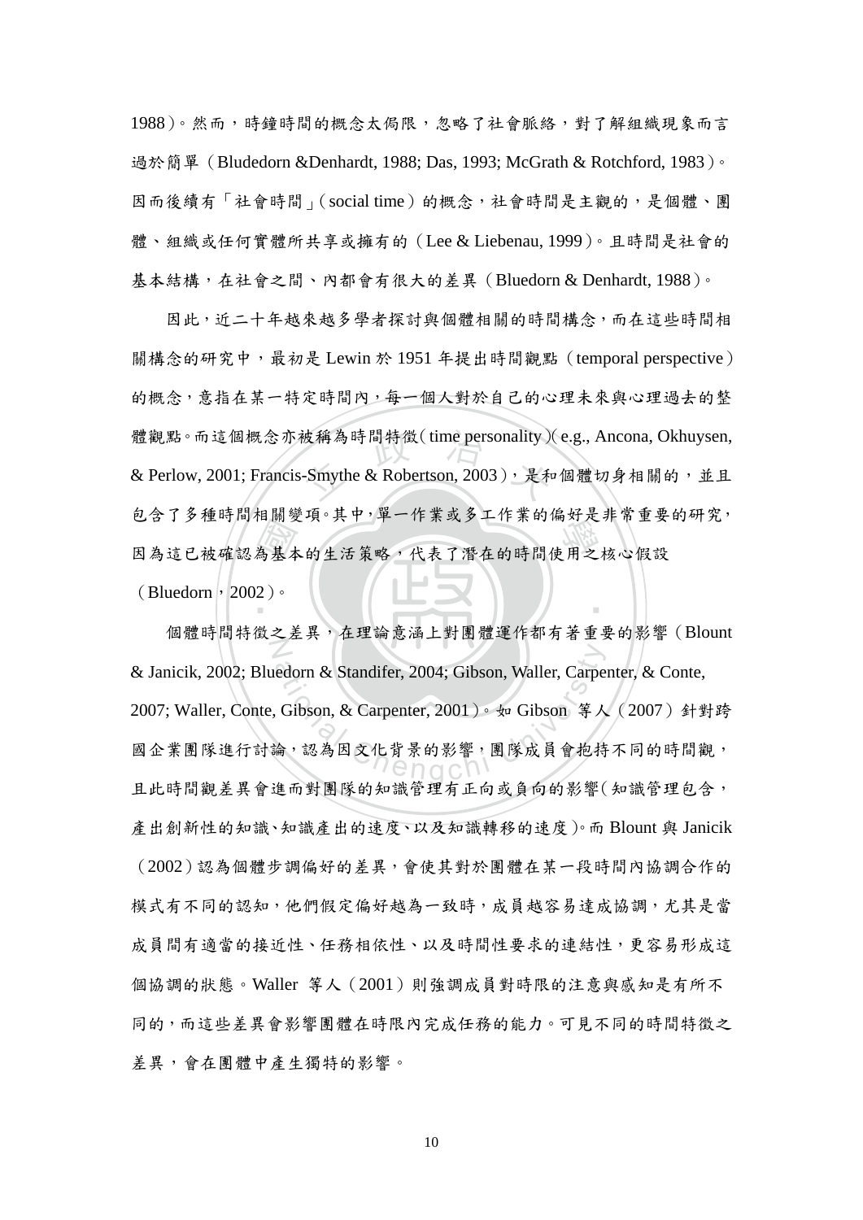1988）。然而，時鐘時間的概念太侷限，忽略了社會脈絡，對了解組織現象而言過於簡單（Bludedorn &Denhardt, 1988; Das, 1993; McGrath & Rotchford, 1983）。因而後續有「社會時間」（social time）的概念，社會時間是主觀的，是個體、團體、組織或任何實體所共享或擁有的（Lee & Liebenau, 1999）。且時間是社會的基本結構，在社會之間、內都會有很大的差異（Bluedorn & Denhardt, 1988）。

因此，近二十年越來越多學者探討與個體相關的時間構念，而在這些時間相關構念的研究中，最初是 Lewin 於 1951 年提出時間觀點（temporal perspective）的概念，意指在某一特定時間內，每一個人對於自己的心理未來與心理過去的整體觀點。而這個概念亦被稱為時間特徵（time personality）（e.g., Ancona, Okhuysen, & Perlow, 2001; Francis-Smythe & Robertson, 2003），是和個體切身相關的，並且包含了多種時間相關變項。其中，單一作業或多工作業的偏好是非常重要的研究，因為這已被確認為基本的生活策略，代表了潛在的時間使用之核心假設（Bluedorn，2002）。

個體時間特徵之差異，在理論意涵上對團體運作都有著重要的影響（Blount & Janicik, 2002; Bluedorn & Standifer, 2004; Gibson, Waller, Carpenter, & Conte, 2007; Waller, Conte, Gibson, & Carpenter, 2001）。如 Gibson 等人（2007）針對跨國企業團隊進行討論，認為因文化背景的影響，團隊成員會抱持不同的時間觀，且此時間觀差異會進而對團隊的知識管理有正向或負向的影響（知識管理包含，產出創新性的知識、知識產出的速度、以及知識轉移的速度）。而 Blount 與 Janicik（2002）認為個體步調偏好的差異，會使其對於團體在某一段時間內協調合作的模式有不同的認知，他們假定偏好越為一致時，成員越容易達成協調，尤其是當成員間有適當的接近性、任務相依性、以及時間性要求的連結性，更容易形成這個協調的狀態。Waller 等人（2001）則強調成員對時限的注意與感知是有所不同的，而這些差異會影響團體在時限內完成任務的能力。可見不同的時間特徵之差異，會在團體中產生獨特的影響。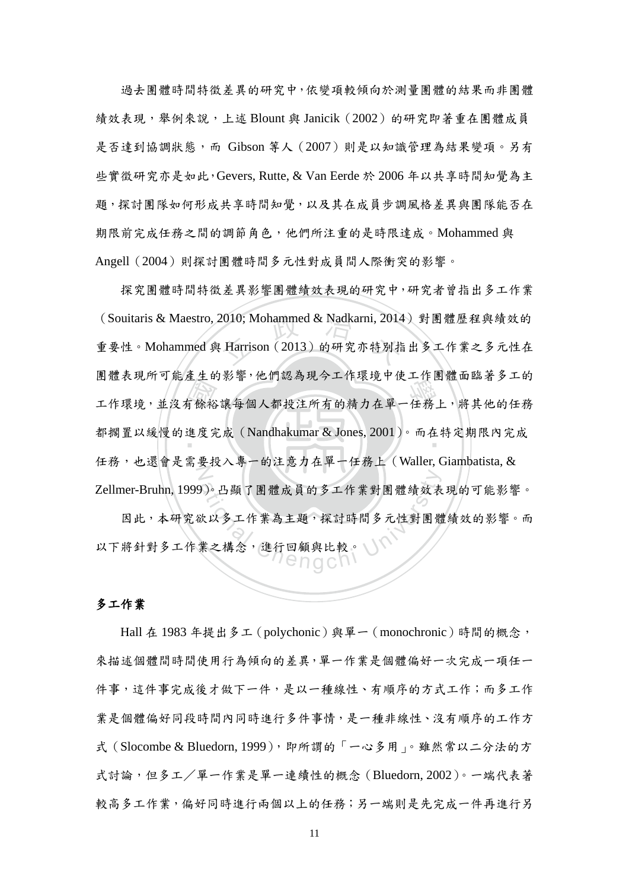過去團體時間特徵差異的研究中，依變項較傾向於測量團體的結果而非團體績效表現，舉例來說，上述 Blount 與 Janicik（2002）的研究即著重在團體成員是否達到協調狀態，而 Gibson 等人（2007）則是以知識管理為結果變項。另有些實徵研究亦是如此，Gevers, Rutte, & Van Eerde 於 2006 年以共享時間知覺為主題，探討團隊如何形成共享時間知覺，以及其在成員步調風格差異與團隊能否在期限前完成任務之間的調節角色，他們所注重的是時限達成。Mohammed 與 Angell（2004）則探討團體時間多元性對成員間人際衝突的影響。

探究團體時間特徵差異影響團體績效表現的研究中，研究者曾指出多工作業（Souitaris & Maestro, 2010; Mohammed & Nadkarni, 2014）對團體歷程與績效的重要性。Mohammed 與 Harrison（2013）的研究亦特別指出多工作業之多元性在團體表現所可能產生的影響，他們認為現今工作環境中使工作團體面臨著多工的工作環境，並沒有餘裕讓每個人都投注所有的精力在單一任務上，將其他的任務都擱置以緩慢的進度完成（Nandhakumar & Jones, 2001）。而在特定期限內完成任務，也還會是需要投入專一的注意力在單一任務上（Waller, Giambatista, & Zellmer-Bruhn, 1999）。凸顯了團體成員的多工作業對團體績效表現的可能影響。

因此，本研究欲以多工作業為主題，探討時間多元性對團體績效的影響。而以下將針對多工作業之構念，進行回顧與比較。

**多工作業**

Hall 在 1983 年提出多工（polychonic）與單一（monochronic）時間的概念，來描述個體間時間使用行為傾向的差異，單一作業是個體偏好一次完成一項任一件事，這件事完成後才做下一件，是以一種線性、有順序的方式工作；而多工作業是個體偏好同段時間內同時進行多件事情，是一種非線性、沒有順序的工作方式（Slocombe & Bluedorn, 1999），即所謂的「一心多用」。雖然常以二分法的方式討論，但多工／單一作業是單一連續性的概念（Bluedorn, 2002）。一端代表著較高多工作業，偏好同時進行兩個以上的任務；另一端則是先完成一件再進行另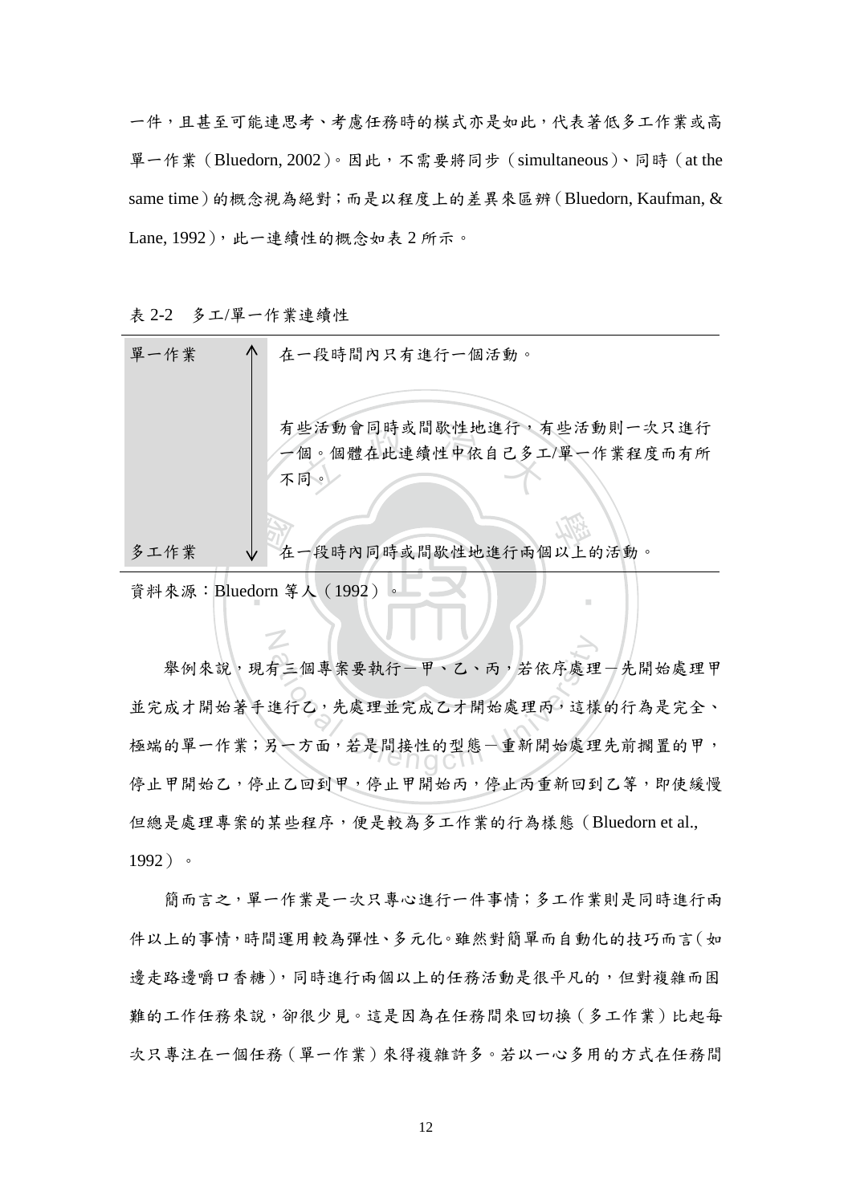一件，且甚至可能連思考、考慮任務時的模式亦是如此，代表著低多工作業或高單一作業（Bluedorn, 2002）。因此，不需要將同步（simultaneous）、同時（at the same time）的概念視為絕對；而是以程度上的差異來區辨（Bluedorn, Kaufman, & Lane, 1992），此一連續性的概念如表 2 所示。

表 2-2　多工/單一作業連續性

| | | |
|---|---|---|
| 單一作業 | ↑ | 在一段時間內只有進行一個活動。 |
| | │ | 有些活動會同時或間歇性地進行，有些活動則一次只進行一個。個體在此連續性中依自己多工/單一作業程度而有所不同。 |
| 多工作業 | ↓ | 在一段時內同時或間歇性地進行兩個以上的活動。 |

資料來源：Bluedorn 等人（1992）。

舉例來說，現有三個專案要執行－甲、乙、丙，若依序處理－先開始處理甲並完成才開始著手進行乙，先處理並完成乙才開始處理丙，這樣的行為是完全、極端的單一作業；另一方面，若是間接性的型態－重新開始處理先前擱置的甲，停止甲開始乙，停止乙回到甲，停止甲開始丙，停止丙重新回到乙等，即使緩慢但總是處理專案的某些程序，便是較為多工作業的行為樣態（Bluedorn et al., 1992）。

簡而言之，單一作業是一次只專心進行一件事情；多工作業則是同時進行兩件以上的事情，時間運用較為彈性、多元化。雖然對簡單而自動化的技巧而言（如邊走路邊嚼口香糖），同時進行兩個以上的任務活動是很平凡的，但對複雜而困難的工作任務來說，卻很少見。這是因為在任務間來回切換（多工作業）比起每次只專注在一個任務（單一作業）來得複雜許多。若以一心多用的方式在任務間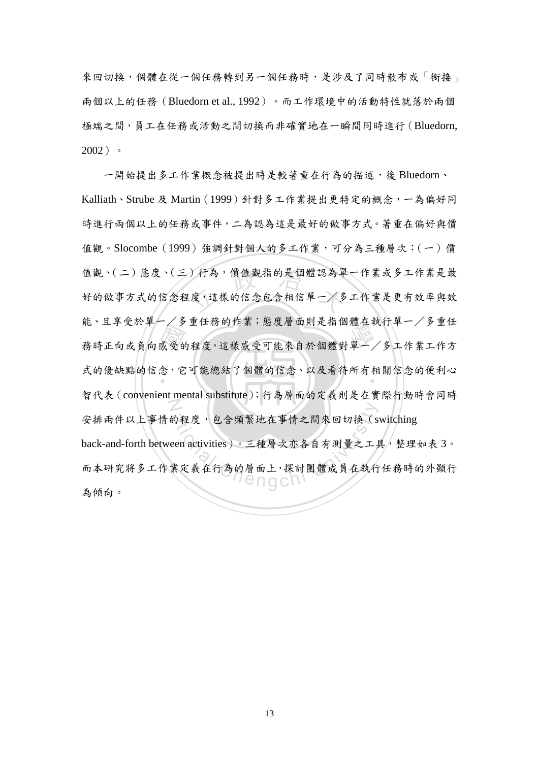來回切換，個體在從一個任務轉到另一個任務時，是涉及了同時散布或「銜接」兩個以上的任務（Bluedorn et al., 1992）。而工作環境中的活動特性就落於兩個極端之間，員工在任務或活動之間切換而非確實地在一瞬間同時進行（Bluedorn, 2002）。

一開始提出多工作業概念被提出時是較著重在行為的描述，後 Bluedorn、Kalliath、Strube 及 Martin（1999）針對多工作業提出更特定的概念，一為偏好同時進行兩個以上的任務或事件，二為認為這是最好的做事方式。著重在偏好與價值觀。Slocombe（1999）強調針對個人的多工作業，可分為三種層次：（一）價值觀、（二）態度、（三）行為，價值觀指的是個體認為單一作業或多工作業是最好的做事方式的信念程度，這樣的信念包含相信單一／多工作業是更有效率與效能、且享受於單一／多重任務的作業；態度層面則是指個體在執行單一／多重任務時正向或負向感受的程度，這樣感受可能來自於個體對單一／多工作業工作方式的優缺點的信念，它可能總結了個體的信念、以及看待所有相關信念的便利心智代表（convenient mental substitute）；行為層面的定義則是在實際行動時會同時安排兩件以上事情的程度，包含頻繁地在事情之間來回切換（switching back-and-forth between activities）。三種層次亦各自有測量之工具，整理如表 3。而本研究將多工作業定義在行為的層面上，探討團體成員在執行任務時的外顯行為傾向。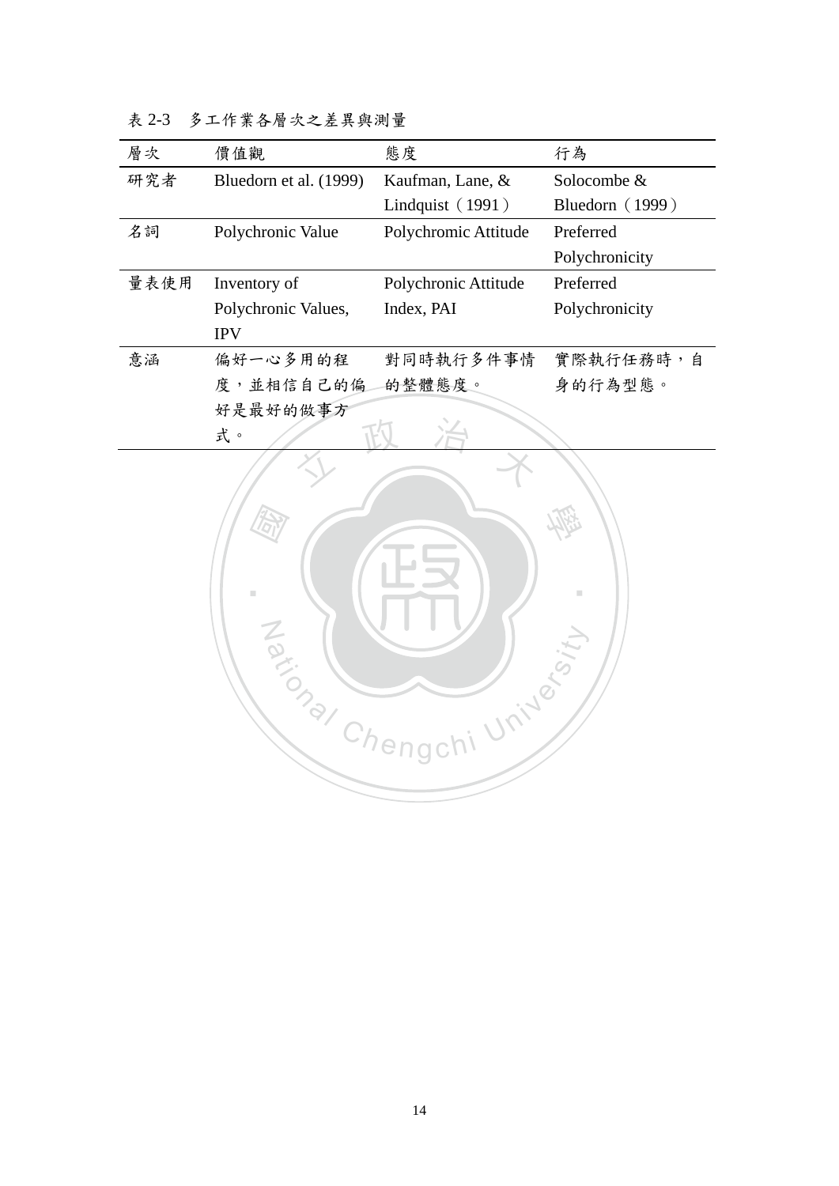表 2-3　多工作業各層次之差異與測量

| 層次 | 價值觀 | 態度 | 行為 |
| --- | --- | --- | --- |
| 研究者 | Bluedorn et al. (1999) | Kaufman, Lane, & Lindquist（1991） | Solocombe & Bluedorn（1999） |
| 名詞 | Polychronic Value | Polychromic Attitude | Preferred Polychronicity |
| 量表使用 | Inventory of Polychronic Values, IPV | Polychronic Attitude Index, PAI | Preferred Polychronicity |
| 意涵 | 偏好一心多用的程度，並相信自己的偏好是最好的做事方式。 | 對同時執行多件事情的整體態度。 | 實際執行任務時，自身的行為型態。 |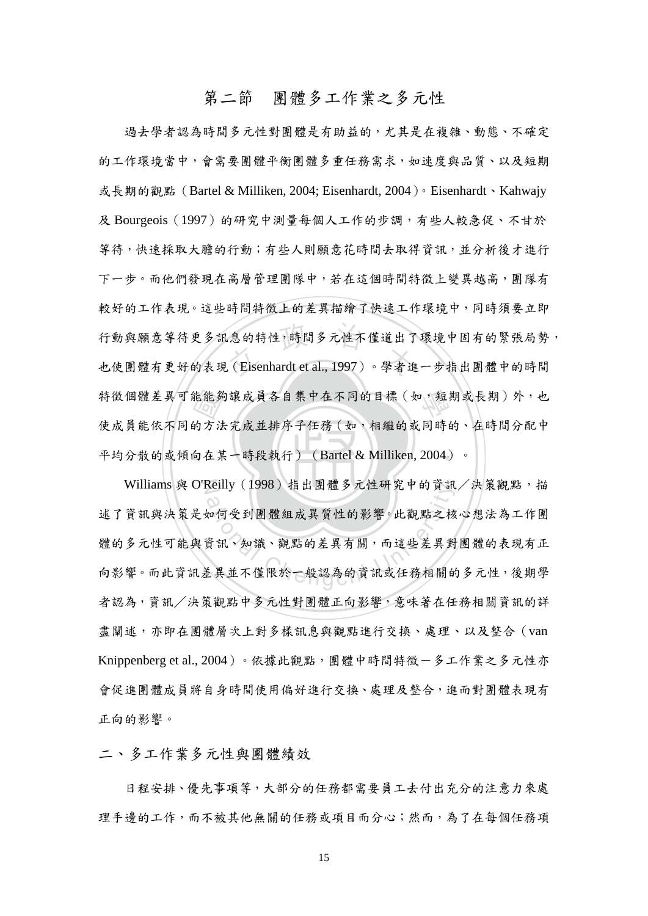## 第二節　團體多工作業之多元性

過去學者認為時間多元性對團體是有助益的，尤其是在複雜、動態、不確定的工作環境當中，會需要團體平衡團體多重任務需求，如速度與品質、以及短期或長期的觀點（Bartel & Milliken, 2004; Eisenhardt, 2004）。Eisenhardt、Kahwajy及 Bourgeois（1997）的研究中測量每個人工作的步調，有些人較急促、不甘於等待，快速採取大膽的行動；有些人則願意花時間去取得資訊，並分析後才進行下一步。而他們發現在高層管理團隊中，若在這個時間特徵上變異越高，團隊有較好的工作表現。這些時間特徵上的差異描繪了快速工作環境中，同時須要立即行動與願意等待更多訊息的特性，時間多元性不僅道出了環境中固有的緊張局勢，也使團體有更好的表現（Eisenhardt et al., 1997）。學者進一步指出團體中的時間特徵個體差異可能能夠讓成員各自集中在不同的目標（如，短期或長期）外，也使成員能依不同的方法完成並排序子任務（如，相繼的或同時的、在時間分配中平均分散的或傾向在某一時段執行）（Bartel & Milliken, 2004）。

Williams 與 O'Reilly（1998）指出團體多元性研究中的資訊／決策觀點，描述了資訊與決策是如何受到團體組成異質性的影響。此觀點之核心想法為工作團體的多元性可能與資訊、知識、觀點的差異有關，而這些差異對團體的表現有正向影響。而此資訊差異並不僅限於一般認為的資訊或任務相關的多元性，後期學者認為，資訊／決策觀點中多元性對團體正向影響，意味著在任務相關資訊的詳盡闡述，亦即在團體層次上對多樣訊息與觀點進行交換、處理、以及整合（van Knippenberg et al., 2004）。依據此觀點，團體中時間特徵－多工作業之多元性亦會促進團體成員將自身時間使用偏好進行交換、處理及整合，進而對團體表現有正向的影響。

### 二、多工作業多元性與團體績效

日程安排、優先事項等，大部分的任務都需要員工去付出充分的注意力來處理手邊的工作，而不被其他無關的任務或項目而分心；然而，為了在每個任務項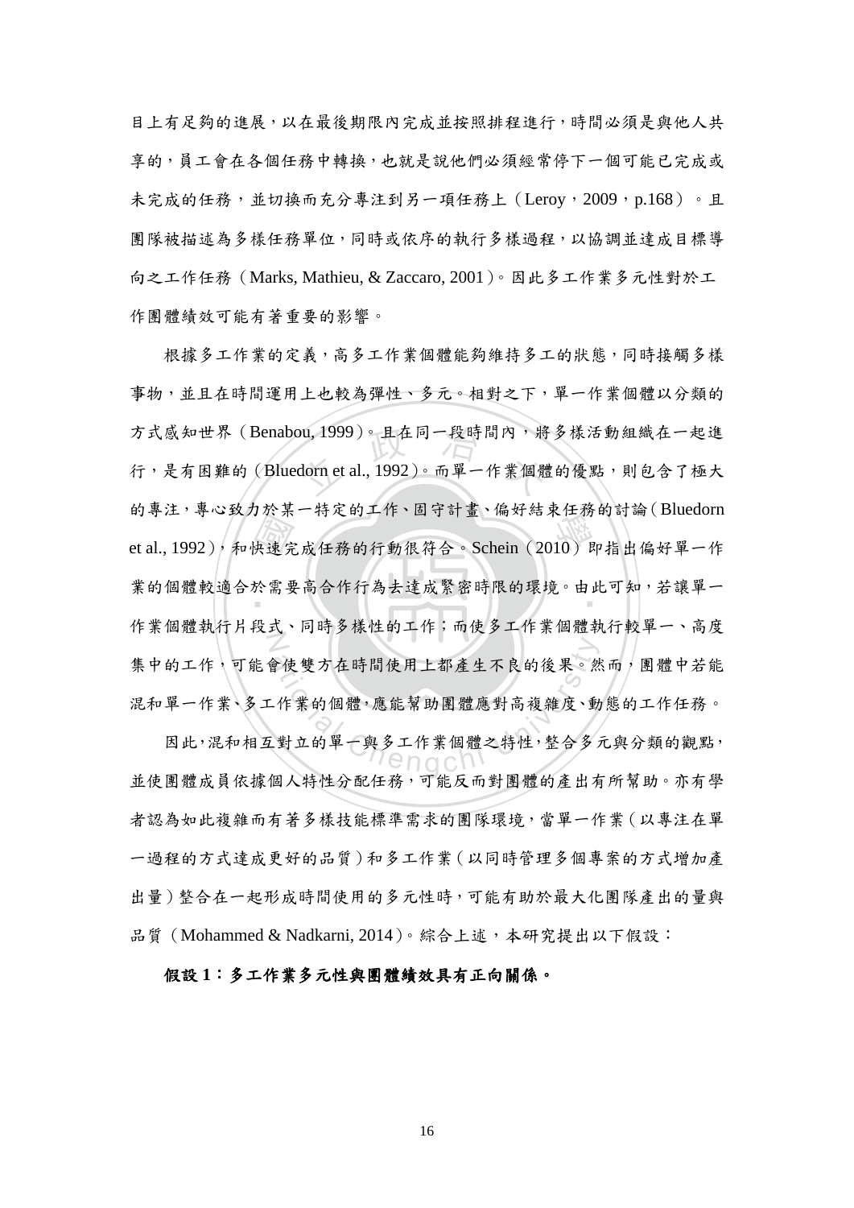目上有足夠的進展，以在最後期限內完成並按照排程進行，時間必須是與他人共享的，員工會在各個任務中轉換，也就是說他們必須經常停下一個可能已完成或未完成的任務，並切換而充分專注到另一項任務上（Leroy，2009，p.168）。且團隊被描述為多樣任務單位，同時或依序的執行多樣過程，以協調並達成目標導向之工作任務（Marks, Mathieu, & Zaccaro, 2001）。因此多工作業多元性對於工作團體績效可能有著重要的影響。

根據多工作業的定義，高多工作業個體能夠維持多工的狀態，同時接觸多樣事物，並且在時間運用上也較為彈性、多元。相對之下，單一作業個體以分類的方式感知世界（Benabou, 1999）。且在同一段時間內，將多樣活動組織在一起進行，是有困難的（Bluedorn et al., 1992）。而單一作業個體的優點，則包含了極大的專注，專心致力於某一特定的工作、固守計畫、偏好結束任務的討論（Bluedorn et al., 1992），和快速完成任務的行動很符合。Schein（2010）即指出偏好單一作業的個體較適合於需要高合作行為去達成緊密時限的環境。由此可知，若讓單一作業個體執行片段式、同時多樣性的工作；而使多工作業個體執行較單一、高度集中的工作，可能會使雙方在時間使用上都產生不良的後果。然而，團體中若能混和單一作業、多工作業的個體，應能幫助團體應對高複雜度、動態的工作任務。

因此，混和相互對立的單一與多工作業個體之特性，整合多元與分類的觀點，並使團體成員依據個人特性分配任務，可能反而對團體的產出有所幫助。亦有學者認為如此複雜而有著多樣技能標準需求的團隊環境，當單一作業（以專注在單一過程的方式達成更好的品質）和多工作業（以同時管理多個專案的方式增加產出量）整合在一起形成時間使用的多元性時，可能有助於最大化團隊產出的量與品質（Mohammed & Nadkarni, 2014）。綜合上述，本研究提出以下假設：

**假設 1：多工作業多元性與團體績效具有正向關係。**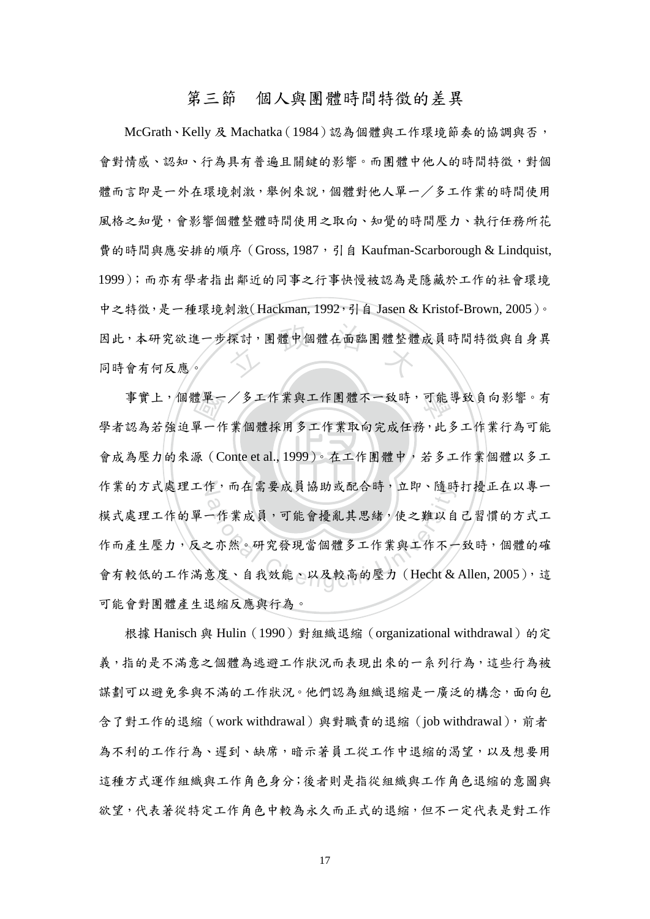## 第三節　個人與團體時間特徵的差異

McGrath、Kelly 及 Machatka（1984）認為個體與工作環境節奏的協調與否，會對情感、認知、行為具有普遍且關鍵的影響。而團體中他人的時間特徵，對個體而言即是一外在環境刺激，舉例來說，個體對他人單一／多工作業的時間使用風格之知覺，會影響個體整體時間使用之取向、知覺的時間壓力、執行任務所花費的時間與應安排的順序（Gross, 1987，引自 Kaufman-Scarborough & Lindquist, 1999）；而亦有學者指出鄰近的同事之行事快慢被認為是隱藏於工作的社會環境中之特徵，是一種環境刺激（Hackman, 1992，引自 Jasen & Kristof-Brown, 2005）。因此，本研究欲進一步探討，團體中個體在面臨團體整體成員時間特徵與自身異同時會有何反應。

事實上，個體單一／多工作業與工作團體不一致時，可能導致負向影響。有學者認為若強迫單一作業個體採用多工作業取向完成任務，此多工作業行為可能會成為壓力的來源（Conte et al., 1999）。在工作團體中，若多工作業個體以多工作業的方式處理工作，而在需要成員協助或配合時，立即、隨時打擾正在以專一模式處理工作的單一作業成員，可能會擾亂其思緒，使之難以自己習慣的方式工作而產生壓力，反之亦然。研究發現當個體多工作業與工作不一致時，個體的確會有較低的工作滿意度、自我效能、以及較高的壓力（Hecht & Allen, 2005），這可能會對團體產生退縮反應與行為。

根據 Hanisch 與 Hulin（1990）對組織退縮（organizational withdrawal）的定義，指的是不滿意之個體為逃避工作狀況而表現出來的一系列行為，這些行為被謀劃可以避免參與不滿的工作狀況。他們認為組織退縮是一廣泛的構念，面向包含了對工作的退縮（work withdrawal）與對職責的退縮（job withdrawal），前者為不利的工作行為、遲到、缺席，暗示著員工從工作中退縮的渴望，以及想要用這種方式運作組織與工作角色身分；後者則是指從組織與工作角色退縮的意圖與欲望，代表著從特定工作角色中較為永久而正式的退縮，但不一定代表是對工作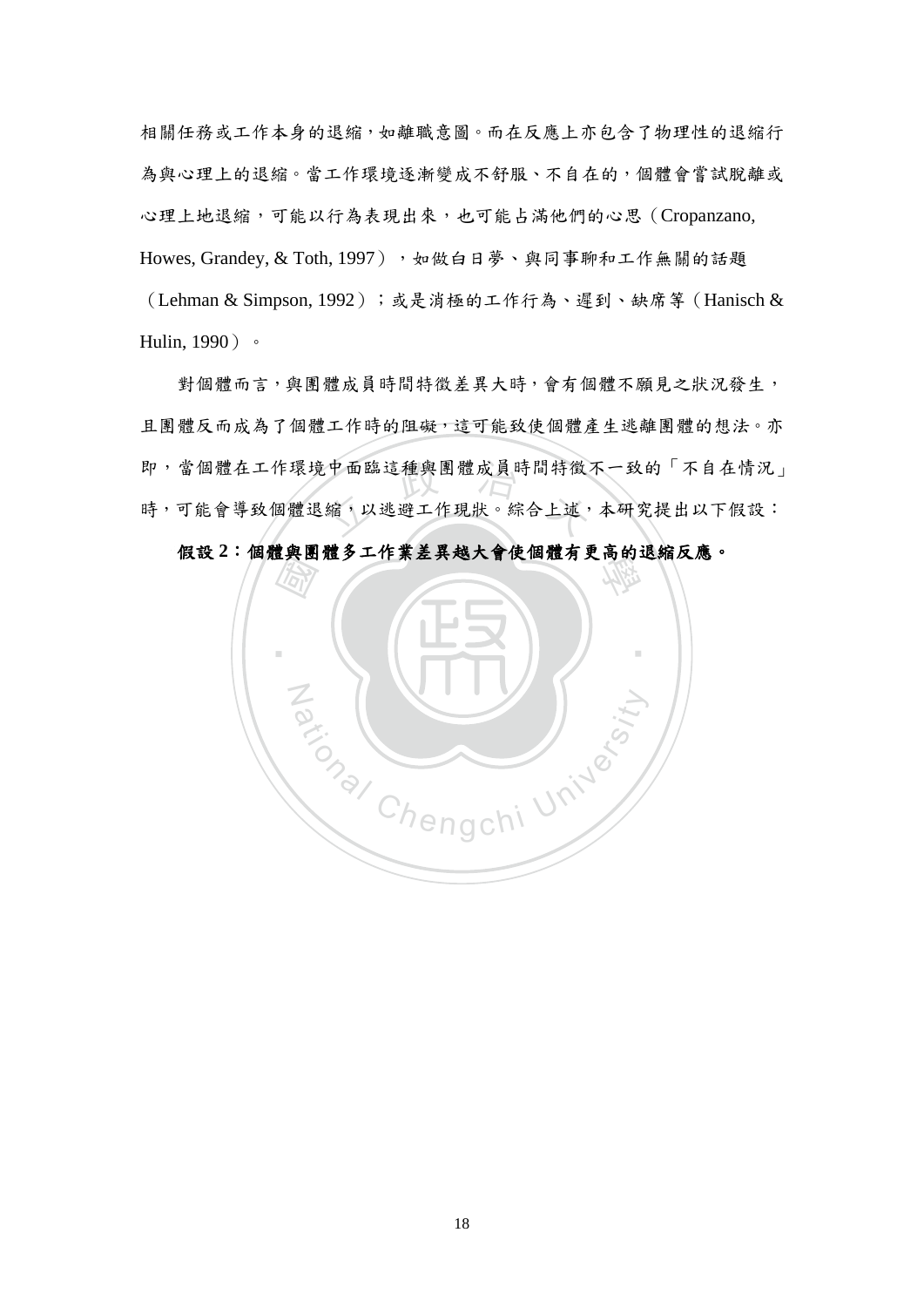相關任務或工作本身的退縮，如離職意圖。而在反應上亦包含了物理性的退縮行為與心理上的退縮。當工作環境逐漸變成不舒服、不自在的，個體會嘗試脫離或心理上地退縮，可能以行為表現出來，也可能占滿他們的心思（Cropanzano, Howes, Grandey, & Toth, 1997），如做白日夢、與同事聊和工作無關的話題（Lehman & Simpson, 1992）；或是消極的工作行為、遲到、缺席等（Hanisch & Hulin, 1990）。

對個體而言，與團體成員時間特徵差異大時，會有個體不願見之狀況發生，且團體反而成為了個體工作時的阻礙，這可能致使個體產生逃離團體的想法。亦即，當個體在工作環境中面臨這種與團體成員時間特徵不一致的「不自在情況」時，可能會導致個體退縮，以逃避工作現狀。綜合上述，本研究提出以下假設：

**假設 2：個體與團體多工作業差異越大會使個體有更高的退縮反應。**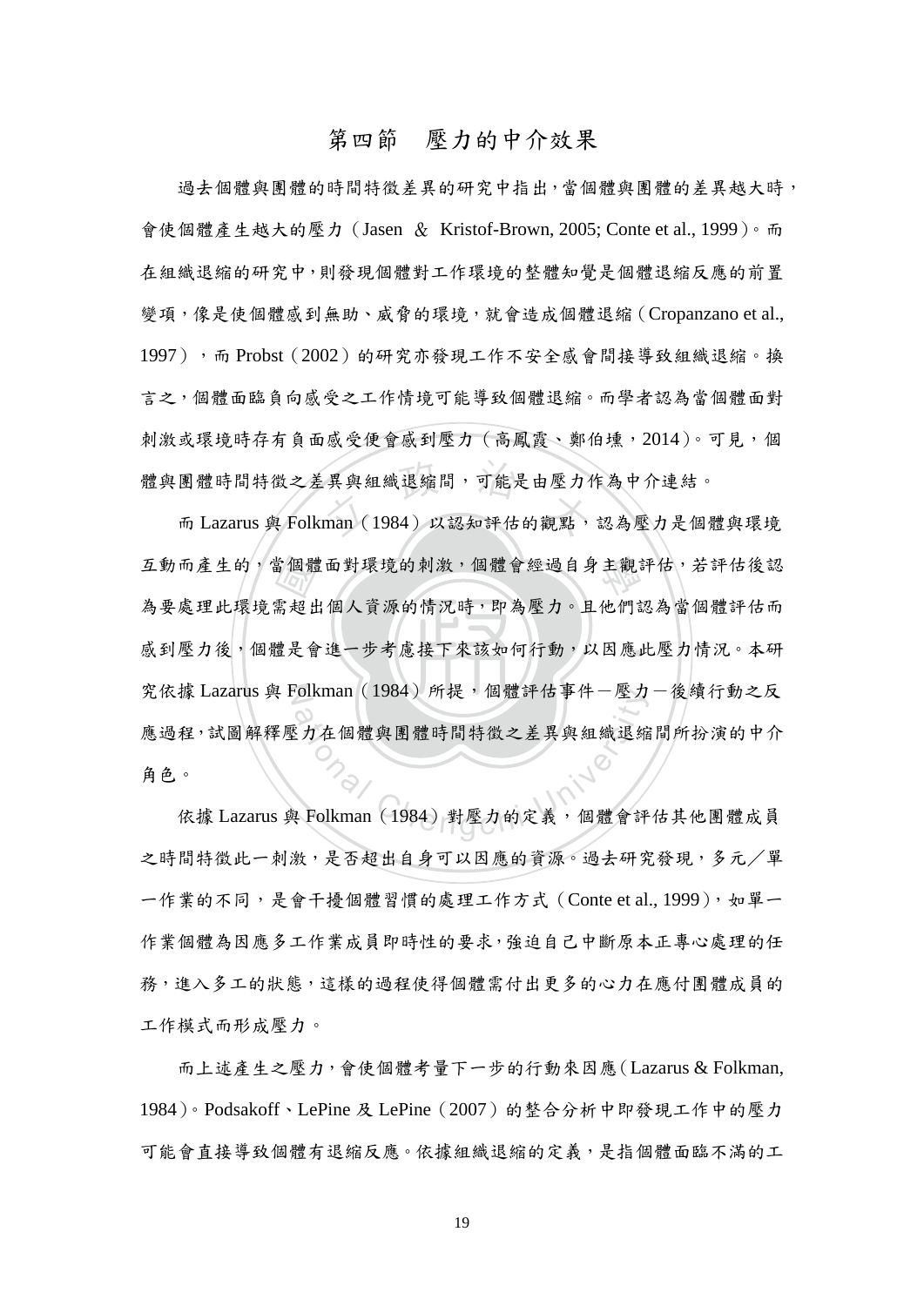## 第四節　壓力的中介效果

過去個體與團體的時間特徵差異的研究中指出，當個體與團體的差異越大時，會使個體產生越大的壓力（Jasen ＆ Kristof-Brown, 2005; Conte et al., 1999）。而在組織退縮的研究中，則發現個體對工作環境的整體知覺是個體退縮反應的前置變項，像是使個體感到無助、威脅的環境，就會造成個體退縮（Cropanzano et al., 1997），而 Probst（2002）的研究亦發現工作不安全感會間接導致組織退縮。換言之，個體面臨負向感受之工作情境可能導致個體退縮。而學者認為當個體面對刺激或環境時存有負面感受便會感到壓力（高鳳霞、鄭伯壎，2014）。可見，個體與團體時間特徵之差異與組織退縮間，可能是由壓力作為中介連結。

而 Lazarus 與 Folkman（1984）以認知評估的觀點，認為壓力是個體與環境互動而產生的，當個體面對環境的刺激，個體會經過自身主觀評估，若評估後認為要處理此環境需超出個人資源的情況時，即為壓力。且他們認為當個體評估而感到壓力後，個體是會進一步考慮接下來該如何行動，以因應此壓力情況。本研究依據 Lazarus 與 Folkman（1984）所提，個體評估事件－壓力－後續行動之反應過程，試圖解釋壓力在個體與團體時間特徵之差異與組織退縮間所扮演的中介角色。

依據 Lazarus 與 Folkman（1984）對壓力的定義，個體會評估其他團體成員之時間特徵此一刺激，是否超出自身可以因應的資源。過去研究發現，多元／單一作業的不同，是會干擾個體習慣的處理工作方式（Conte et al., 1999），如單一作業個體為因應多工作業成員即時性的要求，強迫自己中斷原本正專心處理的任務，進入多工的狀態，這樣的過程使得個體需付出更多的心力在應付團體成員的工作模式而形成壓力。

而上述產生之壓力，會使個體考量下一步的行動來因應（Lazarus & Folkman, 1984）。Podsakoff、LePine 及 LePine（2007）的整合分析中即發現工作中的壓力可能會直接導致個體有退縮反應。依據組織退縮的定義，是指個體面臨不滿的工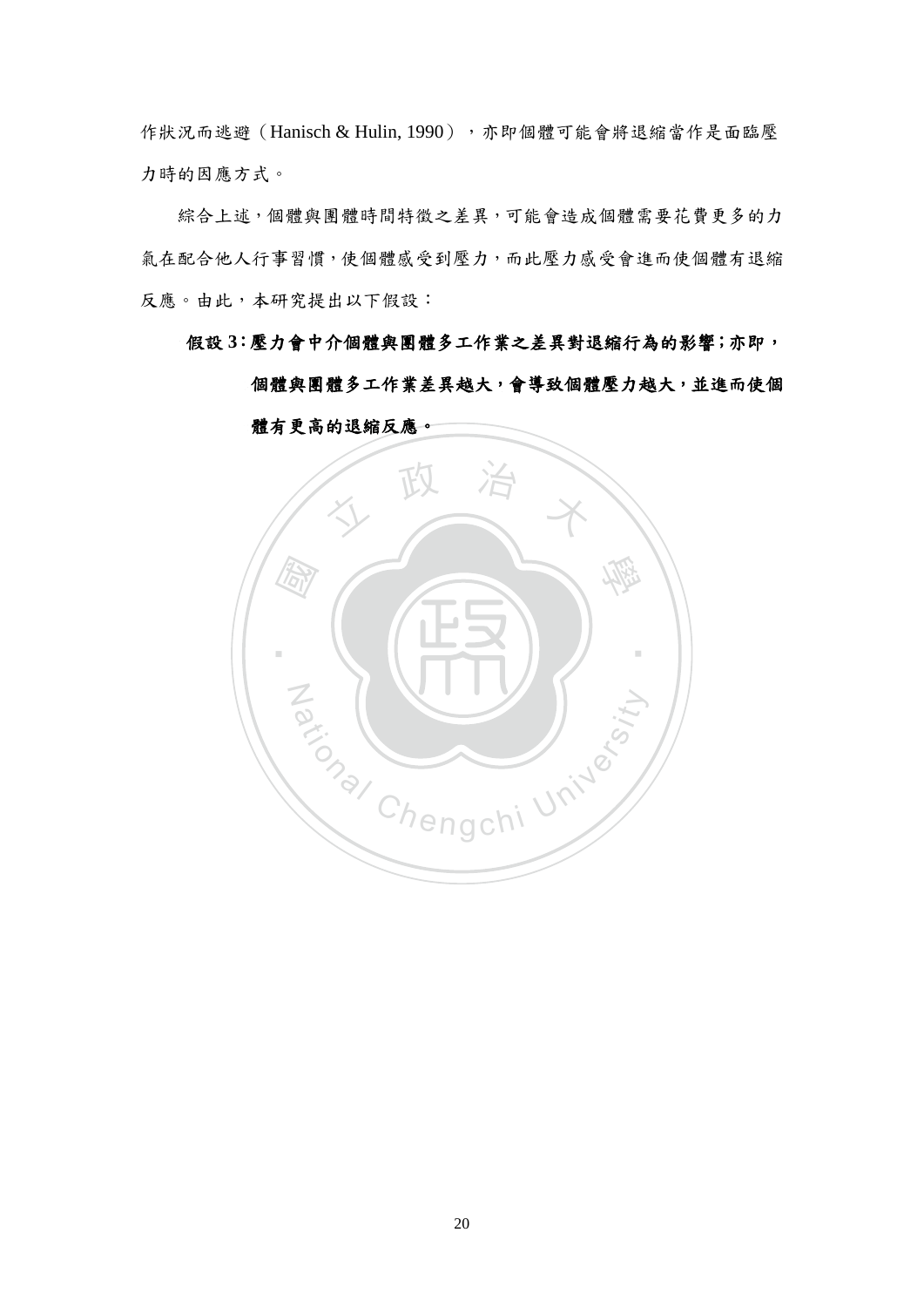作狀況而逃避（Hanisch & Hulin, 1990），亦即個體可能會將退縮當作是面臨壓力時的因應方式。

綜合上述，個體與團體時間特徵之差異，可能會造成個體需要花費更多的力氣在配合他人行事習慣，使個體感受到壓力，而此壓力感受會進而使個體有退縮反應。由此，本研究提出以下假設：

**假設 3：壓力會中介個體與團體多工作業之差異對退縮行為的影響；亦即，個體與團體多工作業差異越大，會導致個體壓力越大，並進而使個體有更高的退縮反應。**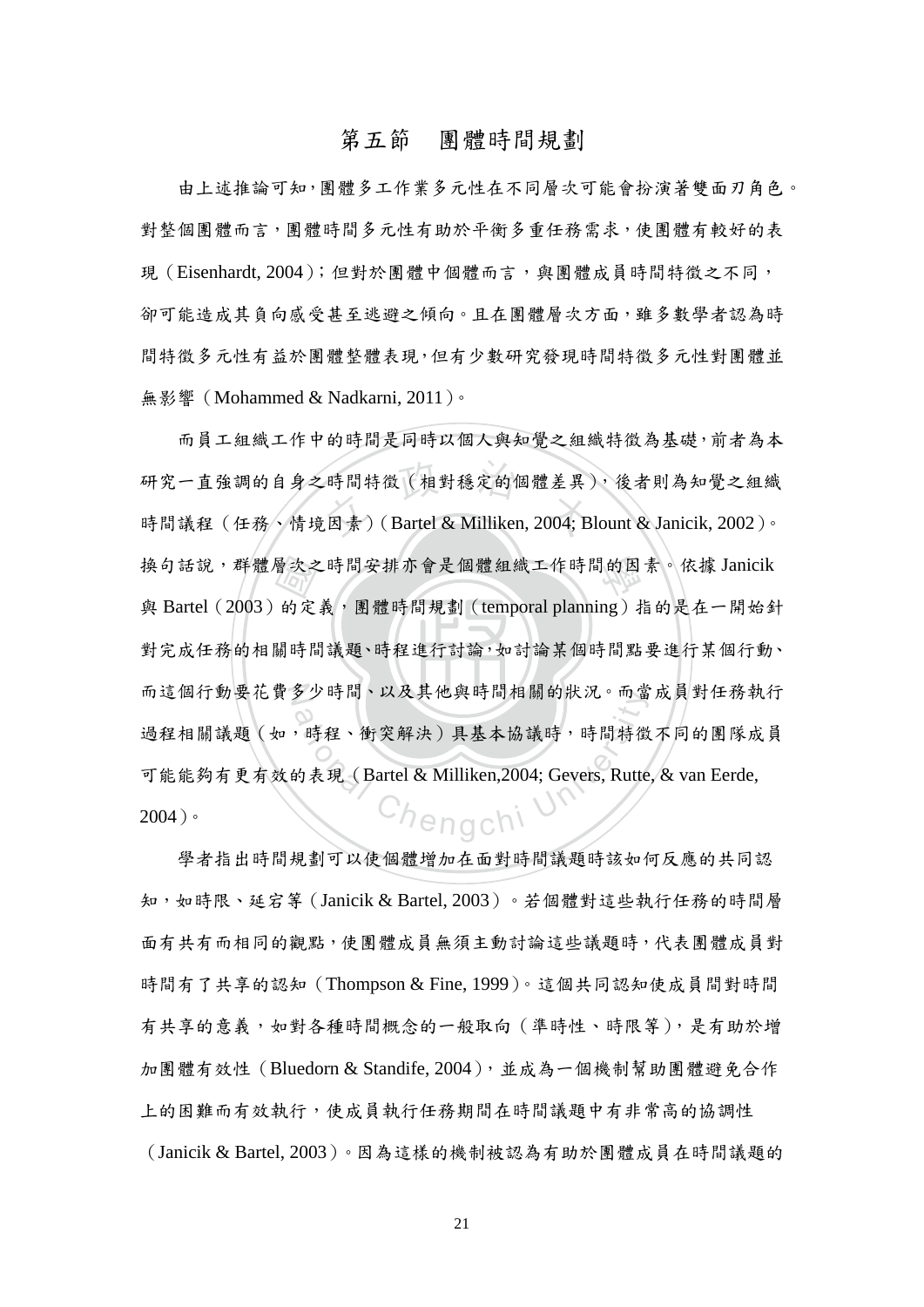## 第五節　團體時間規劃

由上述推論可知，團體多工作業多元性在不同層次可能會扮演著雙面刃角色。對整個團體而言，團體時間多元性有助於平衡多重任務需求，使團體有較好的表現（Eisenhardt, 2004）；但對於團體中個體而言，與團體成員時間特徵之不同，卻可能造成其負向感受甚至逃避之傾向。且在團體層次方面，雖多數學者認為時間特徵多元性有益於團體整體表現，但有少數研究發現時間特徵多元性對團體並無影響（Mohammed & Nadkarni, 2011）。

而員工組織工作中的時間是同時以個人與知覺之組織特徵為基礎，前者為本研究一直強調的自身之時間特徵（相對穩定的個體差異），後者則為知覺之組織時間議程（任務、情境因素）（Bartel & Milliken, 2004; Blount & Janicik, 2002）。換句話說，群體層次之時間安排亦會是個體組織工作時間的因素。依據 Janicik 與 Bartel（2003）的定義，團體時間規劃（temporal planning）指的是在一開始針對完成任務的相關時間議題、時程進行討論，如討論某個時間點要進行某個行動、而這個行動要花費多少時間、以及其他與時間相關的狀況。而當成員對任務執行過程相關議題（如，時程、衝突解決）具基本協議時，時間特徵不同的團隊成員可能能夠有更有效的表現（Bartel & Milliken,2004; Gevers, Rutte, & van Eerde, 2004）。

學者指出時間規劃可以使個體增加在面對時間議題時該如何反應的共同認知，如時限、延宕等（Janicik & Bartel, 2003）。若個體對這些執行任務的時間層面有共有而相同的觀點，使團體成員無須主動討論這些議題時，代表團體成員對時間有了共享的認知（Thompson & Fine, 1999）。這個共同認知使成員間對時間有共享的意義，如對各種時間概念的一般取向（準時性、時限等），是有助於增加團體有效性（Bluedorn & Standife, 2004），並成為一個機制幫助團體避免合作上的困難而有效執行，使成員執行任務期間在時間議題中有非常高的協調性（Janicik & Bartel, 2003）。因為這樣的機制被認為有助於團體成員在時間議題的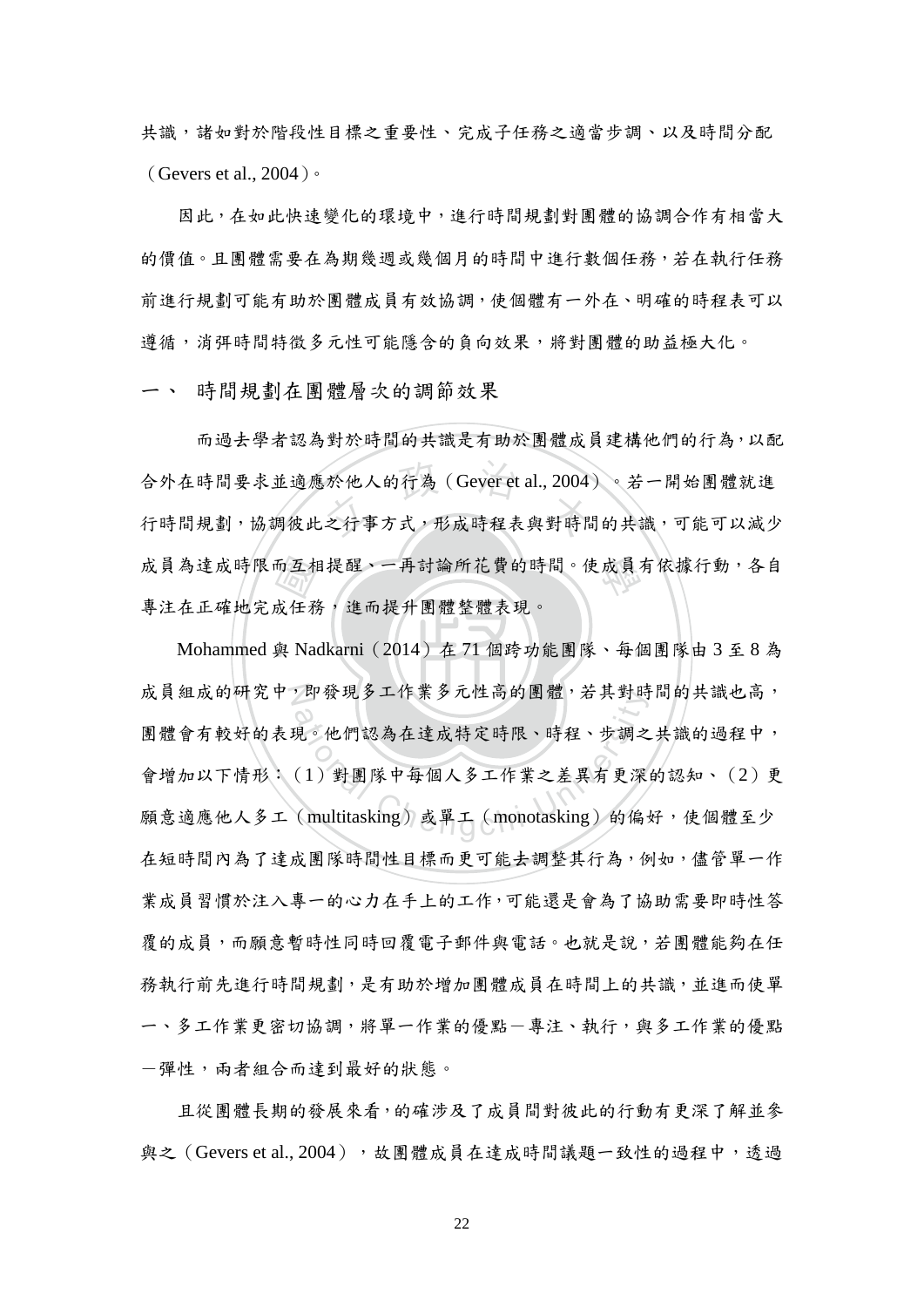共識，諸如對於階段性目標之重要性、完成子任務之適當步調、以及時間分配（Gevers et al., 2004）。

因此，在如此快速變化的環境中，進行時間規劃對團體的協調合作有相當大的價值。且團體需要在為期幾週或幾個月的時間中進行數個任務，若在執行任務前進行規劃可能有助於團體成員有效協調，使個體有一外在、明確的時程表可以遵循，消弭時間特徵多元性可能隱含的負向效果，將對團體的助益極大化。

## 一、 時間規劃在團體層次的調節效果

而過去學者認為對於時間的共識是有助於團體成員建構他們的行為，以配合外在時間要求並適應於他人的行為（Gever et al., 2004）。若一開始團體就進行時間規劃，協調彼此之行事方式，形成時程表與對時間的共識，可能可以減少成員為達成時限而互相提醒、一再討論所花費的時間。使成員有依據行動，各自專注在正確地完成任務，進而提升團體整體表現。

Mohammed 與 Nadkarni（2014）在 71 個跨功能團隊、每個團隊由 3 至 8 為成員組成的研究中，即發現多工作業多元性高的團體，若其對時間的共識也高，團體會有較好的表現。他們認為在達成特定時限、時程、步調之共識的過程中，會增加以下情形：（1）對團隊中每個人多工作業之差異有更深的認知、（2）更願意適應他人多工（multitasking）或單工（monotasking）的偏好，使個體至少在短時間內為了達成團隊時間性目標而更可能去調整其行為，例如，儘管單一作業成員習慣於注入專一的心力在手上的工作，可能還是會為了協助需要即時性答覆的成員，而願意暫時性同時回覆電子郵件與電話。也就是說，若團體能夠在任務執行前先進行時間規劃，是有助於增加團體成員在時間上的共識，並進而使單一、多工作業更密切協調，將單一作業的優點－專注、執行，與多工作業的優點－彈性，兩者組合而達到最好的狀態。

且從團體長期的發展來看，的確涉及了成員間對彼此的行動有更深了解並參與之（Gevers et al., 2004），故團體成員在達成時間議題一致性的過程中，透過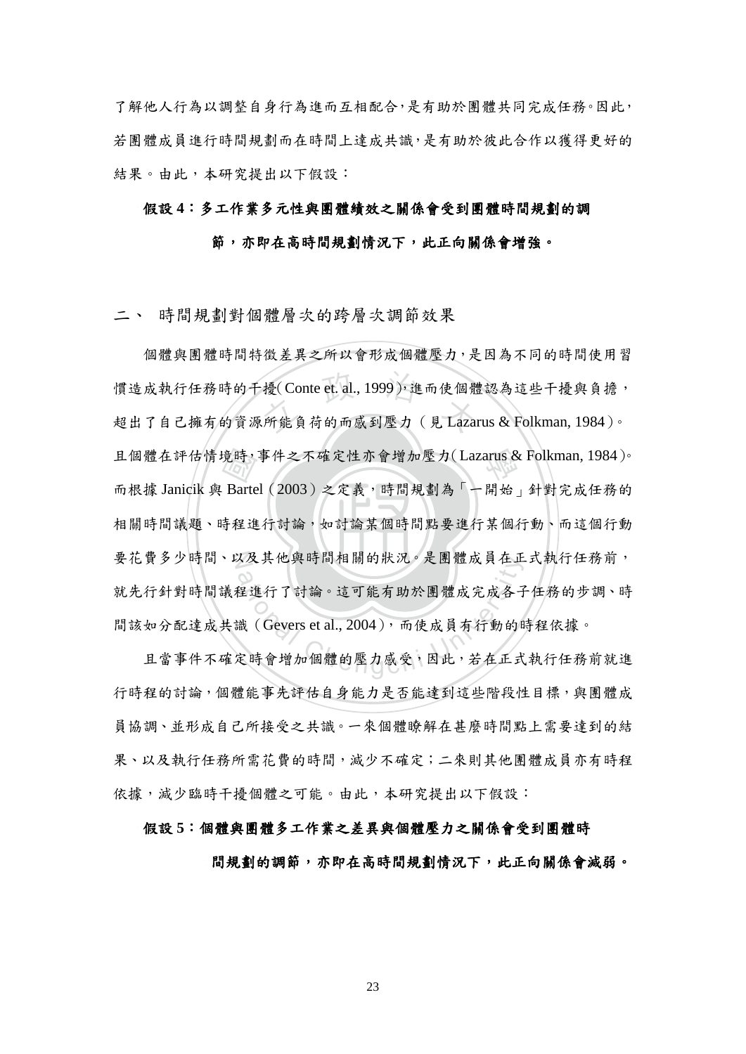了解他人行為以調整自身行為進而互相配合，是有助於團體共同完成任務。因此，若團體成員進行時間規劃而在時間上達成共識，是有助於彼此合作以獲得更好的結果。由此，本研究提出以下假設：

**假設 4：多工作業多元性與團體績效之關係會受到團體時間規劃的調節，亦即在高時間規劃情況下，此正向關係會增強。**

## 二、 時間規劃對個體層次的跨層次調節效果

個體與團體時間特徵差異之所以會形成個體壓力，是因為不同的時間使用習慣造成執行任務時的干擾( Conte et. al., 1999 )，進而使個體認為這些干擾與負擔，超出了自己擁有的資源所能負荷的而感到壓力（見 Lazarus & Folkman, 1984 ）。且個體在評估情境時，事件之不確定性亦會增加壓力( Lazarus & Folkman, 1984 )。而根據 Janicik 與 Bartel（2003）之定義，時間規劃為「一開始」針對完成任務的相關時間議題、時程進行討論，如討論某個時間點要進行某個行動、而這個行動要花費多少時間、以及其他與時間相關的狀況。是團體成員在正式執行任務前，就先行針對時間議程進行了討論。這可能有助於團體成完成各子任務的步調、時間該如分配達成共識（Gevers et al., 2004），而使成員有行動的時程依據。

且當事件不確定時會增加個體的壓力感受，因此，若在正式執行任務前就進行時程的討論，個體能事先評估自身能力是否能達到這些階段性目標，與團體成員協調、並形成自己所接受之共識。一來個體瞭解在甚麼時間點上需要達到的結果、以及執行任務所需花費的時間，減少不確定；二來則其他團體成員亦有時程依據，減少臨時干擾個體之可能。由此，本研究提出以下假設：

**假設 5：個體與團體多工作業之差異與個體壓力之關係會受到團體時間規劃的調節，亦即在高時間規劃情況下，此正向關係會減弱。**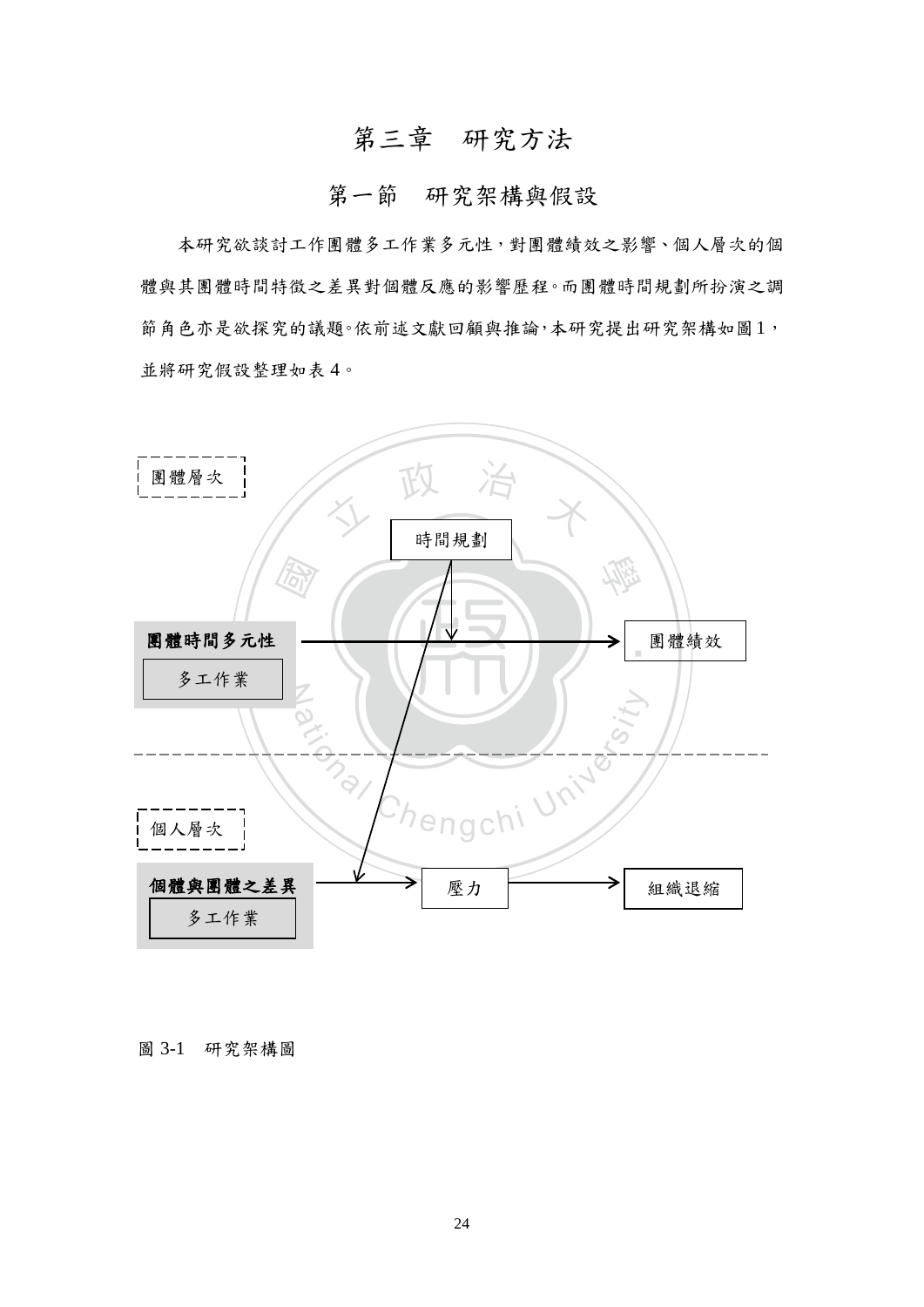# 第三章　研究方法

## 第一節　研究架構與假設

本研究欲談討工作團體多工作業多元性，對團體績效之影響、個人層次的個體與其團體時間特徵之差異對個體反應的影響歷程。而團體時間規劃所扮演之調節角色亦是欲探究的議題。依前述文獻回顧與推論，本研究提出研究架構如圖 1，並將研究假設整理如表 4。

團體層次

時間規劃

**團體時間多元性**

多工作業

團體績效

個人層次

**個體與團體之差異**

多工作業

壓力

組織退縮

圖 3-1　研究架構圖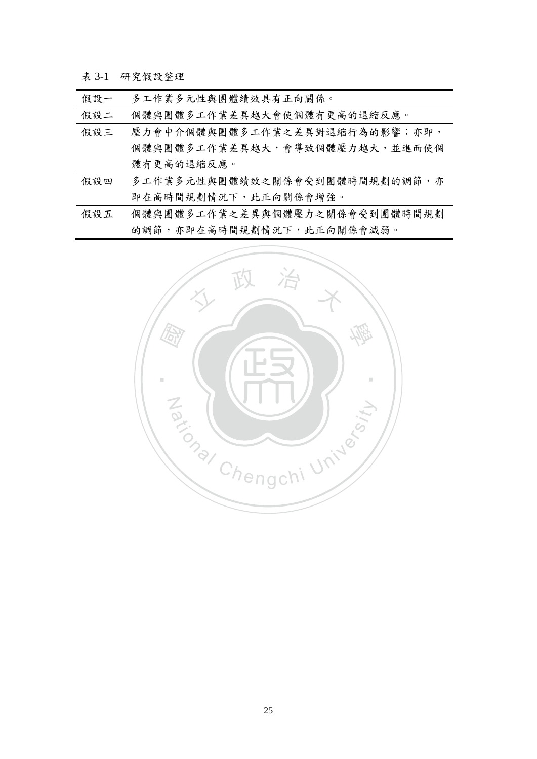表 3-1　研究假設整理

| 假設一 | 多工作業多元性與團體績效具有正向關係。 |
| --- | --- |
| 假設二 | 個體與團體多工作業差異越大會使個體有更高的退縮反應。 |
| 假設三 | 壓力會中介個體與團體多工作業之差異對退縮行為的影響；亦即，個體與團體多工作業差異越大，會導致個體壓力越大，並進而使個體有更高的退縮反應。 |
| 假設四 | 多工作業多元性與團體績效之關係會受到團體時間規劃的調節，亦即在高時間規劃情況下，此正向關係會增強。 |
| 假設五 | 個體與團體多工作業之差異與個體壓力之關係會受到團體時間規劃的調節，亦即在高時間規劃情況下，此正向關係會減弱。 |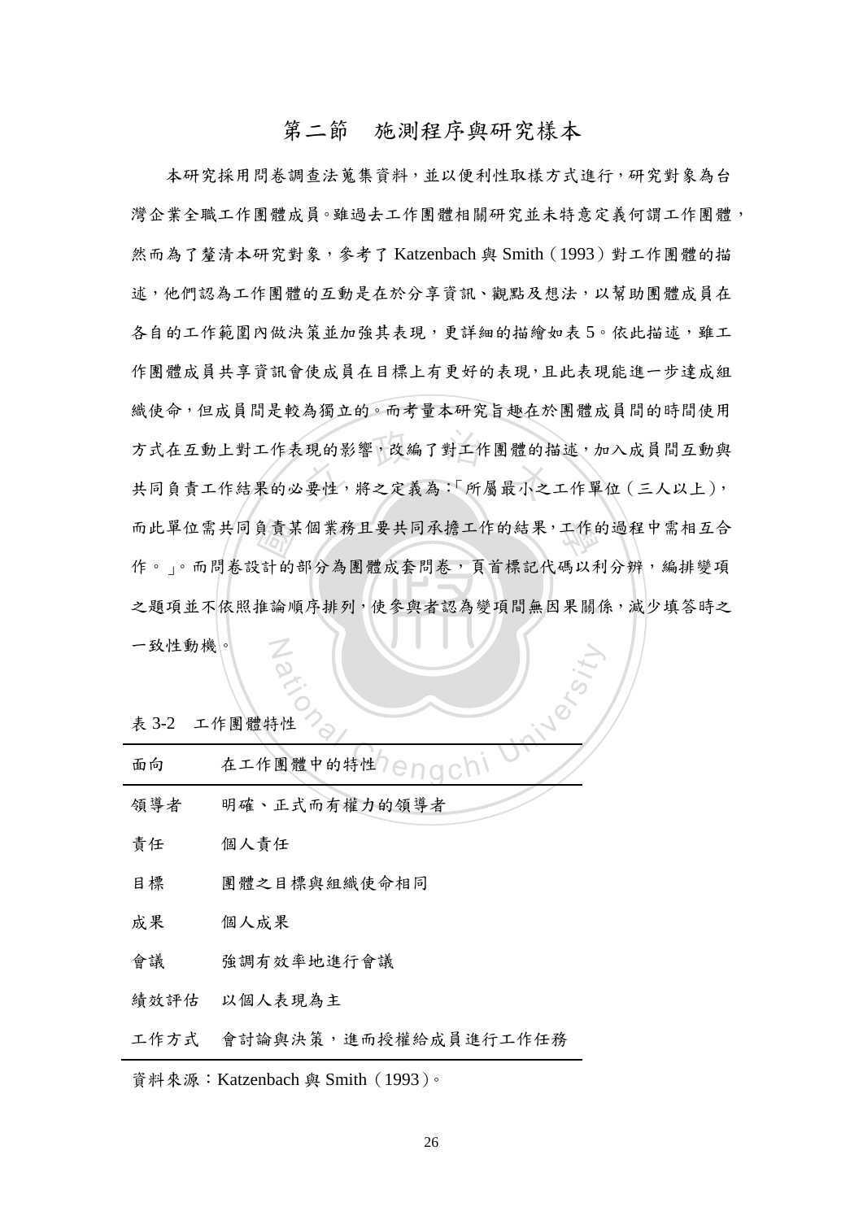## 第二節　施測程序與研究樣本

本研究採用問卷調查法蒐集資料，並以便利性取樣方式進行，研究對象為台灣企業全職工作團體成員。雖過去工作團體相關研究並未特意定義何謂工作團體，然而為了釐清本研究對象，參考了 Katzenbach 與 Smith（1993）對工作團體的描述，他們認為工作團體的互動是在於分享資訊、觀點及想法，以幫助團體成員在各自的工作範圍內做決策並加強其表現，更詳細的描繪如表 5。依此描述，雖工作團體成員共享資訊會使成員在目標上有更好的表現，且此表現能進一步達成組織使命，但成員間是較為獨立的。而考量本研究旨趣在於團體成員間的時間使用方式在互動上對工作表現的影響，改編了對工作團體的描述，加入成員間互動與共同負責工作結果的必要性，將之定義為：「所屬最小之工作單位（三人以上），而此單位需共同負責某個業務且要共同承擔工作的結果，工作的過程中需相互合作。」。而問卷設計的部分為團體成套問卷，頁首標記代碼以利分辨，編排變項之題項並不依照推論順序排列，使參與者認為變項間無因果關係，減少填答時之一致性動機。

表 3-2　工作團體特性

| 面向 | 在工作團體中的特性 |
|---|---|
| 領導者 | 明確、正式而有權力的領導者 |
| 責任 | 個人責任 |
| 目標 | 團體之目標與組織使命相同 |
| 成果 | 個人成果 |
| 會議 | 強調有效率地進行會議 |
| 績效評估 | 以個人表現為主 |
| 工作方式 | 會討論與決策，進而授權給成員進行工作任務 |

資料來源：Katzenbach 與 Smith（1993）。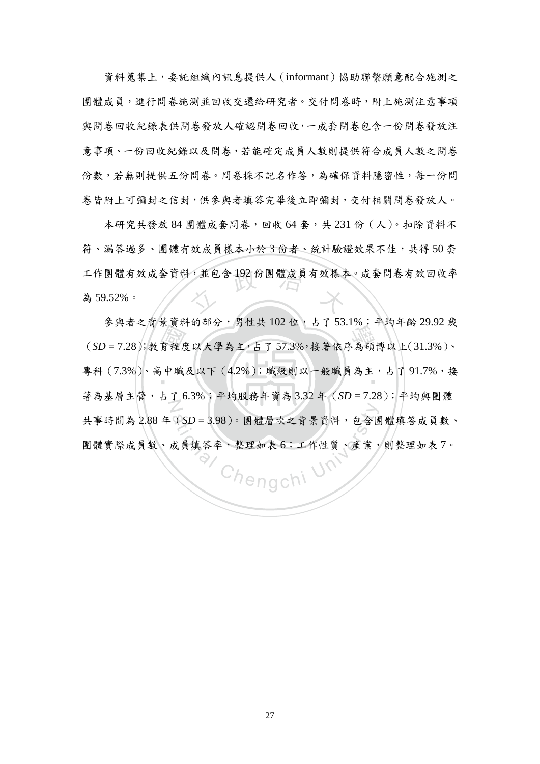資料蒐集上，委託組織內訊息提供人（informant）協助聯繫願意配合施測之團體成員，進行問卷施測並回收交還給研究者。交付問卷時，附上施測注意事項與問卷回收紀錄表供問卷發放人確認問卷回收，一成套問卷包含一份問卷發放注意事項、一份回收紀錄以及問卷，若能確定成員人數則提供符合成員人數之問卷份數，若無則提供五份問卷。問卷採不記名作答，為確保資料隱密性，每一份問卷皆附上可彌封之信封，供參與者填答完畢後立即彌封，交付相關問卷發放人。

本研究共發放 84 團體成套問卷，回收 64 套，共 231 份（人）。扣除資料不符、漏答過多、團體有效成員樣本小於 3 份者、統計驗證效果不佳，共得 50 套工作團體有效成套資料，並包含 192 份團體成員有效樣本。成套問卷有效回收率為 59.52%。

參與者之背景資料的部分，男性共 102 位，占了 53.1%；平均年齡 29.92 歲（*SD* = 7.28）；教育程度以大學為主，占了 57.3%，接著依序為碩博以上（31.3%）、專科（7.3%）、高中職及以下（4.2%）；職級則以一般職員為主，占了 91.7%，接著為基層主管，占了 6.3%；平均服務年資為 3.32 年（*SD* = 7.28）；平均與團體共事時間為 2.88 年（*SD* = 3.98）。團體層次之背景資料，包含團體填答成員數、團體實際成員數、成員填答率，整理如表 6；工作性質、產業，則整理如表 7。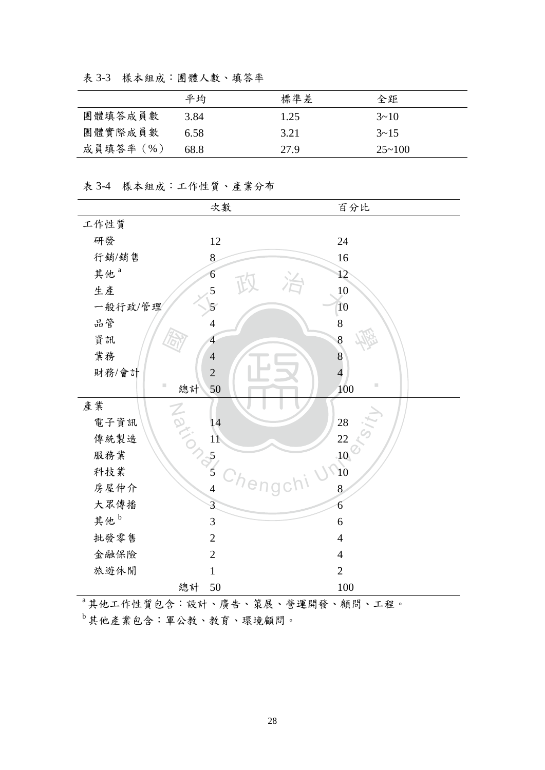表 3-3　樣本組成：團體人數、填答率

| | 平均 | 標準差 | 全距 |
|---|---|---|---|
| 團體填答成員數 | 3.84 | 1.25 | 3~10 |
| 團體實際成員數 | 6.58 | 3.21 | 3~15 |
| 成員填答率（%） | 68.8 | 27.9 | 25~100 |

表 3-4　樣本組成：工作性質、產業分布

| | 次數 | 百分比 |
|---|---|---|
| 工作性質 | | |
| 研發 | 12 | 24 |
| 行銷/銷售 | 8 | 16 |
| 其他 [a] | 6 | 12 |
| 生產 | 5 | 10 |
| 一般行政/管理 | 5 | 10 |
| 品管 | 4 | 8 |
| 資訊 | 4 | 8 |
| 業務 | 4 | 8 |
| 財務/會計 | 2 | 4 |
| 總計 | 50 | 100 |
| 產業 | | |
| 電子資訊 | 14 | 28 |
| 傳統製造 | 11 | 22 |
| 服務業 | 5 | 10 |
| 科技業 | 5 | 10 |
| 房屋仲介 | 4 | 8 |
| 大眾傳播 | 3 | 6 |
| 其他 [b] | 3 | 6 |
| 批發零售 | 2 | 4 |
| 金融保險 | 2 | 4 |
| 旅遊休閒 | 1 | 2 |
| 總計 | 50 | 100 |

[a] 其他工作性質包含：設計、廣告、策展、營運開發、顧問、工程。

[b] 其他產業包含：軍公教、教育、環境顧問。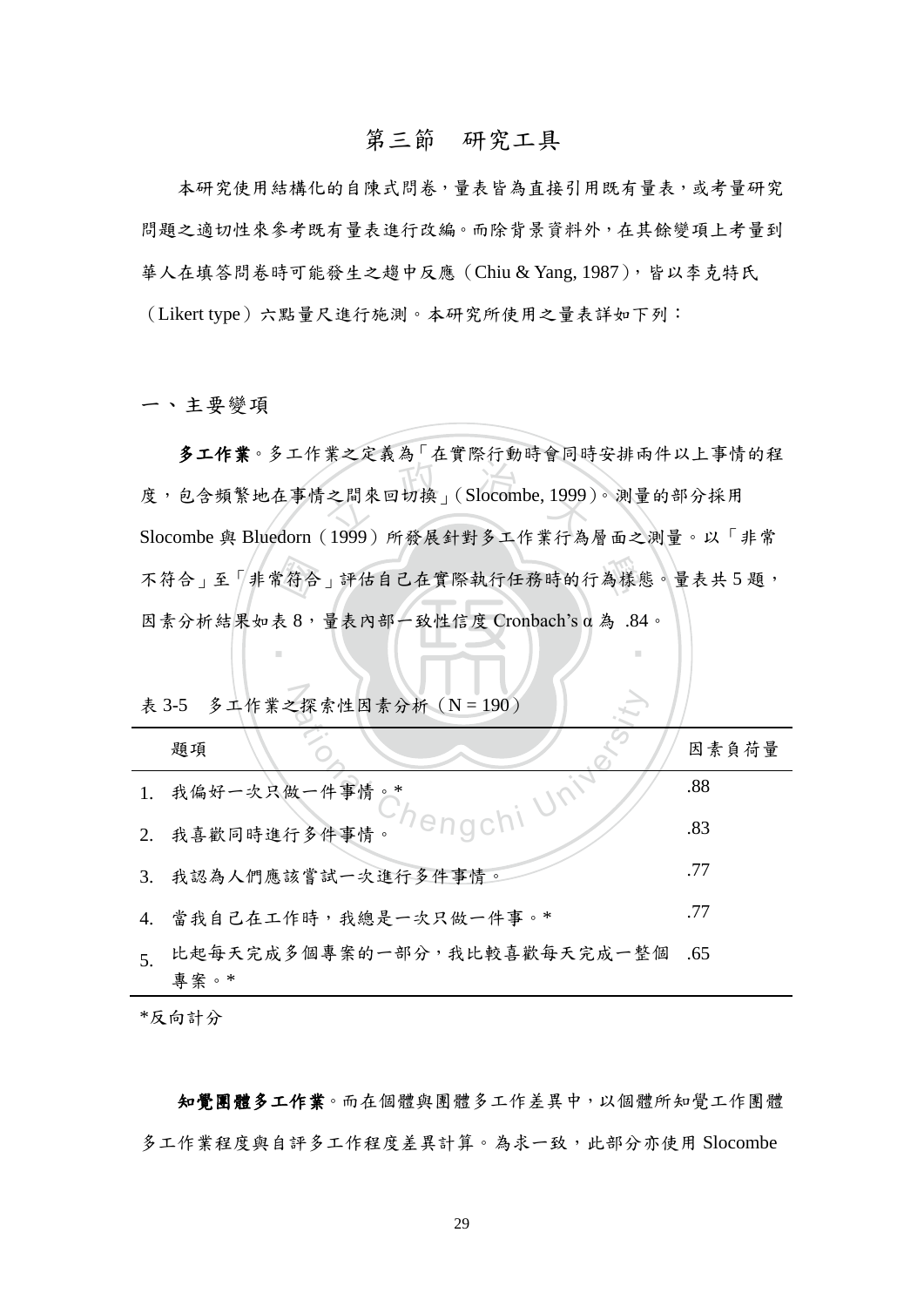## 第三節　研究工具

本研究使用結構化的自陳式問卷，量表皆為直接引用既有量表，或考量研究問題之適切性來參考既有量表進行改編。而除背景資料外，在其餘變項上考量到華人在填答問卷時可能發生之趨中反應（Chiu & Yang, 1987），皆以李克特氏（Likert type）六點量尺進行施測。本研究所使用之量表詳如下列：

### 一、主要變項

**多工作業**。多工作業之定義為「在實際行動時會同時安排兩件以上事情的程度，包含頻繁地在事情之間來回切換」(Slocombe, 1999)。測量的部分採用 Slocombe 與 Bluedorn（1999）所發展針對多工作業行為層面之測量。以「非常不符合」至「非常符合」評估自己在實際執行任務時的行為樣態。量表共 5 題，因素分析結果如表 8，量表內部一致性信度 Cronbach's α 為 .84。

表 3-5　多工作業之探索性因素分析（N = 190）

| 題項 | 因素負荷量 |
|---|---|
| 1. 我偏好一次只做一件事情。* | .88 |
| 2. 我喜歡同時進行多件事情。 | .83 |
| 3. 我認為人們應該嘗試一次進行多件事情。 | .77 |
| 4. 當我自己在工作時，我總是一次只做一件事。* | .77 |
| 5. 比起每天完成多個專案的一部分，我比較喜歡每天完成一整個專案。* | .65 |

*反向計分

**知覺團體多工作業**。而在個體與團體多工作差異中，以個體所知覺工作團體多工作業程度與自評多工作程度差異計算。為求一致，此部分亦使用 Slocombe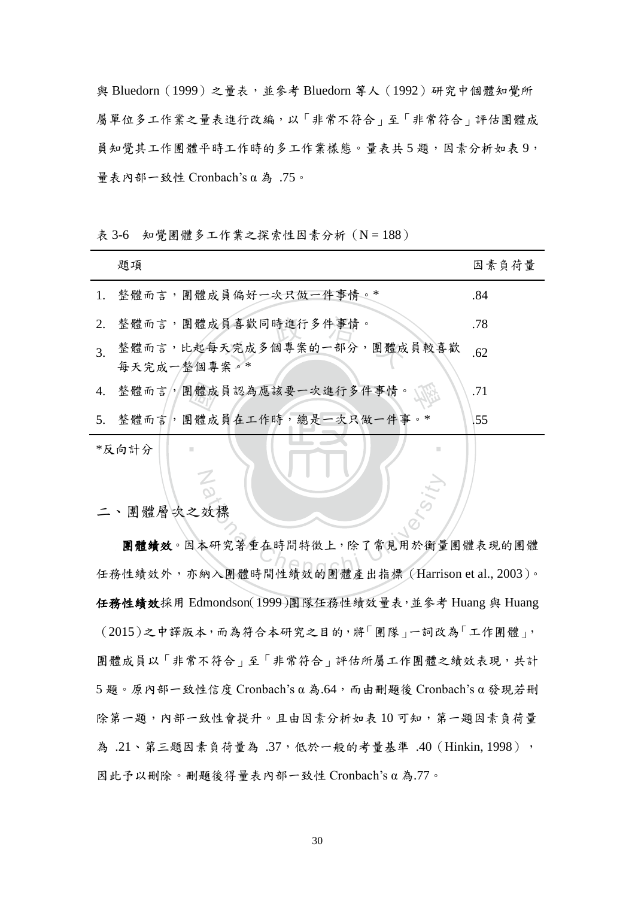與 Bluedorn（1999）之量表，並參考 Bluedorn 等人（1992）研究中個體知覺所屬單位多工作業之量表進行改編，以「非常不符合」至「非常符合」評估團體成員知覺其工作團體平時工作時的多工作業樣態。量表共 5 題，因素分析如表 9，量表內部一致性 Cronbach's α 為 .75。

表 3-6　知覺團體多工作業之探索性因素分析（N = 188）

| 題項 | 因素負荷量 |
|---|---|
| 1. 整體而言，團體成員偏好一次只做一件事情。* | .84 |
| 2. 整體而言，團體成員喜歡同時進行多件事情。 | .78 |
| 3. 整體而言，比起每天完成多個專案的一部分，團體成員較喜歡每天完成一整個專案。* | .62 |
| 4. 整體而言，團體成員認為應該要一次進行多件事情。 | .71 |
| 5. 整體而言，團體成員在工作時，總是一次只做一件事。* | .55 |

*反向計分

## 二、團體層次之效標

**團體績效**。因本研究著重在時間特徵上，除了常見用於衡量團體表現的團體任務性績效外，亦納入團體時間性績效的團體產出指標（Harrison et al., 2003）。**任務性績效**採用 Edmondson（1999）團隊任務性績效量表，並參考 Huang 與 Huang（2015）之中譯版本，而為符合本研究之目的，將「團隊」一詞改為「工作團體」，團體成員以「非常不符合」至「非常符合」評估所屬工作團體之績效表現，共計 5 題。原內部一致性信度 Cronbach's α 為.64，而由刪題後 Cronbach's α 發現若刪除第一題，內部一致性會提升。且由因素分析如表 10 可知，第一題因素負荷量為 .21、第三題因素負荷量為 .37，低於一般的考量基準 .40（Hinkin, 1998），因此予以刪除。刪題後得量表內部一致性 Cronbach's α 為.77。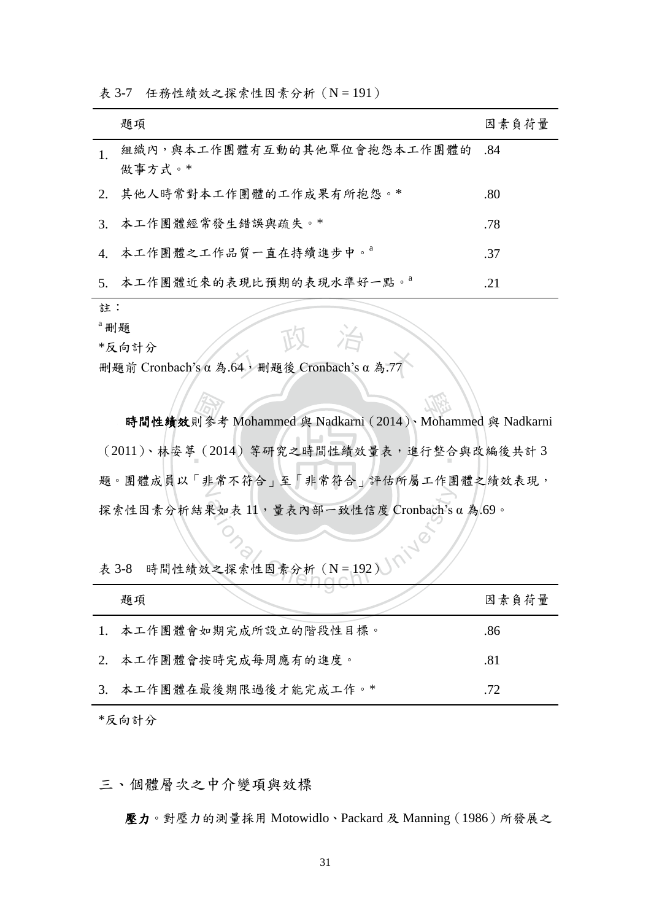表 3-7　任務性績效之探索性因素分析（N = 191）

| 題項 | 因素負荷量 |
|---|---|
| 1. 組織內，與本工作團體有互動的其他單位會抱怨本工作團體的做事方式。* | .84 |
| 2. 其他人時常對本工作團體的工作成果有所抱怨。* | .80 |
| 3. 本工作團體經常發生錯誤與疏失。* | .78 |
| 4. 本工作團體之工作品質一直在持續進步中。[a] | .37 |
| 5. 本工作團體近來的表現比預期的表現水準好一點。[a] | .21 |

註：

[a] 刪題

*反向計分

刪題前 Cronbach's α 為.64，刪題後 Cronbach's α 為.77

**時間性績效**則參考 Mohammed 與 Nadkarni（2014）、Mohammed 與 Nadkarni（2011）、林姿葶（2014）等研究之時間性績效量表，進行整合與改編後共計 3 題。團體成員以「非常不符合」至「非常符合」評估所屬工作團體之績效表現，探索性因素分析結果如表 11，量表內部一致性信度 Cronbach's α 為.69。

表 3-8　時間性績效之探索性因素分析（N = 192）

| 題項 | 因素負荷量 |
|---|---|
| 1. 本工作團體會如期完成所設立的階段性目標。 | .86 |
| 2. 本工作團體會按時完成每周應有的進度。 | .81 |
| 3. 本工作團體在最後期限過後才能完成工作。* | .72 |

*反向計分

## 三、個體層次之中介變項與效標

**壓力**。對壓力的測量採用 Motowidlo、Packard 及 Manning（1986）所發展之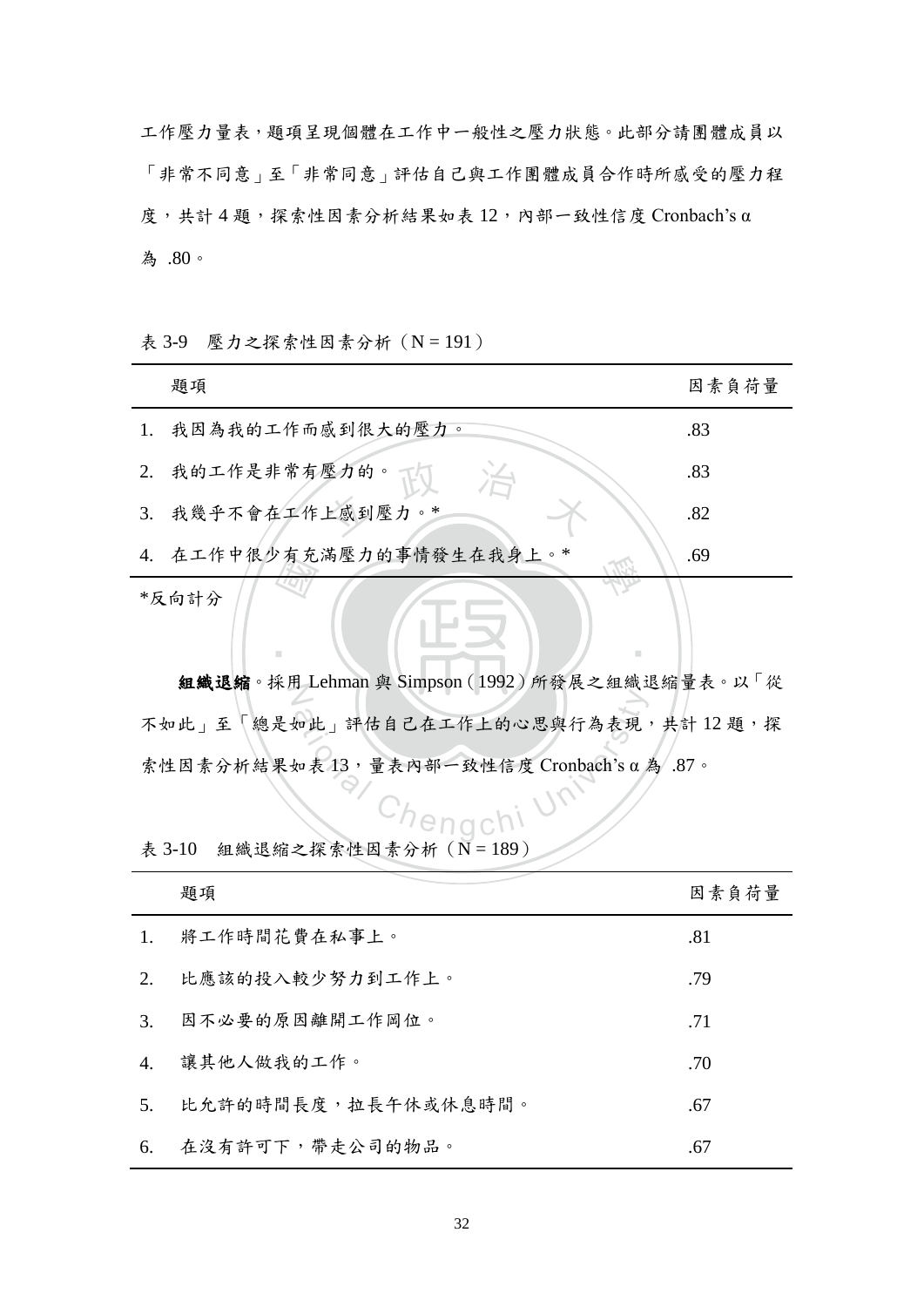工作壓力量表，題項呈現個體在工作中一般性之壓力狀態。此部分請團體成員以「非常不同意」至「非常同意」評估自己與工作團體成員合作時所感受的壓力程度，共計 4 題，探索性因素分析結果如表 12，內部一致性信度 Cronbach's α 為 .80。

表 3-9　壓力之探索性因素分析（N = 191）

| 題項 | 因素負荷量 |
|---|---|
| 1. 我因為我的工作而感到很大的壓力。 | .83 |
| 2. 我的工作是非常有壓力的。 | .83 |
| 3. 我幾乎不會在工作上感到壓力。* | .82 |
| 4. 在工作中很少有充滿壓力的事情發生在我身上。* | .69 |

*反向計分

**組織退縮**。採用 Lehman 與 Simpson（1992）所發展之組織退縮量表。以「從不如此」至「總是如此」評估自己在工作上的心思與行為表現，共計 12 題，探索性因素分析結果如表 13，量表內部一致性信度 Cronbach's α 為 .87。

表 3-10　組織退縮之探索性因素分析（N = 189）

| 題項 | 因素負荷量 |
|---|---|
| 1. 將工作時間花費在私事上。 | .81 |
| 2. 比應該的投入較少努力到工作上。 | .79 |
| 3. 因不必要的原因離開工作岡位。 | .71 |
| 4. 讓其他人做我的工作。 | .70 |
| 5. 比允許的時間長度，拉長午休或休息時間。 | .67 |
| 6. 在沒有許可下，帶走公司的物品。 | .67 |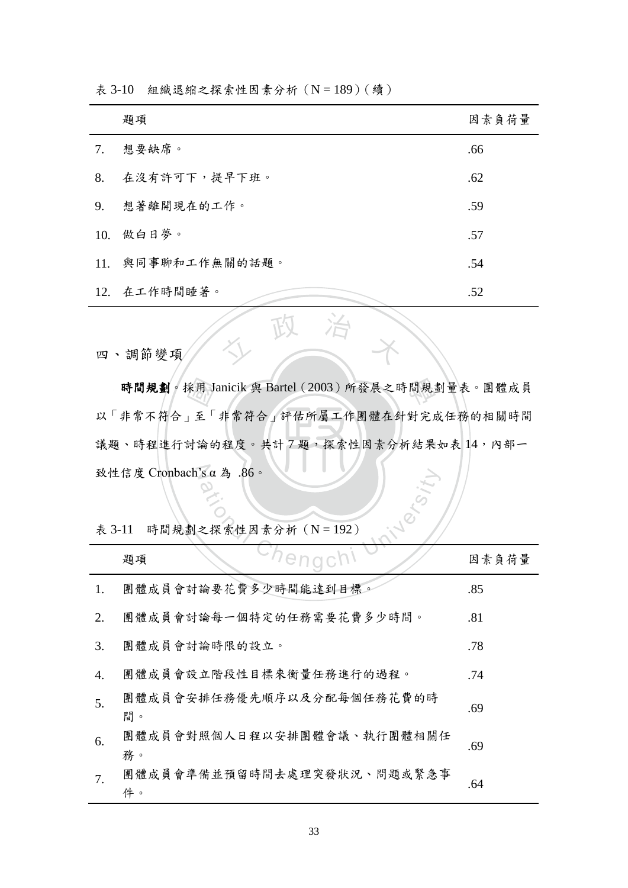表 3-10　組織退縮之探索性因素分析（N = 189）(續)

| | 題項 | 因素負荷量 |
|---|---|---|
| 7. | 想要缺席。 | .66 |
| 8. | 在沒有許可下，提早下班。 | .62 |
| 9. | 想著離開現在的工作。 | .59 |
| 10. | 做白日夢。 | .57 |
| 11. | 與同事聊和工作無關的話題。 | .54 |
| 12. | 在工作時間睡著。 | .52 |

## 四、調節變項

**時間規劃**。採用 Janicik 與 Bartel（2003）所發展之時間規劃量表。團體成員以「非常不符合」至「非常符合」評估所屬工作團體在針對完成任務的相關時間議題、時程進行討論的程度。共計 7 題，探索性因素分析結果如表 14，內部一致性信度 Cronbach's α 為 .86。

表 3-11　時間規劃之探索性因素分析（N = 192）

| | 題項 | 因素負荷量 |
|---|---|---|
| 1. | 團體成員會討論要花費多少時間能達到目標。 | .85 |
| 2. | 團體成員會討論每一個特定的任務需要花費多少時間。 | .81 |
| 3. | 團體成員會討論時限的設立。 | .78 |
| 4. | 團體成員會設立階段性目標來衡量任務進行的過程。 | .74 |
| 5. | 團體成員會安排任務優先順序以及分配每個任務花費的時間。 | .69 |
| 6. | 團體成員會對照個人日程以安排團體會議、執行團體相關任務。 | .69 |
| 7. | 團體成員會準備並預留時間去處理突發狀況、問題或緊急事件。 | .64 |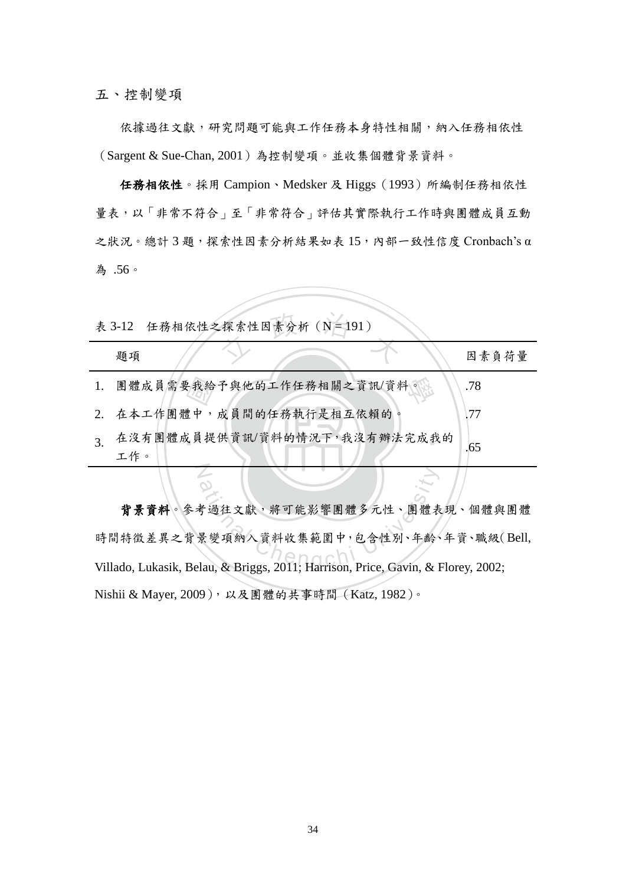## 五、控制變項

依據過往文獻，研究問題可能與工作任務本身特性相關，納入任務相依性（Sargent & Sue-Chan, 2001）為控制變項。並收集個體背景資料。

**任務相依性**。採用 Campion、Medsker 及 Higgs（1993）所編制任務相依性量表，以「非常不符合」至「非常符合」評估其實際執行工作時與團體成員互動之狀況。總計 3 題，探索性因素分析結果如表 15，內部一致性信度 Cronbach's α 為 .56。

表 3-12　任務相依性之探索性因素分析（N = 191）

| 題項 | 因素負荷量 |
|---|---|
| 1. 團體成員需要我給予與他的工作任務相關之資訊/資料。 | .78 |
| 2. 在本工作團體中，成員間的任務執行是相互依賴的。 | .77 |
| 3. 在沒有團體成員提供資訊/資料的情況下，我沒有辦法完成我的工作。 | .65 |

**背景資料**。參考過往文獻，將可能影響團體多元性、團體表現、個體與團體時間特徵差異之背景變項納入資料收集範圍中，包含性別、年齡、年資、職級（Bell, Villado, Lukasik, Belau, & Briggs, 2011; Harrison, Price, Gavin, & Florey, 2002; Nishii & Mayer, 2009），以及團體的共事時間（Katz, 1982）。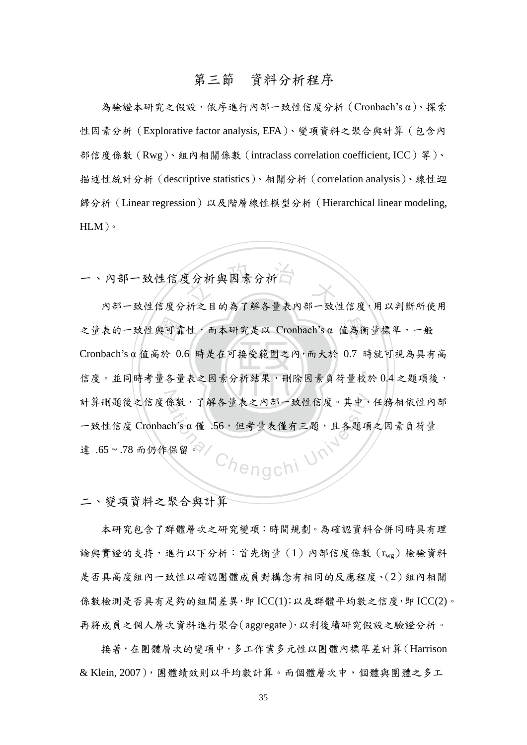## 第三節　資料分析程序

為驗證本研究之假設，依序進行內部一致性信度分析（Cronbach's α）、探索性因素分析（Explorative factor analysis, EFA）、變項資料之聚合與計算（包含內部信度係數（Rwg）、組內相關係數（intraclass correlation coefficient, ICC）等）、描述性統計分析（descriptive statistics）、相關分析（correlation analysis）、線性迴歸分析（Linear regression）以及階層線性模型分析（Hierarchical linear modeling, HLM）。

### 一、內部一致性信度分析與因素分析

內部一致性信度分析之目的為了解各量表內部一致性信度，用以判斷所使用之量表的一致性與可靠性，而本研究是以 Cronbach's α 值為衡量標準，一般 Cronbach's α 值高於 0.6 時是在可接受範圍之內，而大於 0.7 時就可視為具有高信度。並同時考量各量表之因素分析結果，刪除因素負荷量校於 0.4 之題項後，計算刪題後之信度係數，了解各量表之內部一致性信度。其中，任務相依性內部一致性信度 Cronbach's α 僅 .56，但考量表僅有三題，且各題項之因素負荷量達 .65 ~ .78 而仍作保留。

### 二、變項資料之聚合與計算

本研究包含了群體層次之研究變項：時間規劃。為確認資料合併同時具有理論與實證的支持，進行以下分析：首先衡量（1）內部信度係數（$r_{wg}$）檢驗資料是否具高度組內一致性以確認團體成員對構念有相同的反應程度、（2）組內相關係數檢測是否具有足夠的組間差異，即 ICC(1)；以及群體平均數之信度，即 ICC(2)。再將成員之個人層次資料進行聚合（aggregate），以利後續研究假設之驗證分析。

接著，在團體層次的變項中，多工作業多元性以團體內標準差計算（Harrison & Klein, 2007），團體績效則以平均數計算。而個體層次中，個體與團體之多工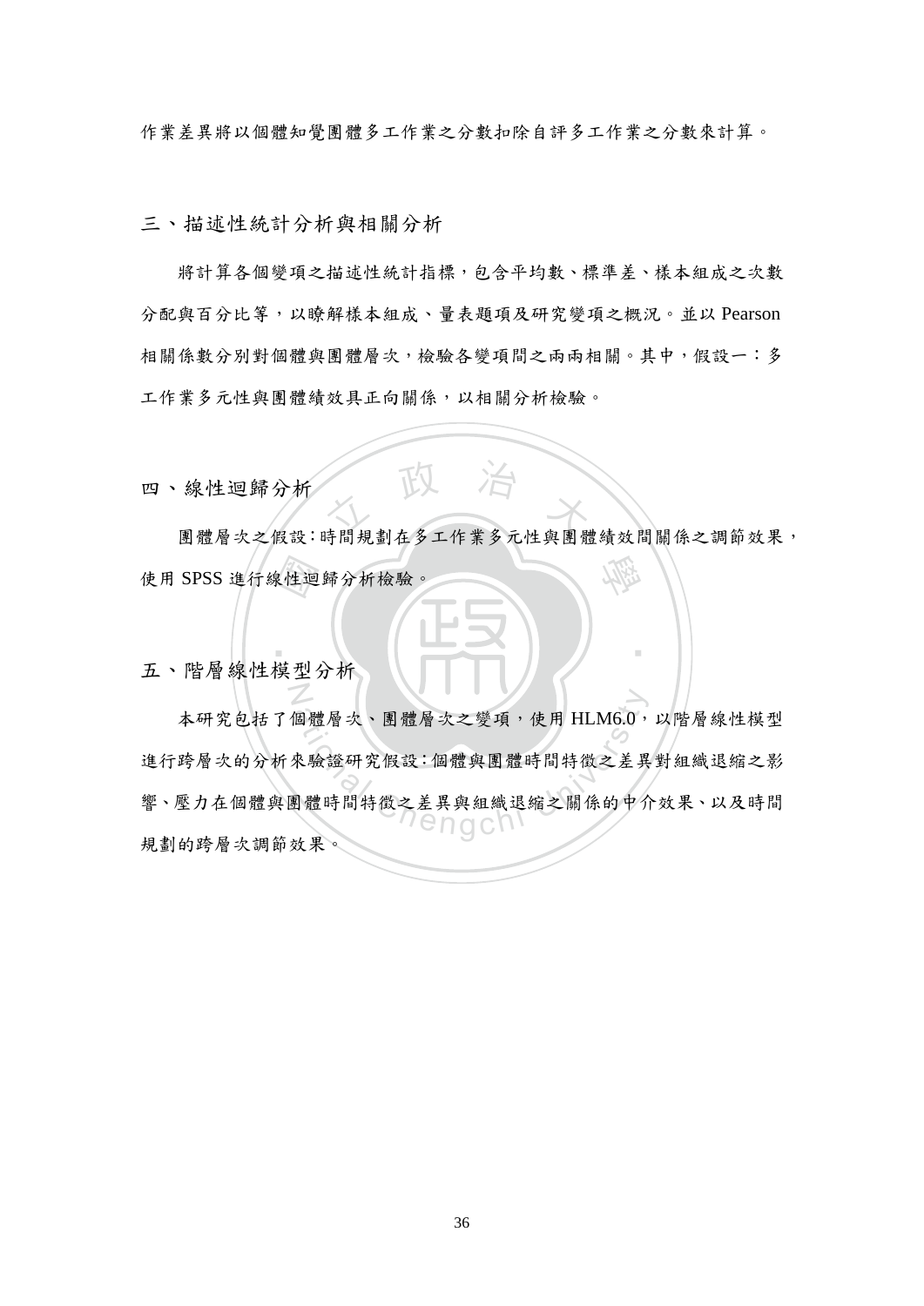作業差異將以個體知覺團體多工作業之分數扣除自評多工作業之分數來計算。

## 三、描述性統計分析與相關分析

將計算各個變項之描述性統計指標，包含平均數、標準差、樣本組成之次數分配與百分比等，以瞭解樣本組成、量表題項及研究變項之概況。並以 Pearson 相關係數分別對個體與團體層次，檢驗各變項間之兩兩相關。其中，假設一：多工作業多元性與團體績效具正向關係，以相關分析檢驗。

## 四、線性迴歸分析

團體層次之假設：時間規劃在多工作業多元性與團體績效間關係之調節效果，使用 SPSS 進行線性迴歸分析檢驗。

## 五、階層線性模型分析

本研究包括了個體層次、團體層次之變項，使用 HLM6.0，以階層線性模型進行跨層次的分析來驗證研究假設：個體與團體時間特徵之差異對組織退縮之影響、壓力在個體與團體時間特徵之差異與組織退縮之關係的中介效果、以及時間規劃的跨層次調節效果。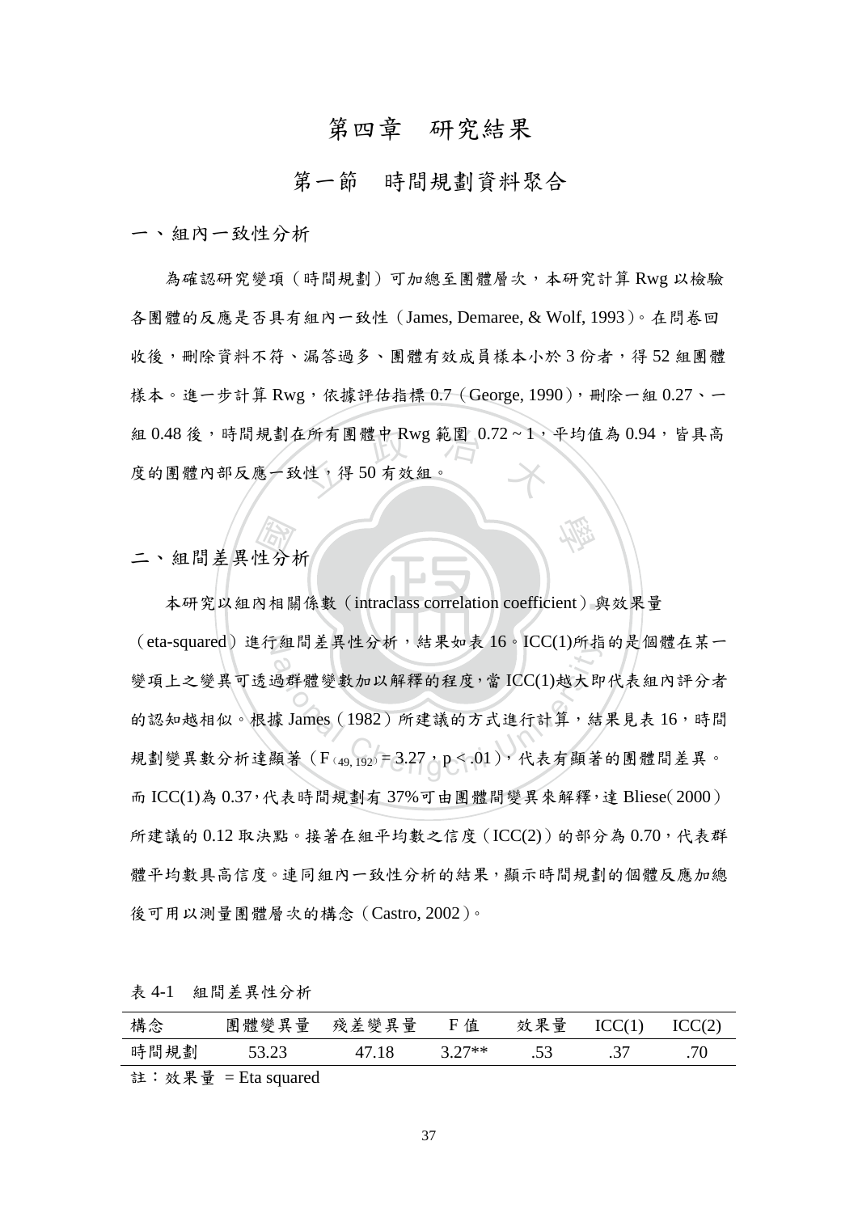# 第四章　研究結果

## 第一節　時間規劃資料聚合

### 一、組內一致性分析

為確認研究變項（時間規劃）可加總至團體層次，本研究計算 Rwg 以檢驗各團體的反應是否具有組內一致性（James, Demaree, & Wolf, 1993）。在問卷回收後，刪除資料不符、漏答過多、團體有效成員樣本小於 3 份者，得 52 組團體樣本。進一步計算 Rwg，依據評估指標 0.7（George, 1990），刪除一組 0.27、一組 0.48 後，時間規劃在所有團體中 Rwg 範圍 0.72 ~ 1，平均值為 0.94，皆具高度的團體內部反應一致性，得 50 有效組。

### 二、組間差異性分析

本研究以組內相關係數（intraclass correlation coefficient）與效果量（eta-squared）進行組間差異性分析，結果如表 16。ICC(1)所指的是個體在某一變項上之變異可透過群體變數加以解釋的程度，當 ICC(1)越大即代表組內評分者的認知越相似。根據 James（1982）所建議的方式進行計算，結果見表 16，時間規劃變異數分析達顯著（$F_{(49, 192)} = 3.27$，$p < .01$），代表有顯著的團體間差異。而 ICC(1)為 0.37，代表時間規劃有 37%可由團體間變異來解釋，達 Bliese（2000）所建議的 0.12 取決點。接著在組平均數之信度（ICC(2)）的部分為 0.70，代表群體平均數具高信度。連同組內一致性分析的結果，顯示時間規劃的個體反應加總後可用以測量團體層次的構念（Castro, 2002）。

表 4-1　組間差異性分析

| 構念 | 團體變異量 | 殘差變異量 | F 值 | 效果量 | ICC(1) | ICC(2) |
|---|---|---|---|---|---|---|
| 時間規劃 | 53.23 | 47.18 | 3.27** | .53 | .37 | .70 |

註：效果量 = Eta squared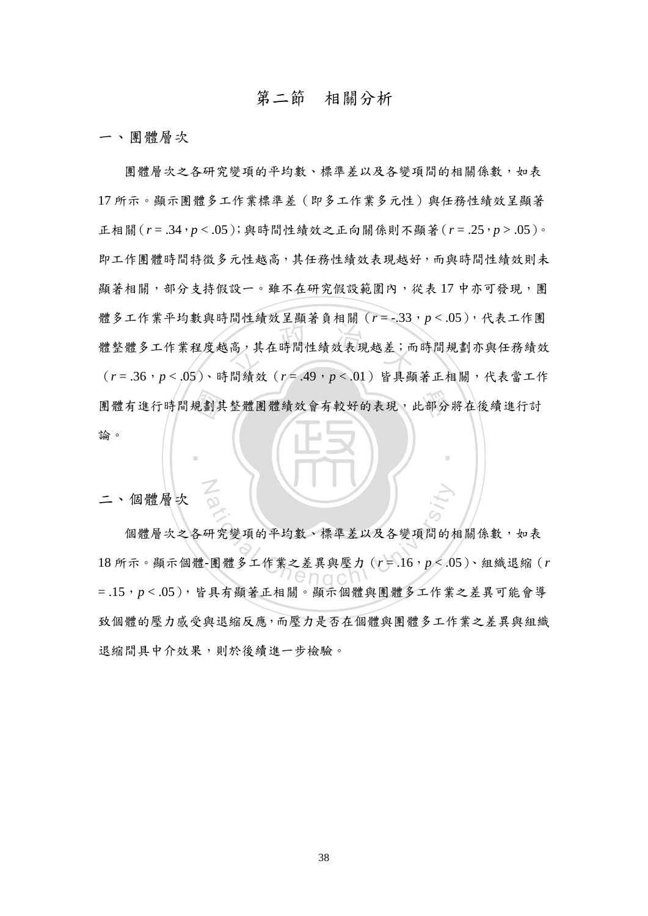## 第二節　相關分析

### 一、團體層次

團體層次之各研究變項的平均數、標準差以及各變項間的相關係數，如表17所示。顯示團體多工作業標準差（即多工作業多元性）與任務性績效呈顯著正相關（$r = .34$，$p < .05$）；與時間性績效之正向關係則不顯著（$r = .25$，$p > .05$）。即工作團體時間特徵多元性越高，其任務性績效表現越好，而與時間性績效則未顯著相關，部分支持假設一。雖不在研究假設範圍內，從表17中亦可發現，團體多工作業平均數與時間性績效呈顯著負相關（$r = -.33$，$p < .05$），代表工作團體整體多工作業程度越高，其在時間性績效表現越差；而時間規劃亦與任務績效（$r = .36$，$p < .05$）、時間績效（$r = .49$，$p < .01$）皆具顯著正相關，代表當工作團體有進行時間規劃其整體團體績效會有較好的表現，此部分將在後續進行討論。

### 二、個體層次

個體層次之各研究變項的平均數、標準差以及各變項間的相關係數，如表18所示。顯示個體-團體多工作業之差異與壓力（$r = .16$，$p < .05$）、組織退縮（$r = .15$，$p < .05$），皆具有顯著正相關。顯示個體與團體多工作業之差異可能會導致個體的壓力感受與退縮反應，而壓力是否在個體與團體多工作業之差異與組織退縮間具中介效果，則於後續進一步檢驗。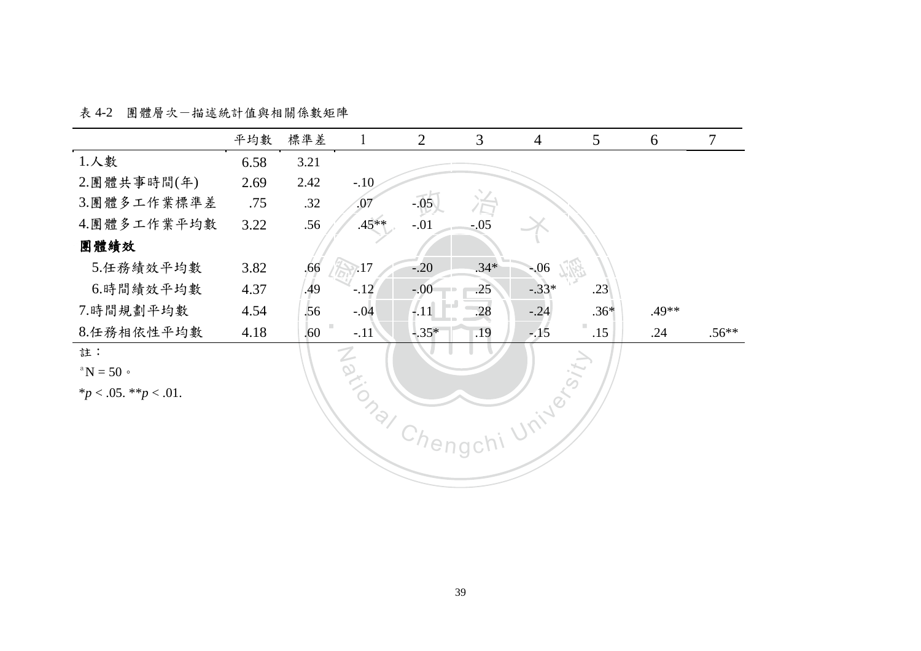表 4-2　團體層次－描述統計值與相關係數矩陣

| | 平均數 | 標準差 | 1 | 2 | 3 | 4 | 5 | 6 | 7 |
|---|---|---|---|---|---|---|---|---|---|
| 1.人數 | 6.58 | 3.21 | | | | | | | |
| 2.團體共事時間(年) | 2.69 | 2.42 | -.10 | | | | | | |
| 3.團體多工作業標準差 | .75 | .32 | .07 | -.05 | | | | | |
| 4.團體多工作業平均數 | 3.22 | .56 | .45** | -.01 | -.05 | | | | |
| **團體績效** | | | | | | | | | |
| 5.任務績效平均數 | 3.82 | .66 | .17 | -.20 | .34* | -.06 | | | |
| 6.時間績效平均數 | 4.37 | .49 | -.12 | -.00 | .25 | -.33* | .23 | | |
| 7.時間規劃平均數 | 4.54 | .56 | -.04 | -.11 | .28 | -.24 | .36* | .49** | |
| 8.任務相依性平均數 | 4.18 | .60 | -.11 | -.35* | .19 | -.15 | .15 | .24 | .56** |

註：

[a] N = 50。

*$p$ < .05. **$p$ < .01.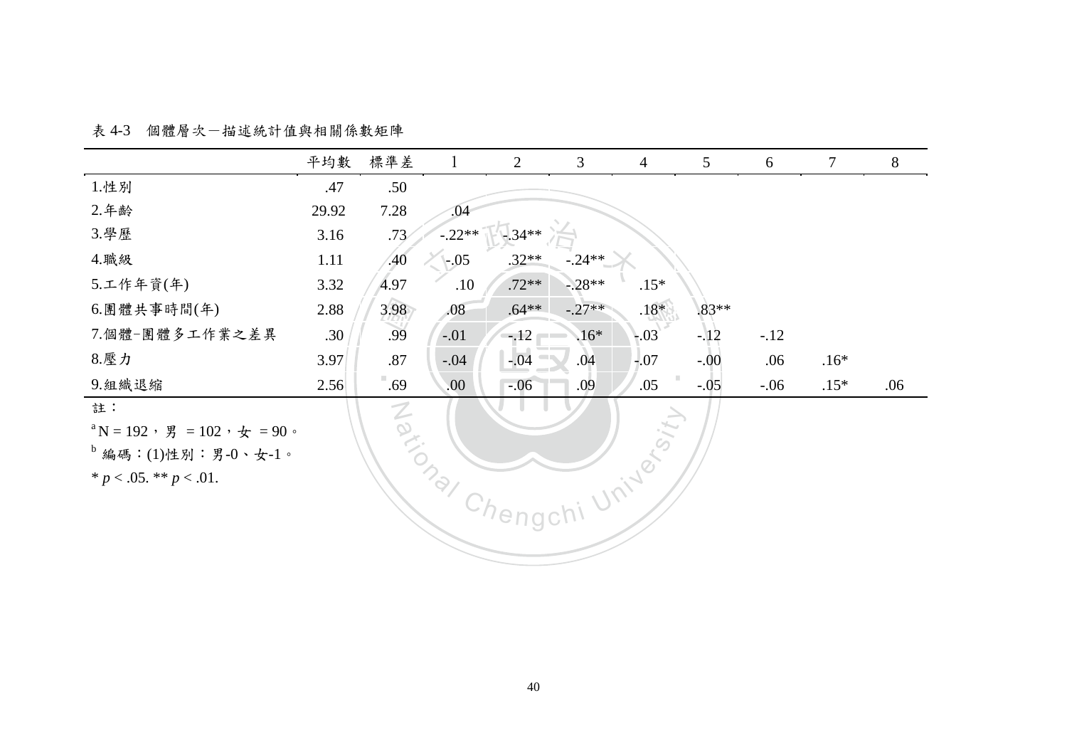表 4-3　個體層次－描述統計值與相關係數矩陣

| | 平均數 | 標準差 | 1 | 2 | 3 | 4 | 5 | 6 | 7 | 8 |
|---|---|---|---|---|---|---|---|---|---|---|
| 1.性別 | .47 | .50 | | | | | | | | |
| 2.年齡 | 29.92 | 7.28 | .04 | | | | | | | |
| 3.學歷 | 3.16 | .73 | -.22** | -.34** | | | | | | |
| 4.職級 | 1.11 | .40 | -.05 | .32** | -.24** | | | | | |
| 5.工作年資(年) | 3.32 | 4.97 | .10 | .72** | -.28** | .15* | | | | |
| 6.團體共事時間(年) | 2.88 | 3.98 | .08 | .64** | -.27** | .18* | .83** | | | |
| 7.個體–團體多工作業之差異 | .30 | .99 | -.01 | -.12 | .16* | -.03 | -.12 | -.12 | | |
| 8.壓力 | 3.97 | .87 | -.04 | -.04 | .04 | -.07 | -.00 | .06 | .16* | |
| 9.組織退縮 | 2.56 | .69 | .00 | -.06 | .09 | .05 | -.05 | -.06 | .15* | .06 |

註：

[a] N = 192，男 = 102，女 = 90。

[b] 編碼：(1)性別：男-0、女-1。

* $p < .05$. ** $p < .01$.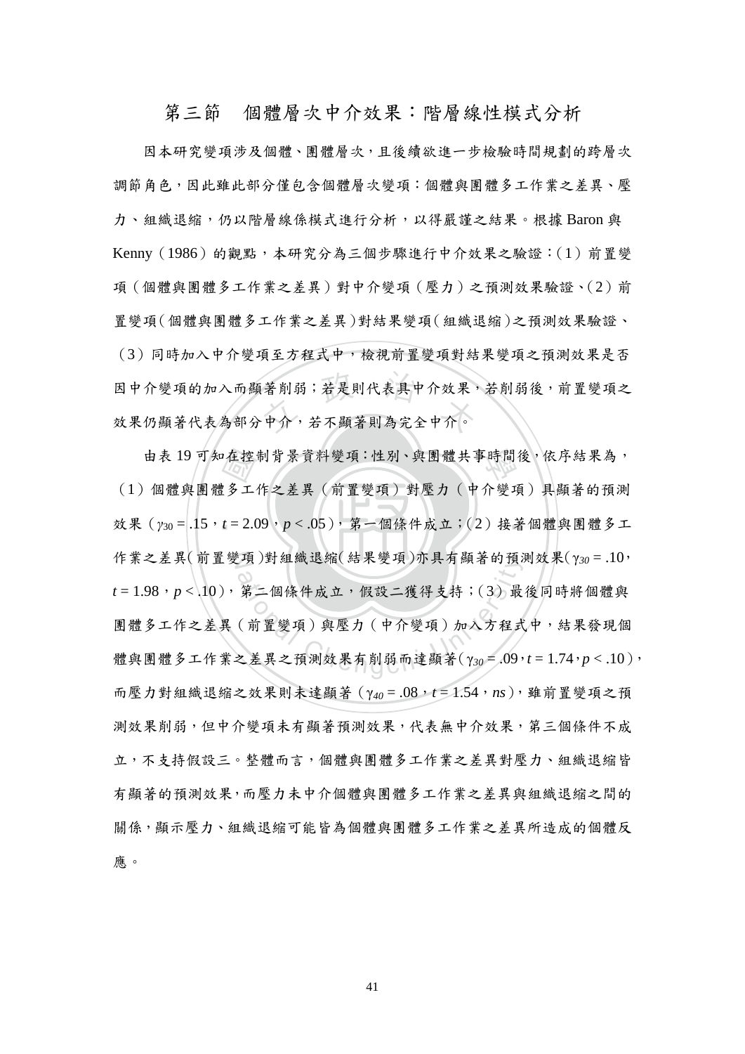## 第三節　個體層次中介效果：階層線性模式分析

因本研究變項涉及個體、團體層次，且後續欲進一步檢驗時間規劃的跨層次調節角色，因此雖此部分僅包含個體層次變項：個體與團體多工作業之差異、壓力、組織退縮，仍以階層線係模式進行分析，以得嚴謹之結果。根據 Baron 與 Kenny（1986）的觀點，本研究分為三個步驟進行中介效果之驗證：(1) 前置變項（個體與團體多工作業之差異）對中介變項（壓力）之預測效果驗證、(2) 前置變項(個體與團體多工作業之差異)對結果變項(組織退縮)之預測效果驗證、(3) 同時加入中介變項至方程式中，檢視前置變項對結果變項之預測效果是否因中介變項的加入而顯著削弱；若是則代表具中介效果，若削弱後，前置變項之效果仍顯著代表為部分中介，若不顯著則為完全中介。

由表 19 可知在控制背景資料變項：性別、與團體共事時間後，依序結果為，(1) 個體與團體多工作之差異（前置變項）對壓力（中介變項）具顯著的預測效果（$\gamma_{30}$ = .15，$t$ = 2.09，$p$ < .05），第一個條件成立；(2) 接著個體與團體多工作業之差異(前置變項)對組織退縮(結果變項)亦具有顯著的預測效果($\gamma_{30}$ = .10，$t$ = 1.98，$p$ < .10)，第二個條件成立，假設二獲得支持；(3) 最後同時將個體與團體多工作之差異（前置變項）與壓力（中介變項）加入方程式中，結果發現個體與團體多工作業之差異之預測效果有削弱而達顯著($\gamma_{30}$ = .09，$t$ = 1.74，$p$ < .10)，而壓力對組織退縮之效果則未達顯著（$\gamma_{40}$ = .08，$t$ = 1.54，$ns$），雖前置變項之預測效果削弱，但中介變項未有顯著預測效果，代表無中介效果，第三個條件不成立，不支持假設三。整體而言，個體與團體多工作業之差異對壓力、組織退縮皆有顯著的預測效果，而壓力未中介個體與團體多工作業之差異與組織退縮之間的關係，顯示壓力、組織退縮可能皆為個體與團體多工作業之差異所造成的個體反應。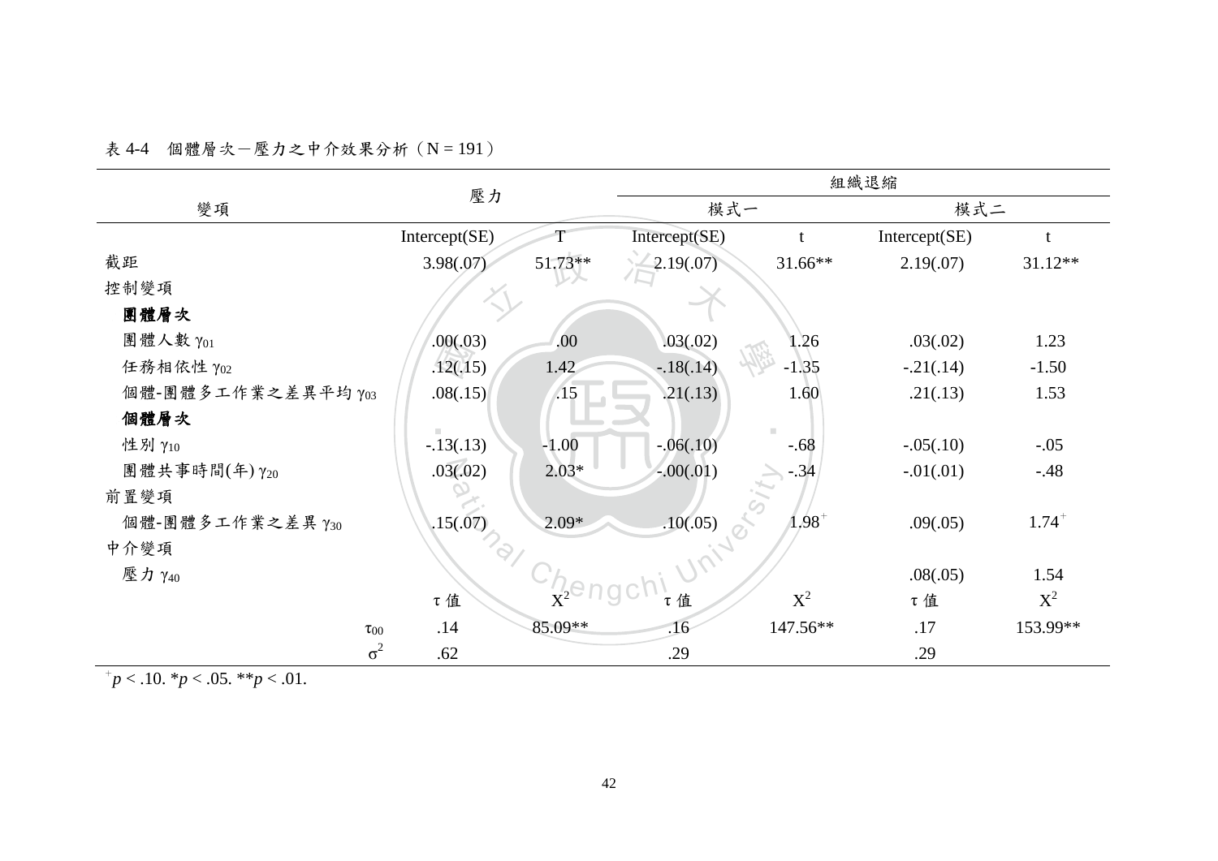表 4-4　個體層次－壓力之中介效果分析（N = 191）

| 變項 | 壓力 | | 組織退縮 | | | |
|---|---|---|---|---|---|---|
| | | | 模式一 | | 模式二 | |
| | Intercept(SE) | T | Intercept(SE) | t | Intercept(SE) | t |
| 截距 | 3.98(.07) | 51.73** | 2.19(.07) | 31.66** | 2.19(.07) | 31.12** |
| 控制變項 | | | | | | |
| **團體層次** | | | | | | |
| 團體人數 $\gamma_{01}$ | .00(.03) | .00 | .03(.02) | 1.26 | .03(.02) | 1.23 |
| 任務相依性 $\gamma_{02}$ | .12(.15) | 1.42 | -.18(.14) | -1.35 | -.21(.14) | -1.50 |
| 個體-團體多工作業之差異平均 $\gamma_{03}$ | .08(.15) | .15 | .21(.13) | 1.60 | .21(.13) | 1.53 |
| **個體層次** | | | | | | |
| 性別 $\gamma_{10}$ | -.13(.13) | -1.00 | -.06(.10) | -.68 | -.05(.10) | -.05 |
| 團體共事時間(年) $\gamma_{20}$ | .03(.02) | 2.03* | -.00(.01) | -.34 | -.01(.01) | -.48 |
| 前置變項 | | | | | | |
| 個體-團體多工作業之差異 $\gamma_{30}$ | .15(.07) | 2.09* | .10(.05) | 1.98$^{+}$ | .09(.05) | 1.74$^{+}$ |
| 中介變項 | | | | | | |
| 壓力 $\gamma_{40}$ | | | | | .08(.05) | 1.54 |
| | τ 值 | $X^2$ | τ 值 | $X^2$ | τ 值 | $X^2$ |
| $\tau_{00}$ | .14 | 85.09** | .16 | 147.56** | .17 | 153.99** |
| $\sigma^2$ | .62 | | .29 | | .29 | |

$^{+}p < .10$. $*p < .05$. $**p < .01$.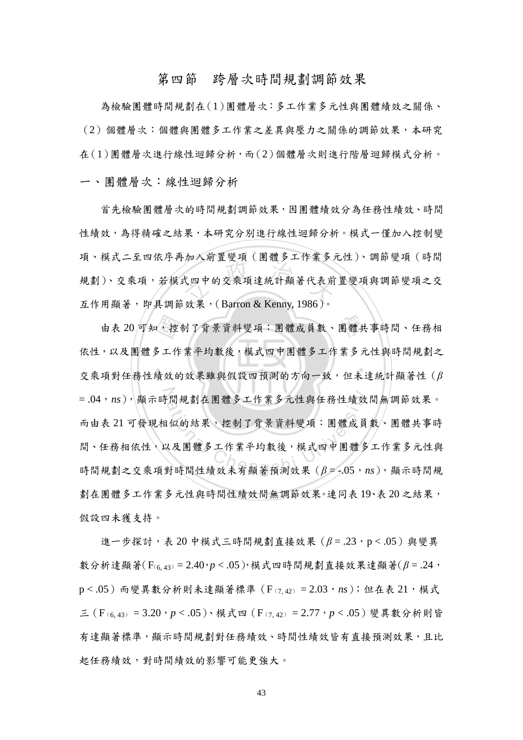## 第四節　跨層次時間規劃調節效果

為檢驗團體時間規劃在（1）團體層次：多工作業多元性與團體績效之關係、（2）個體層次：個體與團體多工作業之差異與壓力之關係的調節效果，本研究在（1）團體層次進行線性迴歸分析，而（2）個體層次則進行階層迴歸模式分析。

### 一、團體層次：線性迴歸分析

首先檢驗團體層次的時間規劃調節效果，因團體績效分為任務性績效、時間性績效，為得精確之結果，本研究分別進行線性迴歸分析。模式一僅加入控制變項、模式二至四依序再加入前置變項（團體多工作業多元性）、調節變項（時間規劃）、交乘項，若模式四中的交乘項達統計顯著代表前置變項與調節變項之交互作用顯著，即具調節效果，（Barron & Kenny, 1986）。

由表 20 可知，控制了背景資料變項：團體成員數、團體共事時間、任務相依性，以及團體多工作業平均數後，模式四中團體多工作業多元性與時間規劃之交乘項對任務性績效的效果雖與假設四預測的方向一致，但未達統計顯著性（$\beta = .04$，*ns*），顯示時間規劃在團體多工作業多元性與任務性績效間無調節效果。而由表 21 可發現相似的結果，控制了背景資料變項：團體成員數、團體共事時間、任務相依性，以及團體多工作業平均數後，模式四中團體多工作業多元性與時間規劃之交乘項對時間性績效未有顯著預測效果（$\beta = -.05$，*ns*），顯示時間規劃在團體多工作業多元性與時間性績效間無調節效果。連同表 19、表 20 之結果，假設四未獲支持。

進一步探討，表 20 中模式三時間規劃直接效果（$\beta = .23$，$p < .05$）與變異數分析達顯著（$F_{(6, 43)} = 2.40$，$p < .05$），模式四時間規劃直接效果達顯著（$\beta = .24$，$p < .05$）而變異數分析則未達顯著標準（$F_{(7, 42)} = 2.03$，*ns*）；但在表 21，模式三（$F_{(6, 43)} = 3.20$，$p < .05$）、模式四（$F_{(7, 42)} = 2.77$，$p < .05$）變異數分析則皆有達顯著標準，顯示時間規劃對任務績效、時間性績效皆有直接預測效果，且比起任務績效，對時間績效的影響可能更強大。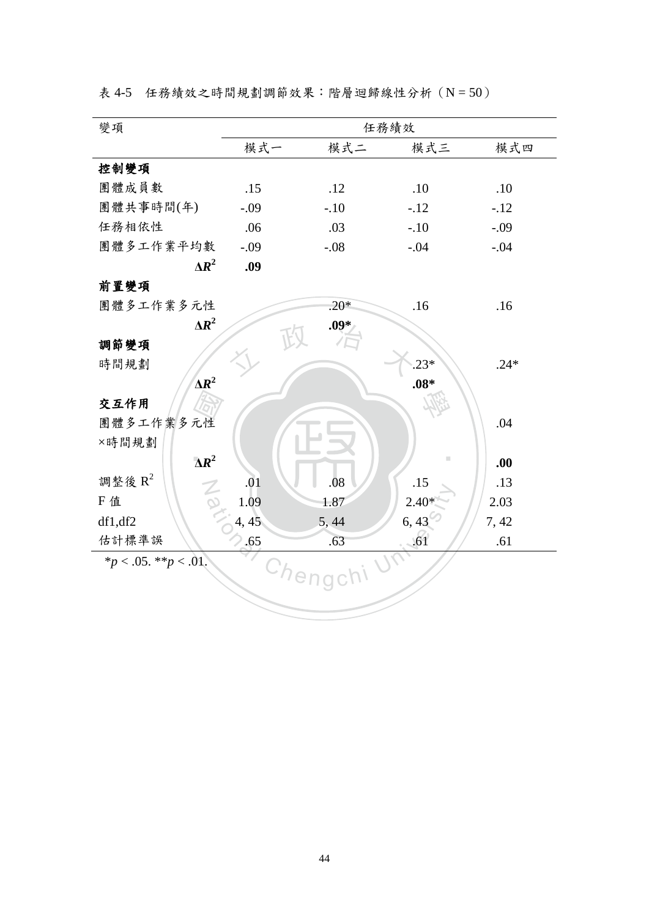表 4-5　任務績效之時間規劃調節效果：階層迴歸線性分析（N = 50）

| 變項 | 任務績效 | | | |
|---|---|---|---|---|
| | 模式一 | 模式二 | 模式三 | 模式四 |
| **控制變項** | | | | |
| 團體成員數 | .15 | .12 | .10 | .10 |
| 團體共事時間(年) | -.09 | -.10 | -.12 | -.12 |
| 任務相依性 | .06 | .03 | -.10 | -.09 |
| 團體多工作業平均數 | -.09 | -.08 | -.04 | -.04 |
| $\Delta R^2$ | **.09** | | | |
| **前置變項** | | | | |
| 團體多工作業多元性 | | .20* | .16 | .16 |
| $\Delta R^2$ | | **.09*** | | |
| **調節變項** | | | | |
| 時間規劃 | | | .23* | .24* |
| $\Delta R^2$ | | | **.08*** | |
| **交互作用** | | | | |
| 團體多工作業多元性×時間規劃 | | | | .04 |
| $\Delta R^2$ | | | | **.00** |
| 調整後 $R^2$ | .01 | .08 | .15 | .13 |
| F 值 | 1.09 | 1.87 | 2.40* | 2.03 |
| df1,df2 | 4, 45 | 5, 44 | 6, 43 | 7, 42 |
| 估計標準誤 | .65 | .63 | .61 | .61 |

*$p < .05$. **$p < .01$.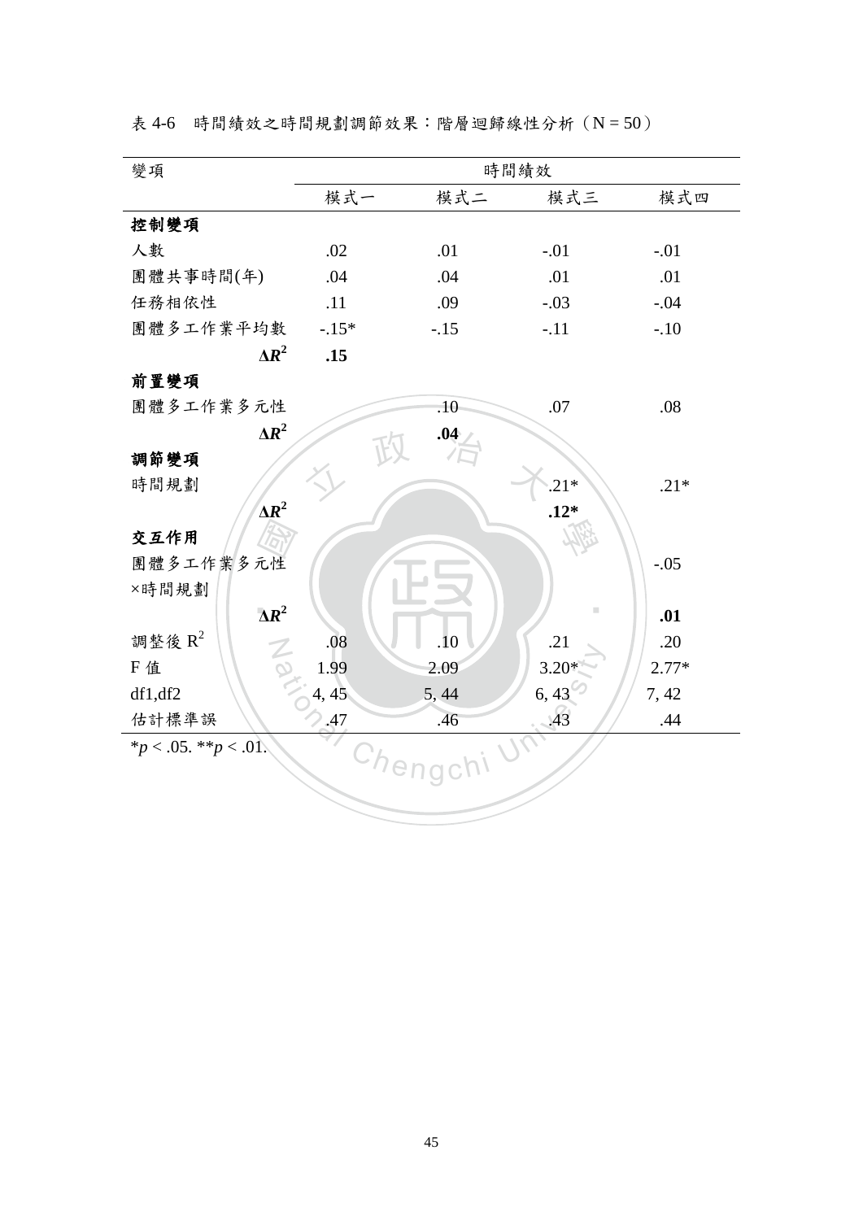表 4-6　時間績效之時間規劃調節效果：階層迴歸線性分析（N = 50）

| 變項 | 時間績效 | | | |
|---|---|---|---|---|
| | 模式一 | 模式二 | 模式三 | 模式四 |
| **控制變項** | | | | |
| 人數 | .02 | .01 | -.01 | -.01 |
| 團體共事時間(年) | .04 | .04 | .01 | .01 |
| 任務相依性 | .11 | .09 | -.03 | -.04 |
| 團體多工作業平均數 | -.15* | -.15 | -.11 | -.10 |
| $\Delta R^2$ | **.15** | | | |
| **前置變項** | | | | |
| 團體多工作業多元性 | | .10 | .07 | .08 |
| $\Delta R^2$ | | **.04** | | |
| **調節變項** | | | | |
| 時間規劃 | | | .21* | .21* |
| $\Delta R^2$ | | | **.12*** | |
| **交互作用** | | | | |
| 團體多工作業多元性 ×時間規劃 | | | | -.05 |
| $\Delta R^2$ | | | | **.01** |
| 調整後 $R^2$ | .08 | .10 | .21 | .20 |
| F 值 | 1.99 | 2.09 | 3.20* | 2.77* |
| df1,df2 | 4, 45 | 5, 44 | 6, 43 | 7, 42 |
| 估計標準誤 | .47 | .46 | .43 | .44 |

$^*p < .05$. $^{**}p < .01$.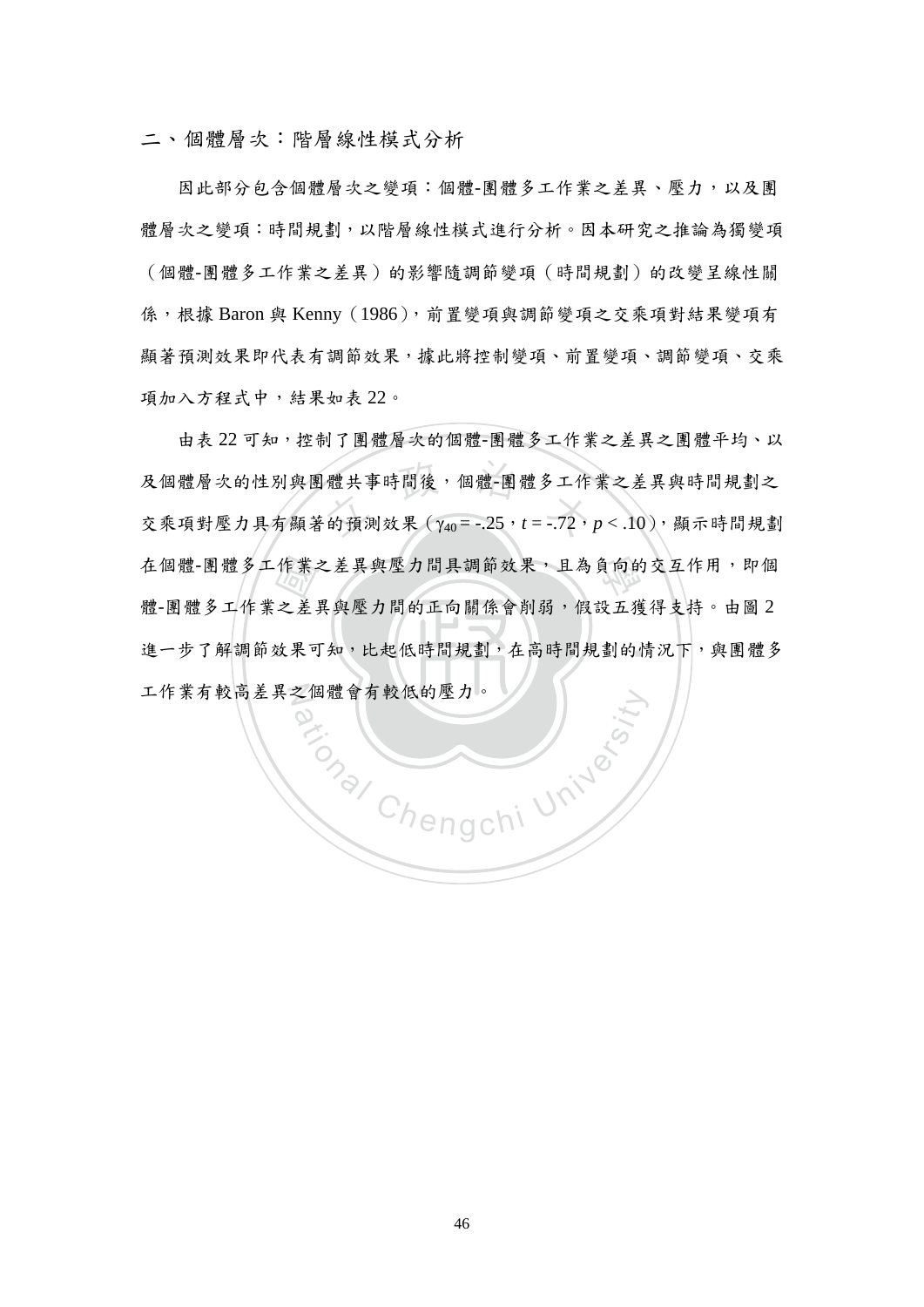## 二、個體層次：階層線性模式分析

因此部分包含個體層次之變項：個體-團體多工作業之差異、壓力，以及團體層次之變項：時間規劃，以階層線性模式進行分析。因本研究之推論為獨變項（個體-團體多工作業之差異）的影響隨調節變項（時間規劃）的改變呈線性關係，根據 Baron 與 Kenny（1986），前置變項與調節變項之交乘項對結果變項有顯著預測效果即代表有調節效果，據此將控制變項、前置變項、調節變項、交乘項加入方程式中，結果如表 22。

由表 22 可知，控制了團體層次的個體-團體多工作業之差異之團體平均、以及個體層次的性別與團體共事時間後，個體-團體多工作業之差異與時間規劃之交乘項對壓力具有顯著的預測效果（$\gamma_{40} = -.25$，$t = -.72$，$p < .10$），顯示時間規劃在個體-團體多工作業之差異與壓力間具調節效果，且為負向的交互作用，即個體-團體多工作業之差異與壓力間的正向關係會削弱，假設五獲得支持。由圖 2 進一步了解調節效果可知，比起低時間規劃，在高時間規劃的情況下，與團體多工作業有較高差異之個體會有較低的壓力。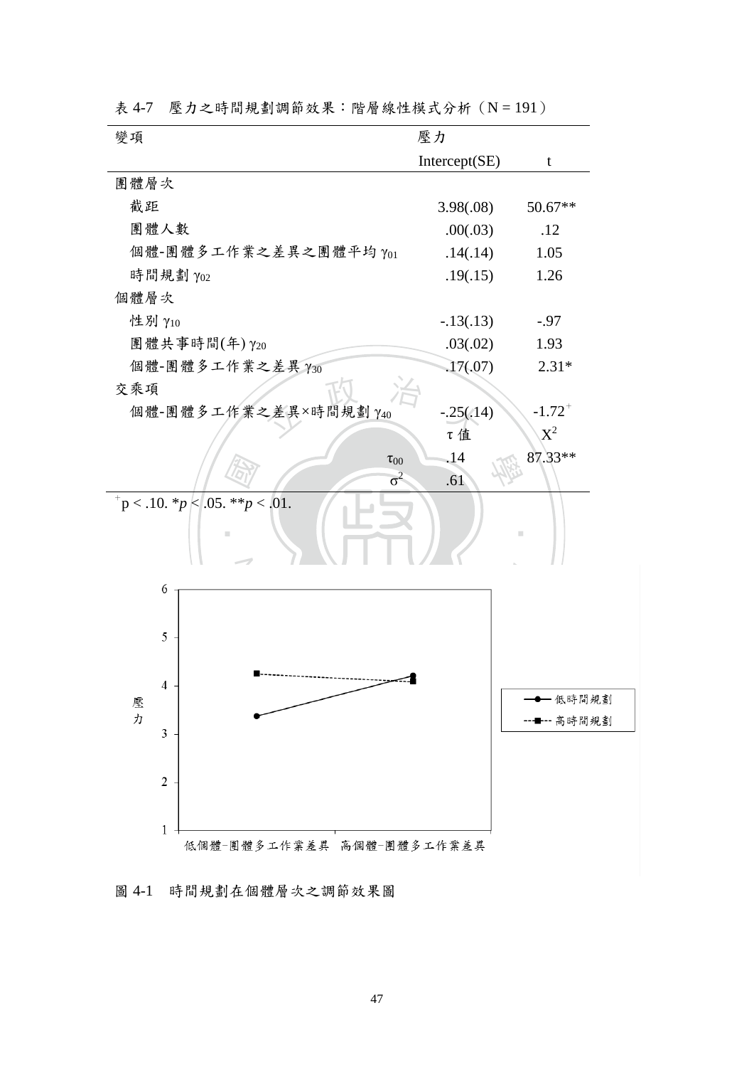表 4-7　壓力之時間規劃調節效果：階層線性模式分析（N = 191）

| 變項 | 壓力 | |
|---|---|---|
| | Intercept(SE) | t |
| 團體層次 | | |
| 截距 | 3.98(.08) | 50.67** |
| 團體人數 | .00(.03) | .12 |
| 個體-團體多工作業之差異之團體平均 $\gamma_{01}$ | .14(.14) | 1.05 |
| 時間規劃 $\gamma_{02}$ | .19(.15) | 1.26 |
| 個體層次 | | |
| 性別 $\gamma_{10}$ | -.13(.13) | -.97 |
| 團體共事時間(年) $\gamma_{20}$ | .03(.02) | 1.93 |
| 個體-團體多工作業之差異 $\gamma_{30}$ | .17(.07) | 2.31* |
| 交乘項 | | |
| 個體-團體多工作業之差異×時間規劃 $\gamma_{40}$ | -.25(.14) | $-1.72^{+}$ |
| | τ 值 | $X^2$ |
| $\tau_{00}$ | .14 | 87.33** |
| $\sigma^2$ | .61 | |

$^{+}p < .10$. $^{*}p < .05$. $^{**}p < .01$.

圖 4-1　時間規劃在個體層次之調節效果圖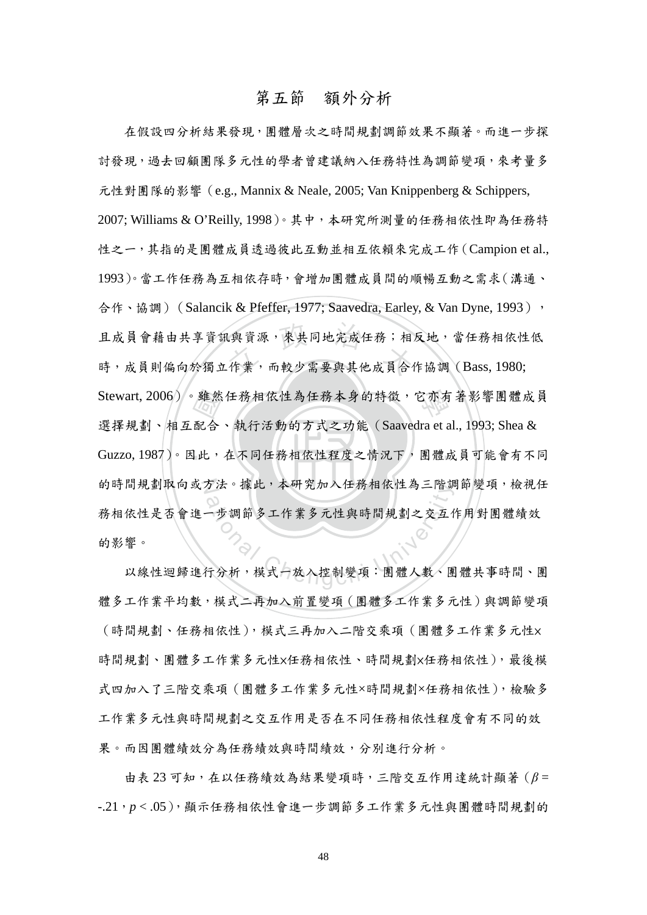## 第五節　額外分析

在假設四分析結果發現，團體層次之時間規劃調節效果不顯著。而進一步探討發現，過去回顧團隊多元性的學者曾建議納入任務特性為調節變項，來考量多元性對團隊的影響（e.g., Mannix & Neale, 2005; Van Knippenberg & Schippers, 2007; Williams & O'Reilly, 1998）。其中，本研究所測量的任務相依性即為任務特性之一，其指的是團體成員透過彼此互動並相互依賴來完成工作（Campion et al., 1993）。當工作任務為互相依存時，會增加團體成員間的順暢互動之需求（溝通、合作、協調）（Salancik & Pfeffer, 1977; Saavedra, Earley, & Van Dyne, 1993），且成員會藉由共享資訊與資源，來共同地完成任務；相反地，當任務相依性低時，成員則偏向於獨立作業，而較少需要與其他成員合作協調（Bass, 1980; Stewart, 2006）。雖然任務相依性為任務本身的特徵，它亦有著影響團體成員選擇規劃、相互配合、執行活動的方式之功能（Saavedra et al., 1993; Shea & Guzzo, 1987）。因此，在不同任務相依性程度之情況下，團體成員可能會有不同的時間規劃取向或方法。據此，本研究加入任務相依性為三階調節變項，檢視任務相依性是否會進一步調節多工作業多元性與時間規劃之交互作用對團體績效的影響。

以線性迴歸進行分析，模式一放入控制變項：團體人數、團體共事時間、團體多工作業平均數，模式二再加入前置變項（團體多工作業多元性）與調節變項（時間規劃、任務相依性），模式三再加入二階交乘項（團體多工作業多元性×時間規劃、團體多工作業多元性×任務相依性、時間規劃×任務相依性），最後模式四加入了三階交乘項（團體多工作業多元性×時間規劃×任務相依性），檢驗多工作業多元性與時間規劃之交互作用是否在不同任務相依性程度會有不同的效果。而因團體績效分為任務績效與時間績效，分別進行分析。

由表 23 可知，在以任務績效為結果變項時，三階交互作用達統計顯著（$\beta$ = -.21，$p$ < .05），顯示任務相依性會進一步調節多工作業多元性與團體時間規劃的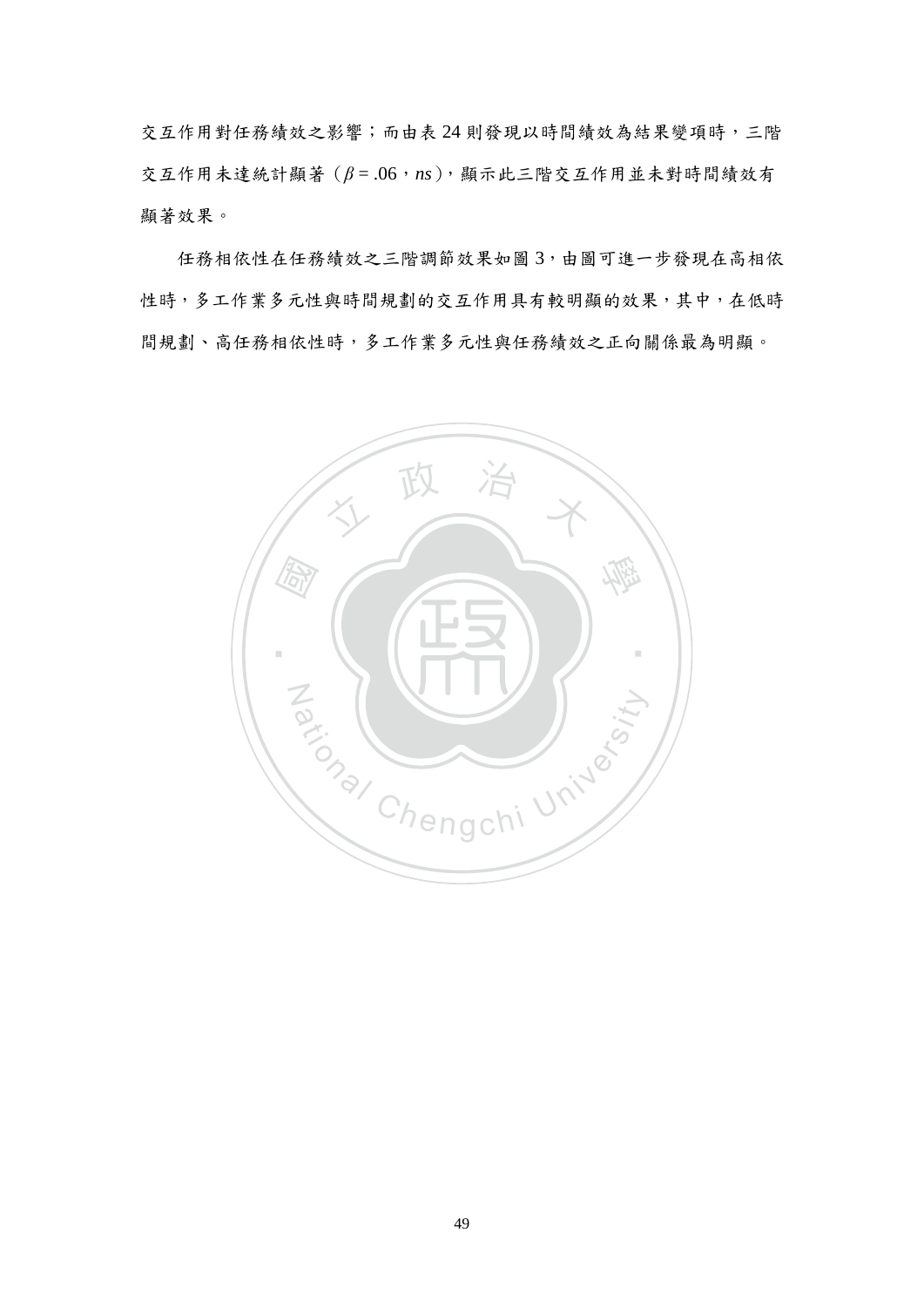交互作用對任務績效之影響；而由表 24 則發現以時間績效為結果變項時，三階交互作用未達統計顯著（$\beta = .06$，*ns*），顯示此三階交互作用並未對時間績效有顯著效果。

任務相依性在任務績效之三階調節效果如圖 3，由圖可進一步發現在高相依性時，多工作業多元性與時間規劃的交互作用具有較明顯的效果，其中，在低時間規劃、高任務相依性時，多工作業多元性與任務績效之正向關係最為明顯。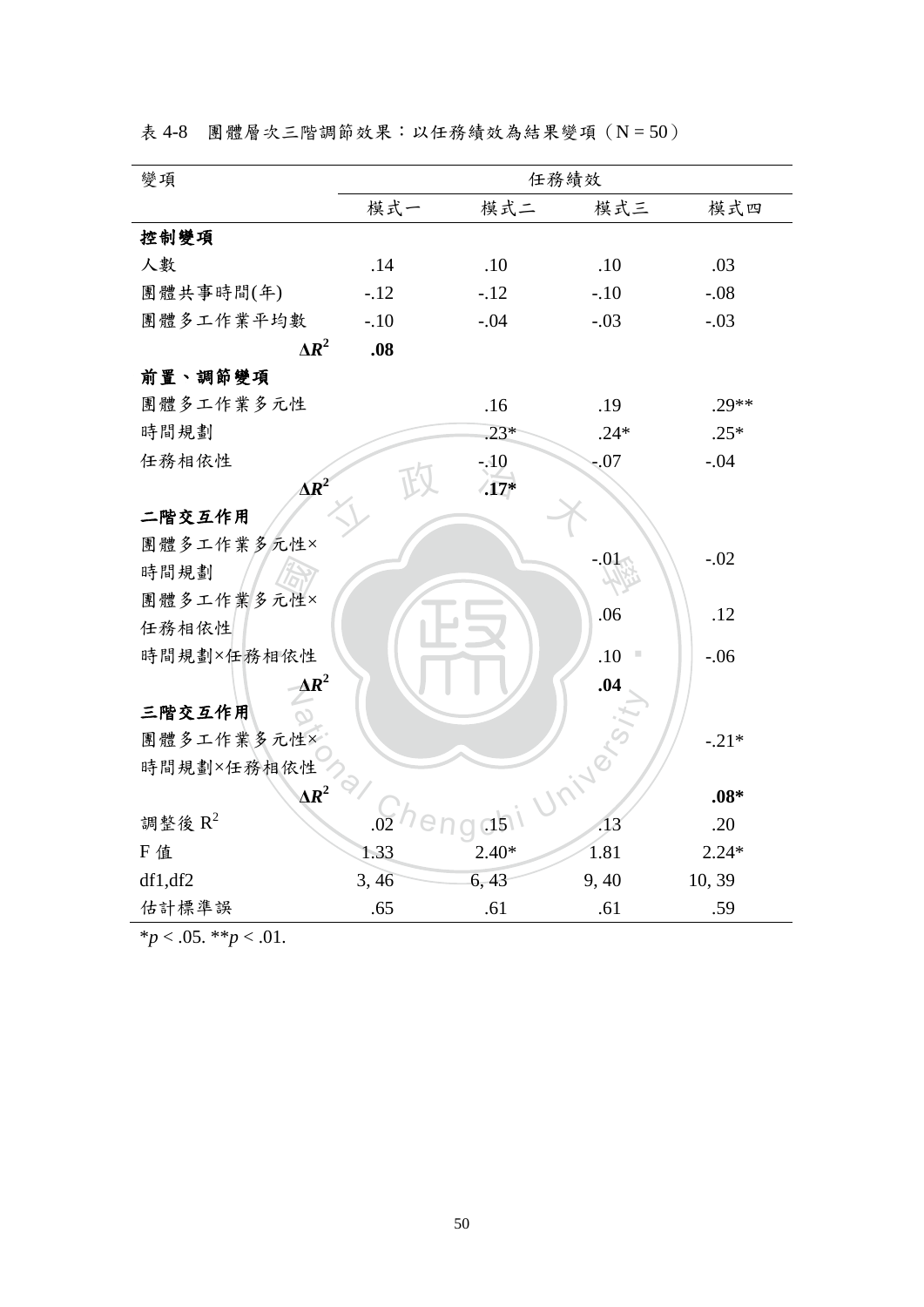表 4-8　團體層次三階調節效果：以任務績效為結果變項（N = 50）

| 變項 | 任務績效 | | | |
|---|---|---|---|---|
| | 模式一 | 模式二 | 模式三 | 模式四 |
| **控制變項** | | | | |
| 人數 | .14 | .10 | .10 | .03 |
| 團體共事時間(年) | -.12 | -.12 | -.10 | -.08 |
| 團體多工作業平均數 | -.10 | -.04 | -.03 | -.03 |
| $\Delta R^2$ | **.08** | | | |
| **前置、調節變項** | | | | |
| 團體多工作業多元性 | | .16 | .19 | .29** |
| 時間規劃 | | .23* | .24* | .25* |
| 任務相依性 | | -.10 | -.07 | -.04 |
| $\Delta R^2$ | | **.17*** | | |
| **二階交互作用** | | | | |
| 團體多工作業多元性×時間規劃 | | | -.01 | -.02 |
| 團體多工作業多元性×任務相依性 | | | .06 | .12 |
| 時間規劃×任務相依性 | | | .10 | -.06 |
| $\Delta R^2$ | | | **.04** | |
| **三階交互作用** | | | | |
| 團體多工作業多元性×時間規劃×任務相依性 | | | | -.21* |
| $\Delta R^2$ | | | | **.08*** |
| 調整後 $R^2$ | .02 | .15 | .13 | .20 |
| F 值 | 1.33 | 2.40* | 1.81 | 2.24* |
| df1,df2 | 3, 46 | 6, 43 | 9, 40 | 10, 39 |
| 估計標準誤 | .65 | .61 | .61 | .59 |

*$p < .05$. **$p < .01$.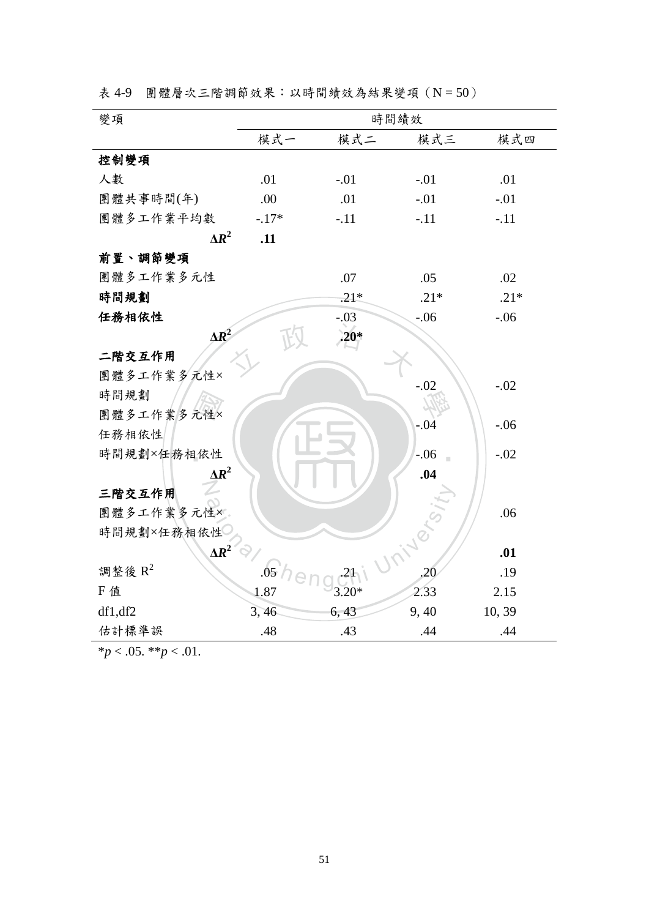表 4-9　團體層次三階調節效果：以時間績效為結果變項（N = 50）

| 變項 | 時間績效 | | | |
|---|---|---|---|---|
| | 模式一 | 模式二 | 模式三 | 模式四 |
| **控制變項** | | | | |
| 人數 | .01 | -.01 | -.01 | .01 |
| 團體共事時間(年) | .00 | .01 | -.01 | -.01 |
| 團體多工作業平均數 | -.17* | -.11 | -.11 | -.11 |
| $\Delta R^2$ | **.11** | | | |
| **前置、調節變項** | | | | |
| 團體多工作業多元性 | | .07 | .05 | .02 |
| **時間規劃** | | .21* | .21* | .21* |
| **任務相依性** | | -.03 | -.06 | -.06 |
| $\Delta R^2$ | | **.20*** | | |
| **二階交互作用** | | | | |
| 團體多工作業多元性×時間規劃 | | | -.02 | -.02 |
| 團體多工作業多元性×任務相依性 | | | -.04 | -.06 |
| 時間規劃×任務相依性 | | | -.06 | -.02 |
| $\Delta R^2$ | | | **.04** | |
| **三階交互作用** | | | | |
| 團體多工作業多元性×時間規劃×任務相依性 | | | | .06 |
| $\Delta R^2$ | | | | **.01** |
| 調整後 $R^2$ | .05 | .21 | .20 | .19 |
| F 值 | 1.87 | 3.20* | 2.33 | 2.15 |
| df1,df2 | 3, 46 | 6, 43 | 9, 40 | 10, 39 |
| 估計標準誤 | .48 | .43 | .44 | .44 |

*$p < .05$. **$p < .01$.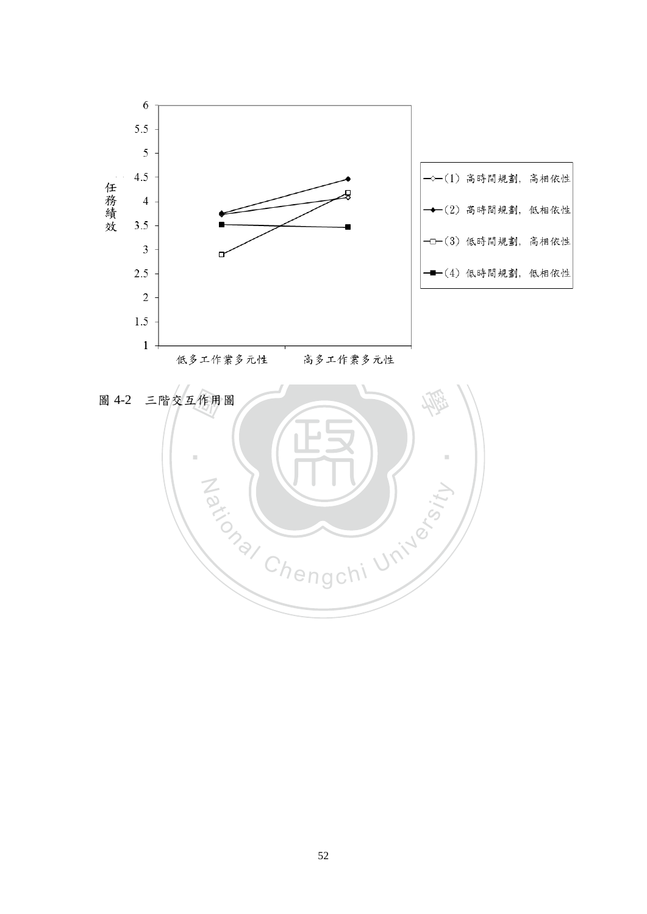任務績效

| | 低多工作業多元性 | 高多工作業多元性 |
|---|---|---|
| (1) 高時間規劃，高相依性 | | |
| (2) 高時間規劃，低相依性 | | |
| (3) 低時間規劃，高相依性 | | |
| (4) 低時間規劃，低相依性 | | |

圖 4-2　三階交互作用圖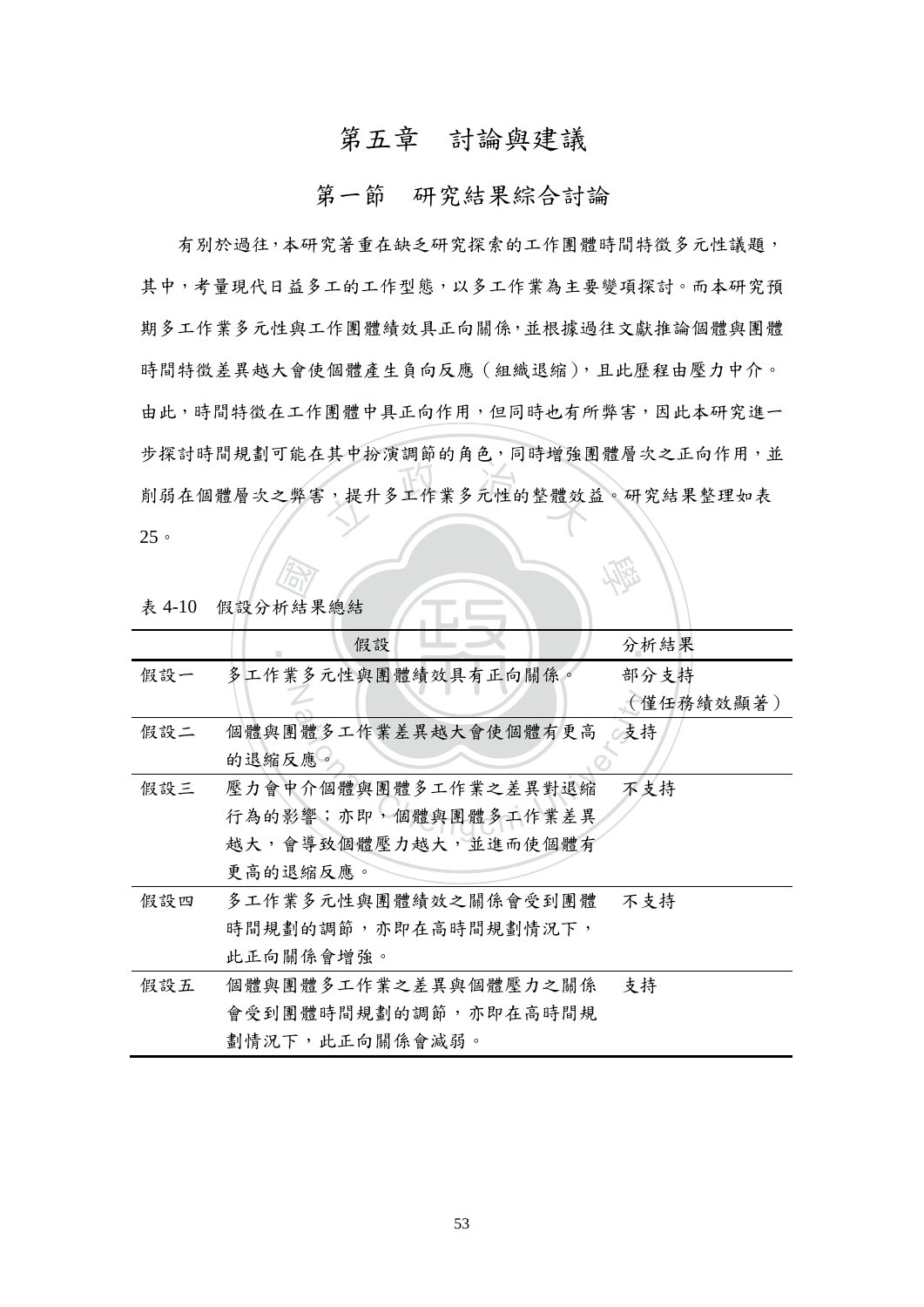# 第五章　討論與建議

## 第一節　研究結果綜合討論

有別於過往，本研究著重在缺乏研究探索的工作團體時間特徵多元性議題，其中，考量現代日益多工的工作型態，以多工作業為主要變項探討。而本研究預期多工作業多元性與工作團體績效具正向關係，並根據過往文獻推論個體與團體時間特徵差異越大會使個體產生負向反應（組織退縮），且此歷程由壓力中介。由此，時間特徵在工作團體中具正向作用，但同時也有所弊害，因此本研究進一步探討時間規劃可能在其中扮演調節的角色，同時增強團體層次之正向作用，並削弱在個體層次之弊害，提升多工作業多元性的整體效益。研究結果整理如表 25。

表 4-10　假設分析結果總結

| | 假設 | 分析結果 |
|---|---|---|
| 假設一 | 多工作業多元性與團體績效具有正向關係。 | 部分支持（僅任務績效顯著） |
| 假設二 | 個體與團體多工作業差異越大會使個體有更高的退縮反應。 | 支持 |
| 假設三 | 壓力會中介個體與團體多工作業之差異對退縮行為的影響；亦即，個體與團體多工作業差異越大，會導致個體壓力越大，並進而使個體有更高的退縮反應。 | 不支持 |
| 假設四 | 多工作業多元性與團體績效之關係會受到團體時間規劃的調節，亦即在高時間規劃情況下，此正向關係會增強。 | 不支持 |
| 假設五 | 個體與團體多工作業之差異與個體壓力之關係會受到團體時間規劃的調節，亦即在高時間規劃情況下，此正向關係會減弱。 | 支持 |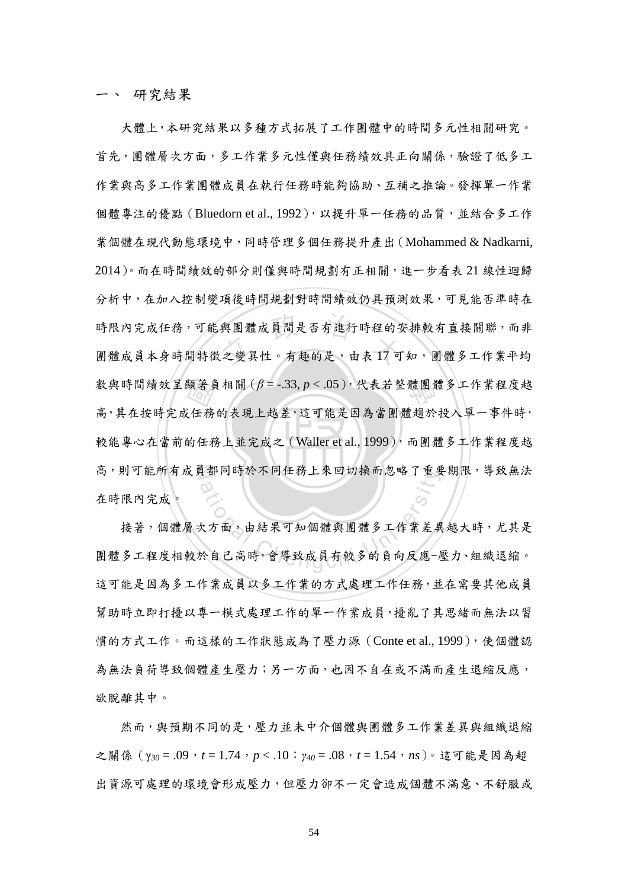## 一、 研究結果

大體上，本研究結果以多種方式拓展了工作團體中的時間多元性相關研究。首先，團體層次方面，多工作業多元性僅與任務績效具正向關係，驗證了低多工作業與高多工作業團體成員在執行任務時能夠協助、互補之推論。發揮單一作業個體專注的優點（Bluedorn et al., 1992），以提升單一任務的品質，並結合多工作業個體在現代動態環境中，同時管理多個任務提升產出（Mohammed & Nadkarni, 2014）。而在時間績效的部分則僅與時間規劃有正相關，進一步看表 21 線性迴歸分析中，在加入控制變項後時間規劃對時間績效仍具預測效果，可見能否準時在時限內完成任務，可能與團體成員間是否有進行時程的安排較有直接關聯，而非團體成員本身時間特徵之變異性。有趣的是，由表 17 可知，團體多工作業平均數與時間績效呈顯著負相關（$\beta = -.33, p < .05$），代表若整體團體多工作業程度越高，其在按時完成任務的表現上越差，這可能是因為當團體趨於投入單一事件時，較能專心在當前的任務上並完成之（Waller et al., 1999），而團體多工作業程度越高，則可能所有成員都同時於不同任務上來回切換而忽略了重要期限，導致無法在時限內完成。

接著，個體層次方面，由結果可知個體與團體多工作業差異越大時，尤其是團體多工程度相較於自己高時，會導致成員有較多的負向反應−壓力、組織退縮。這可能是因為多工作業成員以多工作業的方式處理工作任務，並在需要其他成員幫助時立即打擾以專一模式處理工作的單一作業成員，擾亂了其思緒而無法以習慣的方式工作。而這樣的工作狀態成為了壓力源（Conte et al., 1999），使個體認為無法負荷導致個體產生壓力；另一方面，也因不自在或不滿而產生退縮反應，欲脫離其中。

然而，與預期不同的是，壓力並未中介個體與團體多工作業差異與組織退縮之關係（$\gamma_{30} = .09$，$t = 1.74$，$p < .10$；$\gamma_{40} = .08$，$t = 1.54$，$ns$）。這可能是因為超出資源可處理的環境會形成壓力，但壓力卻不一定會造成個體不滿意、不舒服或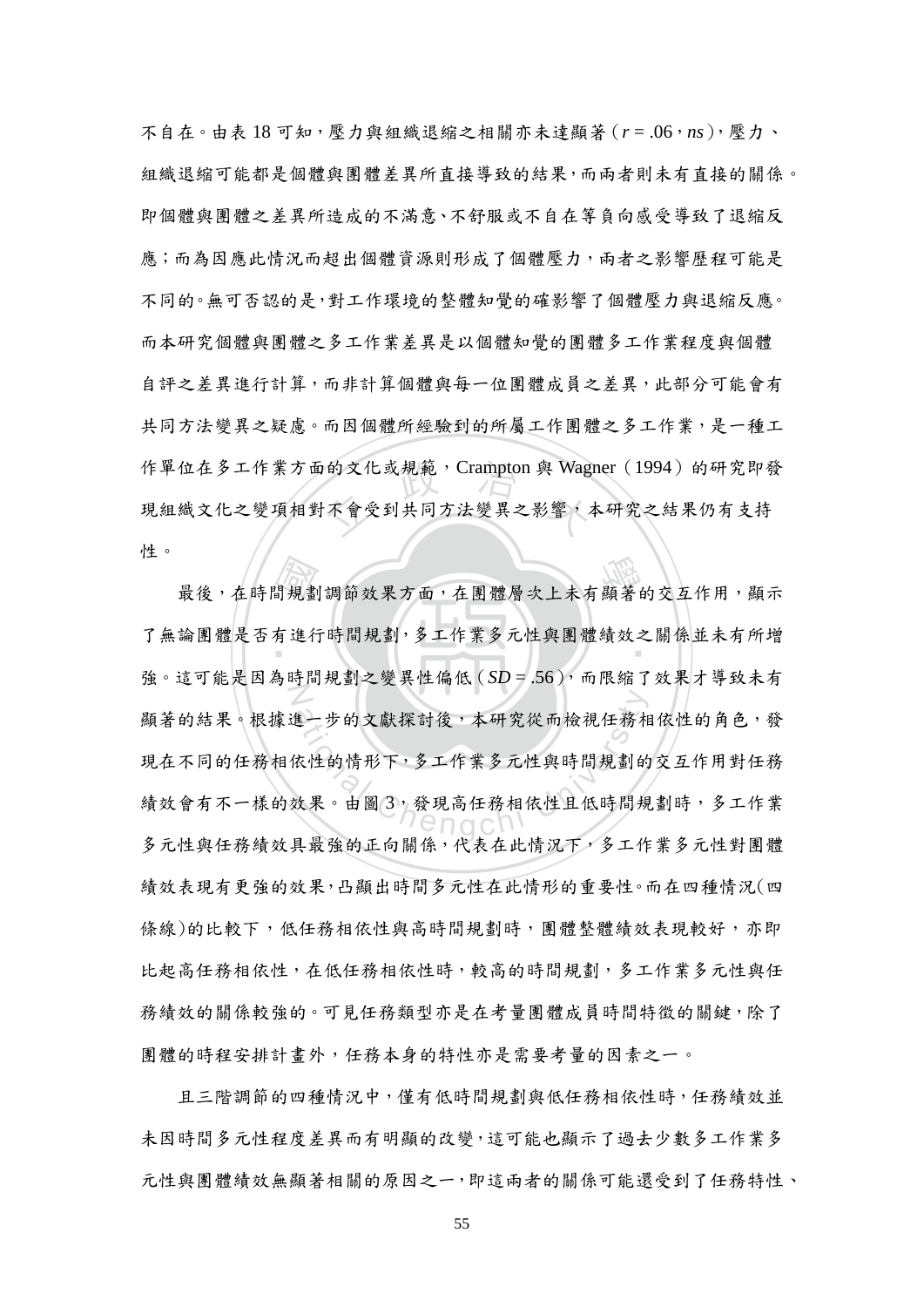不自在。由表 18 可知，壓力與組織退縮之相關亦未達顯著（$r$ = .06，$ns$），壓力、組織退縮可能都是個體與團體差異所直接導致的結果，而兩者則未有直接的關係。即個體與團體之差異所造成的不滿意、不舒服或不自在等負向感受導致了退縮反應；而為因應此情況而超出個體資源則形成了個體壓力，兩者之影響歷程可能是不同的。無可否認的是，對工作環境的整體知覺的確影響了個體壓力與退縮反應。而本研究個體與團體之多工作業差異是以個體知覺的團體多工作業程度與個體自評之差異進行計算，而非計算個體與每一位團體成員之差異，此部分可能會有共同方法變異之疑慮。而因個體所經驗到的所屬工作團體之多工作業，是一種工作單位在多工作業方面的文化或規範，Crampton 與 Wagner（1994）的研究即發現組織文化之變項相對不會受到共同方法變異之影響，本研究之結果仍有支持性。

最後，在時間規劃調節效果方面，在團體層次上未有顯著的交互作用，顯示了無論團體是否有進行時間規劃，多工作業多元性與團體績效之關係並未有所增強。這可能是因為時間規劃之變異性偏低（$SD$ = .56），而限縮了效果才導致未有顯著的結果。根據進一步的文獻探討後，本研究從而檢視任務相依性的角色，發現在不同的任務相依性的情形下，多工作業多元性與時間規劃的交互作用對任務績效會有不一樣的效果。由圖 3，發現高任務相依性且低時間規劃時，多工作業多元性與任務績效具最強的正向關係，代表在此情況下，多工作業多元性對團體績效表現有更強的效果，凸顯出時間多元性在此情形的重要性。而在四種情況(四條線)的比較下，低任務相依性與高時間規劃時，團體整體績效表現較好，亦即比起高任務相依性，在低任務相依性時，較高的時間規劃，多工作業多元性與任務績效的關係較強的。可見任務類型亦是在考量團體成員時間特徵的關鍵，除了團體的時程安排計畫外，任務本身的特性亦是需要考量的因素之一。

且三階調節的四種情況中，僅有低時間規劃與低任務相依性時，任務績效並未因時間多元性程度差異而有明顯的改變，這可能也顯示了過去少數多工作業多元性與團體績效無顯著相關的原因之一，即這兩者的關係可能還受到了任務特性、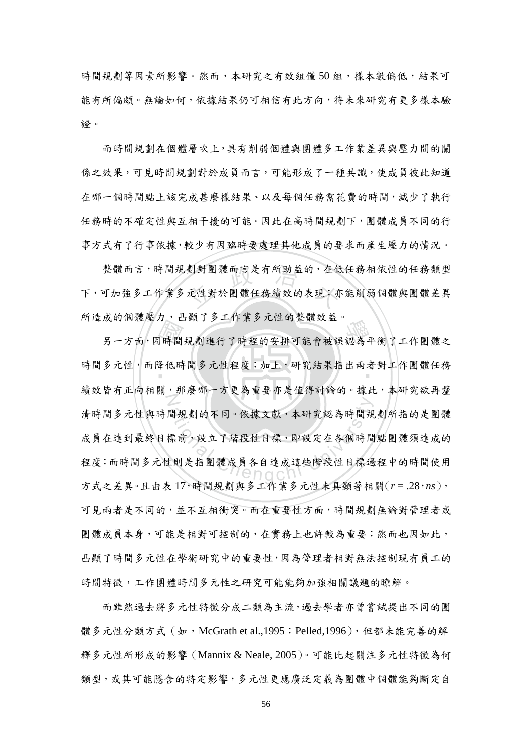時間規劃等因素所影響。然而，本研究之有效組僅 50 組，樣本數偏低，結果可能有所偏頗。無論如何，依據結果仍可相信有此方向，待未來研究有更多樣本驗證。

而時間規劃在個體層次上，具有削弱個體與團體多工作業差異與壓力間的關係之效果，可見時間規劃對於成員而言，可能形成了一種共識，使成員彼此知道在哪一個時間點上該完成甚麼樣結果、以及每個任務需花費的時間，減少了執行任務時的不確定性與互相干擾的可能。因此在高時間規劃下，團體成員不同的行事方式有了行事依據，較少有因臨時要處理其他成員的要求而產生壓力的情況。

整體而言，時間規劃對團體而言是有所助益的，在低任務相依性的任務類型下，可加強多工作業多元性對於團體任務績效的表現；亦能削弱個體與團體差異所造成的個體壓力，凸顯了多工作業多元性的整體效益。

另一方面，因時間規劃進行了時程的安排可能會被誤認為平衡了工作團體之時間多元性，而降低時間多元性程度；加上，研究結果指出兩者對工作團體任務績效皆有正向相關，那麼哪一方更為重要亦是值得討論的。據此，本研究欲再釐清時間多元性與時間規劃的不同。依據文獻，本研究認為時間規劃所指的是團體成員在達到最終目標前，設立了階段性目標，即設定在各個時間點團體須達成的程度；而時間多元性則是指團體成員各自達成這些階段性目標過程中的時間使用方式之差異。且由表 17，時間規劃與多工作業多元性未具顯著相關（$r = .28$，*ns*），可見兩者是不同的，並不互相衝突。而在重要性方面，時間規劃無論對管理者或團體成員本身，可能是相對可控制的，在實務上也許較為重要；然而也因如此，凸顯了時間多元性在學術研究中的重要性，因為管理者相對無法控制現有員工的時間特徵，工作團體時間多元性之研究可能能夠加強相關議題的瞭解。

而雖然過去將多元性特徵分成二類為主流，過去學者亦曾嘗試提出不同的團體多元性分類方式（如，McGrath et al.,1995；Pelled,1996），但都未能完善的解釋多元性所形成的影響（Mannix & Neale, 2005）。可能比起關注多元性特徵為何類型，或其可能隱含的特定影響，多元性更應廣泛定義為團體中個體能夠斷定自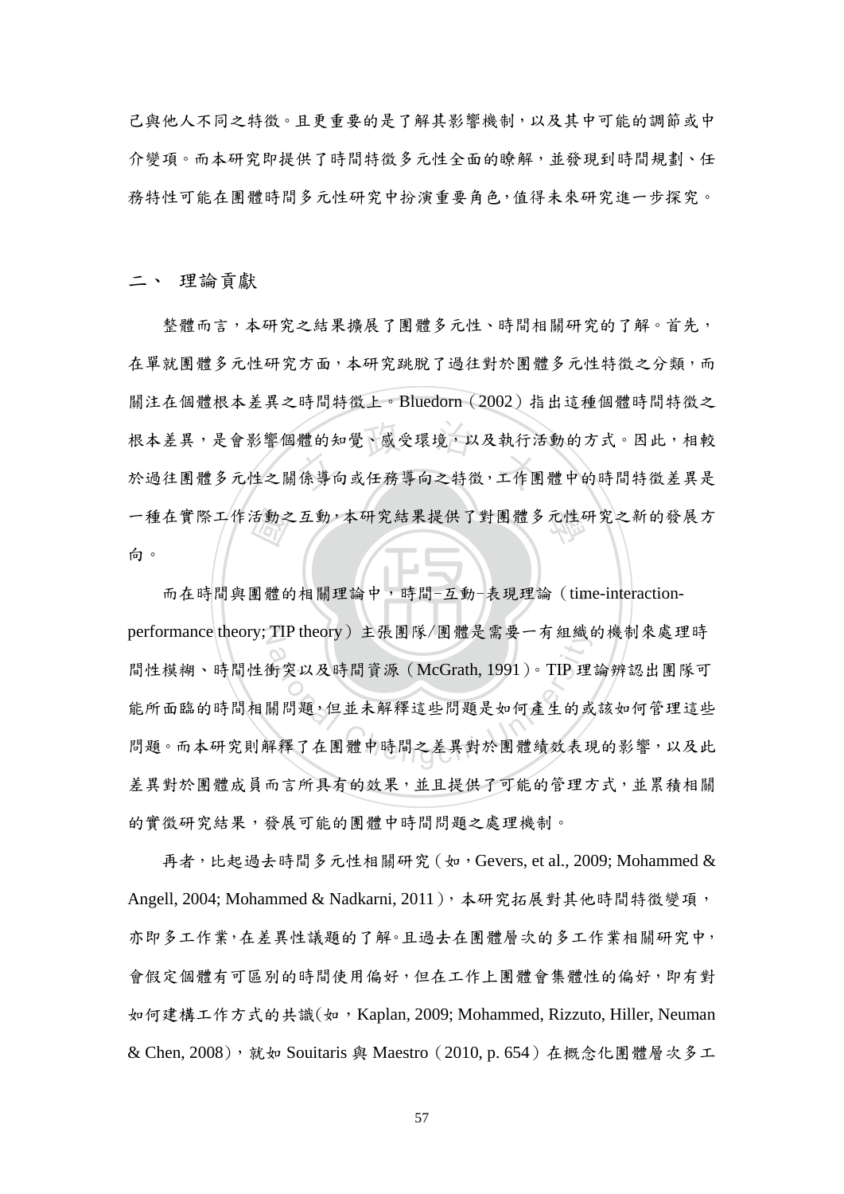己與他人不同之特徵。且更重要的是了解其影響機制，以及其中可能的調節或中介變項。而本研究即提供了時間特徵多元性全面的瞭解，並發現到時間規劃、任務特性可能在團體時間多元性研究中扮演重要角色，值得未來研究進一步探究。

## 二、 理論貢獻

整體而言，本研究之結果擴展了團體多元性、時間相關研究的了解。首先，在單就團體多元性研究方面，本研究跳脫了過往對於團體多元性特徵之分類，而關注在個體根本差異之時間特徵上。Bluedorn（2002）指出這種個體時間特徵之根本差異，是會影響個體的知覺、感受環境，以及執行活動的方式。因此，相較於過往團體多元性之關係導向或任務導向之特徵，工作團體中的時間特徵差異是一種在實際工作活動之互動，本研究結果提供了對團體多元性研究之新的發展方向。

而在時間與團體的相關理論中，時間−互動−表現理論（time-interaction-performance theory; TIP theory）主張團隊/團體是需要一有組織的機制來處理時間性模糊、時間性衝突以及時間資源（McGrath, 1991）。TIP 理論辨認出團隊可能所面臨的時間相關問題，但並未解釋這些問題是如何產生的或該如何管理這些問題。而本研究則解釋了在團體中時間之差異對於團體績效表現的影響，以及此差異對於團體成員而言所具有的效果，並且提供了可能的管理方式，並累積相關的實徵研究結果，發展可能的團體中時間問題之處理機制。

再者，比起過去時間多元性相關研究（如，Gevers, et al., 2009; Mohammed & Angell, 2004; Mohammed & Nadkarni, 2011），本研究拓展對其他時間特徵變項，亦即多工作業，在差異性議題的了解。且過去在團體層次的多工作業相關研究中，會假定個體有可區別的時間使用偏好，但在工作上團體會集體性的偏好，即有對如何建構工作方式的共識(如，Kaplan, 2009; Mohammed, Rizzuto, Hiller, Neuman & Chen, 2008)，就如 Souitaris 與 Maestro（2010, p. 654）在概念化團體層次多工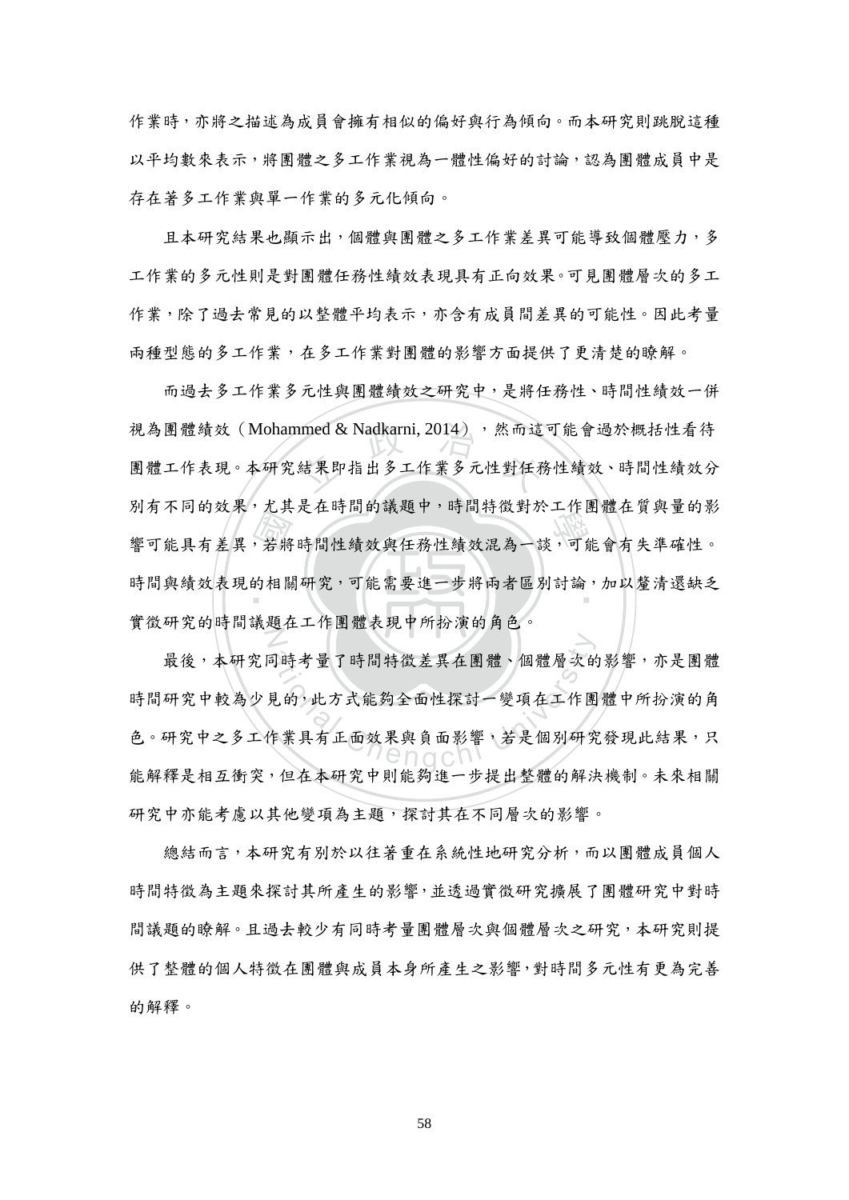作業時，亦將之描述為成員會擁有相似的偏好與行為傾向。而本研究則跳脫這種以平均數來表示，將團體之多工作業視為一體性偏好的討論，認為團體成員中是存在著多工作業與單一作業的多元化傾向。

且本研究結果也顯示出，個體與團體之多工作業差異可能導致個體壓力，多工作業的多元性則是對團體任務性績效表現具有正向效果。可見團體層次的多工作業，除了過去常見的以整體平均表示，亦含有成員間差異的可能性。因此考量兩種型態的多工作業，在多工作業對團體的影響方面提供了更清楚的瞭解。

而過去多工作業多元性與團體績效之研究中，是將任務性、時間性績效一併視為團體績效（Mohammed & Nadkarni, 2014），然而這可能會過於概括性看待團體工作表現。本研究結果即指出多工作業多元性對任務性績效、時間性績效分別有不同的效果，尤其是在時間的議題中，時間特徵對於工作團體在質與量的影響可能具有差異，若將時間性績效與任務性績效混為一談，可能會有失準確性。時間與績效表現的相關研究，可能需要進一步將兩者區別討論，加以釐清還缺乏實徵研究的時間議題在工作團體表現中所扮演的角色。

最後，本研究同時考量了時間特徵差異在團體、個體層次的影響，亦是團體時間研究中較為少見的，此方式能夠全面性探討一變項在工作團體中所扮演的角色。研究中之多工作業具有正面效果與負面影響，若是個別研究發現此結果，只能解釋是相互衝突，但在本研究中則能夠進一步提出整體的解決機制。未來相關研究中亦能考慮以其他變項為主題，探討其在不同層次的影響。

總結而言，本研究有別於以往著重在系統性地研究分析，而以團體成員個人時間特徵為主題來探討其所產生的影響，並透過實徵研究擴展了團體研究中對時間議題的瞭解。且過去較少有同時考量團體層次與個體層次之研究，本研究則提供了整體的個人特徵在團體與成員本身所產生之影響，對時間多元性有更為完善的解釋。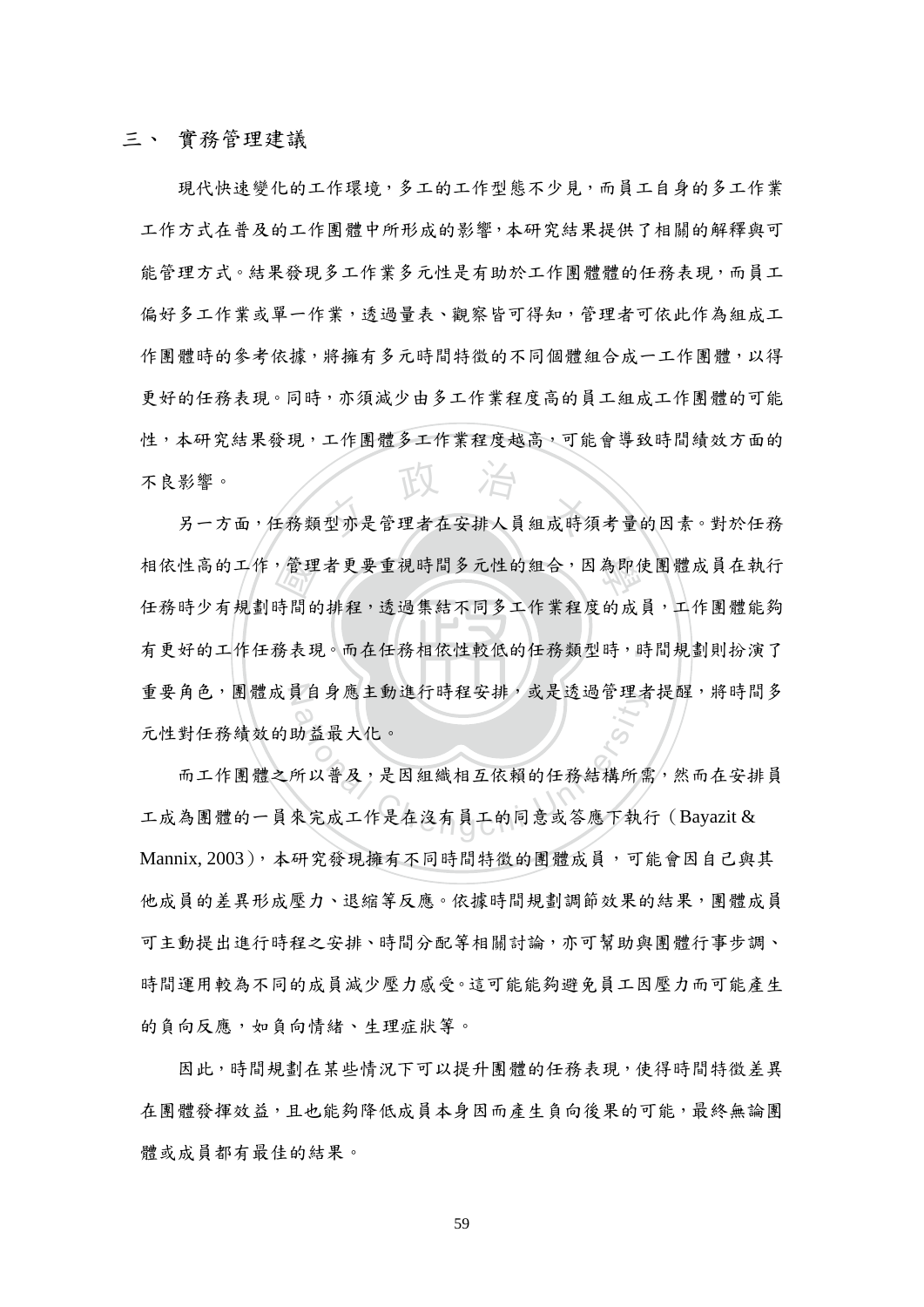### 三、 實務管理建議

現代快速變化的工作環境，多工的工作型態不少見，而員工自身的多工作業工作方式在普及的工作團體中所形成的影響，本研究結果提供了相關的解釋與可能管理方式。結果發現多工作業多元性是有助於工作團體體的任務表現，而員工偏好多工作業或單一作業，透過量表、觀察皆可得知，管理者可依此作為組成工作團體時的參考依據，將擁有多元時間特徵的不同個體組合成一工作團體，以得更好的任務表現。同時，亦須減少由多工作業程度高的員工組成工作團體的可能性，本研究結果發現，工作團體多工作業程度越高，可能會導致時間績效方面的不良影響。

另一方面，任務類型亦是管理者在安排人員組成時須考量的因素。對於任務相依性高的工作，管理者更要重視時間多元性的組合，因為即使團體成員在執行任務時少有規劃時間的排程，透過集結不同多工作業程度的成員，工作團體能夠有更好的工作任務表現。而在任務相依性較低的任務類型時，時間規劃則扮演了重要角色，團體成員自身應主動進行時程安排，或是透過管理者提醒，將時間多元性對任務績效的助益最大化。

而工作團體之所以普及，是因組織相互依賴的任務結構所需，然而在安排員工成為團體的一員來完成工作是在沒有員工的同意或答應下執行（Bayazit & Mannix, 2003），本研究發現擁有不同時間特徵的團體成員，可能會因自己與其他成員的差異形成壓力、退縮等反應。依據時間規劃調節效果的結果，團體成員可主動提出進行時程之安排、時間分配等相關討論，亦可幫助與團體行事步調、時間運用較為不同的成員減少壓力感受。這可能能夠避免員工因壓力而可能產生的負向反應，如負向情緒、生理症狀等。

因此，時間規劃在某些情況下可以提升團體的任務表現，使得時間特徵差異在團體發揮效益，且也能夠降低成員本身因而產生負向後果的可能，最終無論團體或成員都有最佳的結果。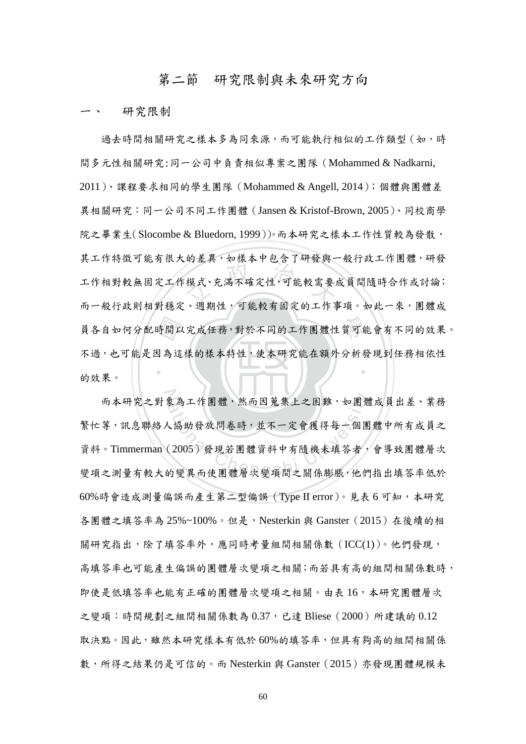## 第二節　研究限制與未來研究方向

### 一、　研究限制

過去時間相關研究之樣本多為同來源，而可能執行相似的工作類型（如，時間多元性相關研究:同一公司中負責相似專案之團隊（Mohammed & Nadkarni, 2011）、課程要求相同的學生團隊（Mohammed & Angell, 2014）；個體與團體差異相關研究：同一公司不同工作團體（Jansen & Kristof-Brown, 2005）、同校商學院之畢業生（Slocombe & Bluedorn, 1999））。而本研究之樣本工作性質較為發散，其工作特徵可能有很大的差異，如樣本中包含了研發與一般行政工作團體，研發工作相對較無固定工作模式、充滿不確定性，可能較需要成員間隨時合作或討論；而一般行政則相對穩定、週期性，可能較有固定的工作事項。如此一來，團體成員各自如何分配時間以完成任務，對於不同的工作團體性質可能會有不同的效果。不過，也可能是因為這樣的樣本特性，使本研究能在額外分析發現到任務相依性的效果。

而本研究之對象為工作團體，然而因蒐集上之困難，如團體成員出差、業務繁忙等，訊息聯絡人協助發放問卷時，並不一定會獲得每一個團體中所有成員之資料。Timmerman（2005）發現若團體資料中有隨機未填答者，會導致團體層次變項之測量有較大的變異而使團體層次變項間之關係膨脹，他們指出填答率低於60%時會造成測量偏誤而產生第二型偏誤（Type II error）。見表 6 可知，本研究各團體之填答率為 25%~100%。但是，Nesterkin 與 Ganster（2015）在後續的相關研究指出，除了填答率外，應同時考量組間相關係數（ICC(1)）。他們發現，高填答率也可能產生偏誤的團體層次變項之相關；而若具有高的組間相關係數時，即使是低填答率也能有正確的團體層次變項之相關。由表 16，本研究團體層次之變項：時間規劃之組間相關係數為 0.37，已達 Bliese（2000）所建議的 0.12 取決點。因此，雖然本研究樣本有低於 60%的填答率，但具有夠高的組間相關係數，所得之結果仍是可信的。而 Nesterkin 與 Ganster（2015）亦發現團體規模未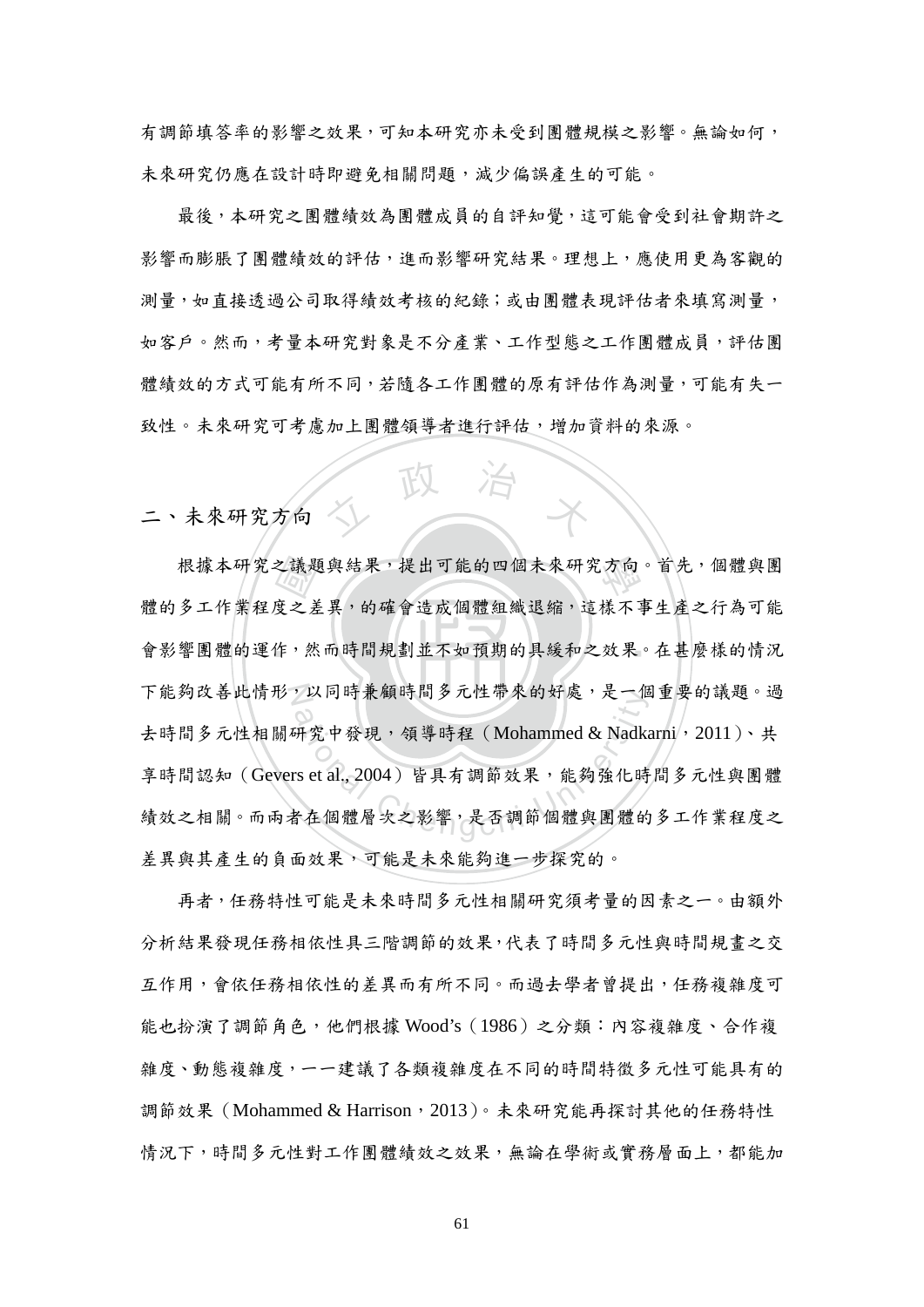有調節填答率的影響之效果，可知本研究亦未受到團體規模之影響。無論如何，未來研究仍應在設計時即避免相關問題，減少偏誤產生的可能。

最後，本研究之團體績效為團體成員的自評知覺，這可能會受到社會期許之影響而膨脹了團體績效的評估，進而影響研究結果。理想上，應使用更為客觀的測量，如直接透過公司取得績效考核的紀錄；或由團體表現評估者來填寫測量，如客戶。然而，考量本研究對象是不分產業、工作型態之工作團體成員，評估團體績效的方式可能有所不同，若隨各工作團體的原有評估作為測量，可能有失一致性。未來研究可考慮加上團體領導者進行評估，增加資料的來源。

## 二、未來研究方向

根據本研究之議題與結果，提出可能的四個未來研究方向。首先，個體與團體的多工作業程度之差異，的確會造成個體組織退縮，這樣不事生產之行為可能會影響團體的運作，然而時間規劃並不如預期的具緩和之效果。在甚麼樣的情況下能夠改善此情形，以同時兼顧時間多元性帶來的好處，是一個重要的議題。過去時間多元性相關研究中發現，領導時程（Mohammed & Nadkarni，2011）、共享時間認知（Gevers et al., 2004）皆具有調節效果，能夠強化時間多元性與團體績效之相關。而兩者在個體層次之影響，是否調節個體與團體的多工作業程度之差異與其產生的負面效果，可能是未來能夠進一步探究的。

再者，任務特性可能是未來時間多元性相關研究須考量的因素之一。由額外分析結果發現任務相依性具三階調節的效果，代表了時間多元性與時間規畫之交互作用，會依任務相依性的差異而有所不同。而過去學者曾提出，任務複雜度可能也扮演了調節角色，他們根據 Wood's（1986）之分類：內容複雜度、合作複雜度、動態複雜度，一一建議了各類複雜度在不同的時間特徵多元性可能具有的調節效果（Mohammed & Harrison，2013）。未來研究能再探討其他的任務特性情況下，時間多元性對工作團體績效之效果，無論在學術或實務層面上，都能加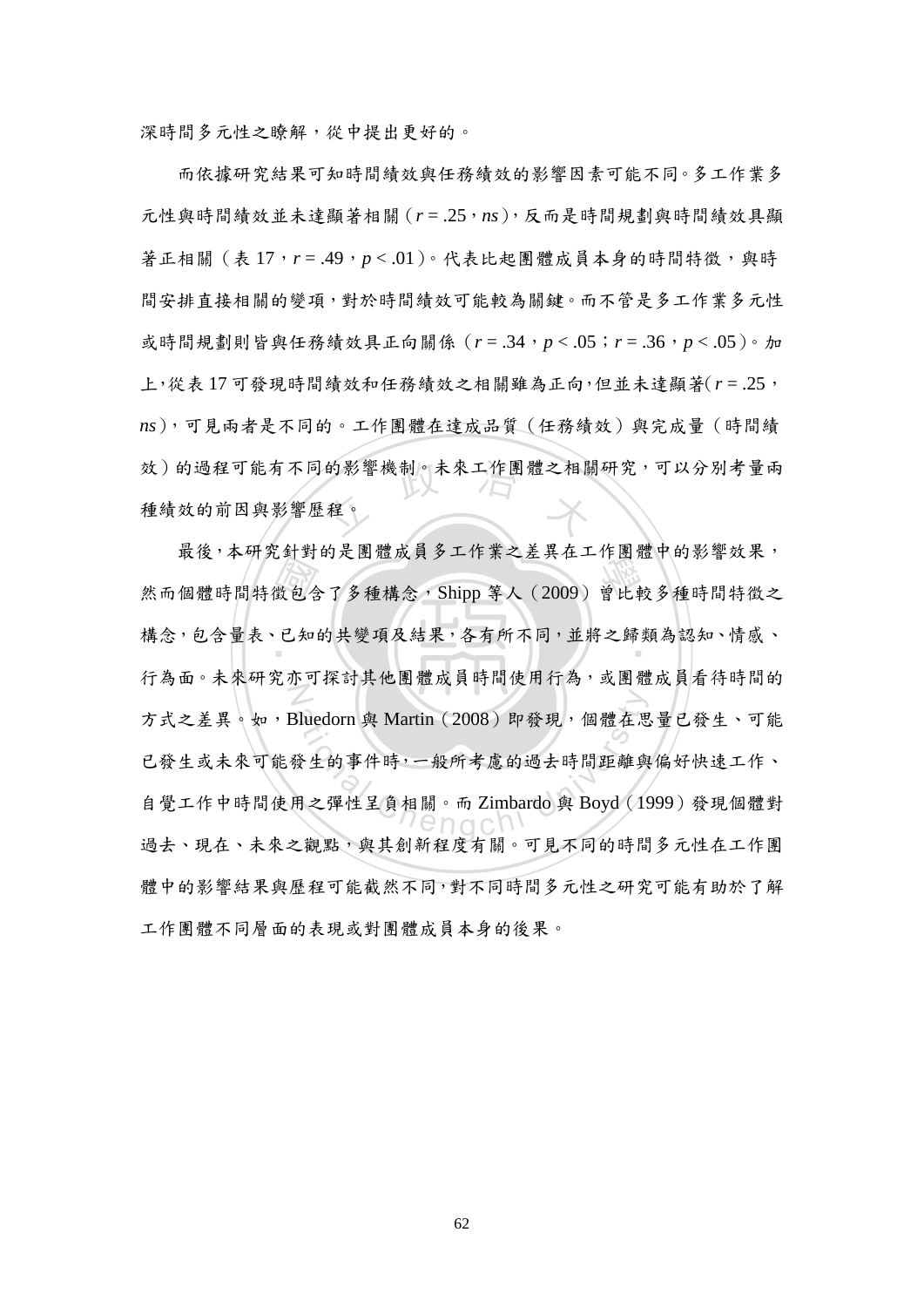深時間多元性之瞭解，從中提出更好的。

而依據研究結果可知時間績效與任務績效的影響因素可能不同。多工作業多元性與時間績效並未達顯著相關（$r = .25$，*ns*），反而是時間規劃與時間績效具顯著正相關（表 17，$r = .49$，$p < .01$）。代表比起團體成員本身的時間特徵，與時間安排直接相關的變項，對於時間績效可能較為關鍵。而不管是多工作業多元性或時間規劃則皆與任務績效具正向關係（$r = .34$，$p < .05$；$r = .36$，$p < .05$）。加上，從表 17 可發現時間績效和任務績效之相關雖為正向，但並未達顯著（$r = .25$，*ns*），可見兩者是不同的。工作團體在達成品質（任務績效）與完成量（時間績效）的過程可能有不同的影響機制。未來工作團體之相關研究，可以分別考量兩種績效的前因與影響歷程。

最後，本研究針對的是團體成員多工作業之差異在工作團體中的影響效果，然而個體時間特徵包含了多種構念，Shipp 等人（2009）曾比較多種時間特徵之構念，包含量表、已知的共變項及結果，各有所不同，並將之歸類為認知、情感、行為面。未來研究亦可探討其他團體成員時間使用行為，或團體成員看待時間的方式之差異。如，Bluedorn 與 Martin（2008）即發現，個體在思量已發生、可能已發生或未來可能發生的事件時，一般所考慮的過去時間距離與偏好快速工作、自覺工作中時間使用之彈性呈負相關。而 Zimbardo 與 Boyd（1999）發現個體對過去、現在、未來之觀點，與其創新程度有關。可見不同的時間多元性在工作團體中的影響結果與歷程可能截然不同，對不同時間多元性之研究可能有助於了解工作團體不同層面的表現或對團體成員本身的後果。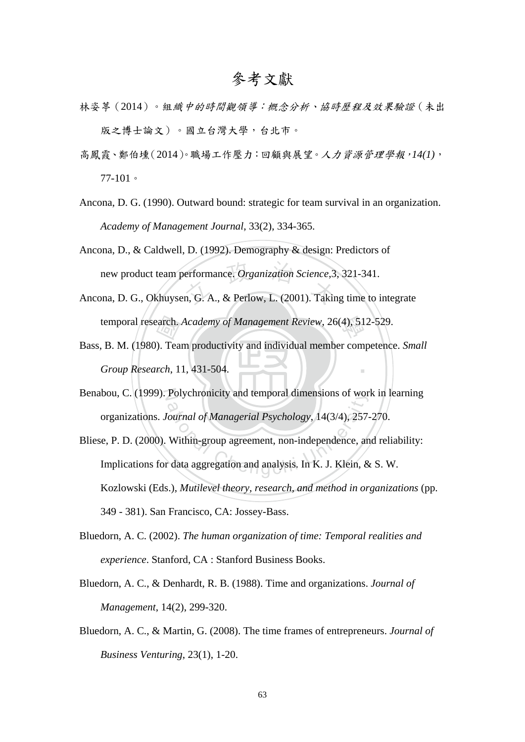# 參考文獻

林姿葶（2014）。*組織中的時間觀領導：概念分析、協時歷程及效果驗證*（未出版之博士論文）。國立台灣大學，台北市。

高鳳霞、鄭伯壎（2014）。職場工作壓力：回顧與展望。*人力資源管理學報，14(1)*，77-101。

Ancona, D. G. (1990). Outward bound: strategic for team survival in an organization. *Academy of Management Journal*, 33(2), 334-365.

Ancona, D., & Caldwell, D. (1992). Demography & design: Predictors of new product team performance. *Organization Science*,3, 321-341.

Ancona, D. G., Okhuysen, G. A., & Perlow, L. (2001). Taking time to integrate temporal research. *Academy of Management Review*, 26(4), 512-529.

Bass, B. M. (1980). Team productivity and individual member competence. *Small Group Research*, 11, 431-504.

Benabou, C. (1999). Polychronicity and temporal dimensions of work in learning organizations. *Journal of Managerial Psychology*, 14(3/4), 257-270.

Bliese, P. D. (2000). Within-group agreement, non-independence, and reliability: Implications for data aggregation and analysis. In K. J. Klein, & S. W. Kozlowski (Eds.), *Mutilevel theory, research, and method in organizations* (pp. 349 - 381). San Francisco, CA: Jossey-Bass.

Bluedorn, A. C. (2002). *The human organization of time: Temporal realities and experience*. Stanford, CA : Stanford Business Books.

Bluedorn, A. C., & Denhardt, R. B. (1988). Time and organizations. *Journal of Management*, 14(2), 299-320.

Bluedorn, A. C., & Martin, G. (2008). The time frames of entrepreneurs. *Journal of Business Venturing*, 23(1), 1-20.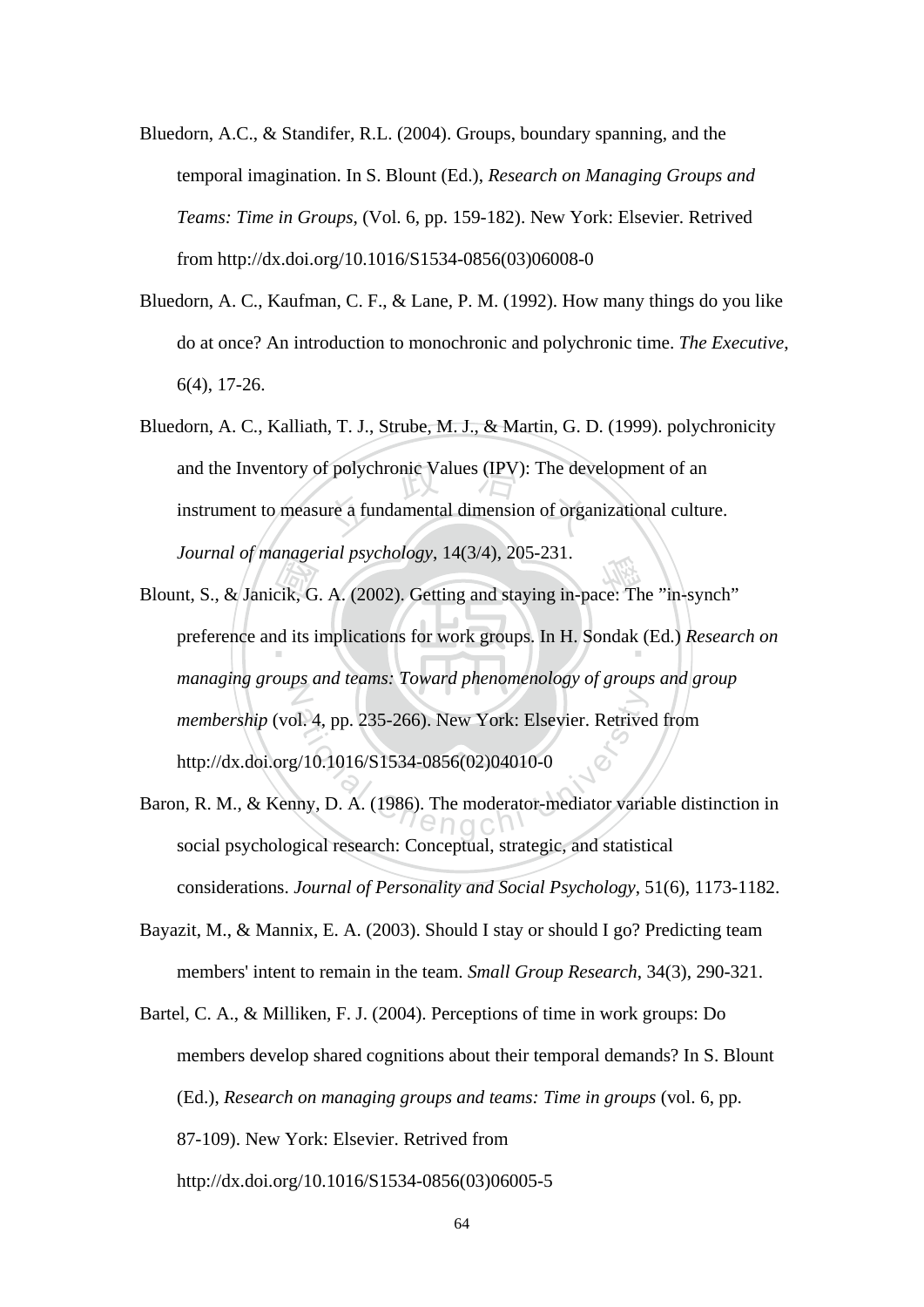Bluedorn, A.C., & Standifer, R.L. (2004). Groups, boundary spanning, and the temporal imagination. In S. Blount (Ed.), *Research on Managing Groups and Teams: Time in Groups*, (Vol. 6, pp. 159-182). New York: Elsevier. Retrived from http://dx.doi.org/10.1016/S1534-0856(03)06008-0

Bluedorn, A. C., Kaufman, C. F., & Lane, P. M. (1992). How many things do you like do at once? An introduction to monochronic and polychronic time. *The Executive*, 6(4), 17-26.

Bluedorn, A. C., Kalliath, T. J., Strube, M. J., & Martin, G. D. (1999). polychronicity and the Inventory of polychronic Values (IPV): The development of an instrument to measure a fundamental dimension of organizational culture. *Journal of managerial psychology*, 14(3/4), 205-231.

Blount, S., & Janicik, G. A. (2002). Getting and staying in-pace: The "in-synch" preference and its implications for work groups. In H. Sondak (Ed.) *Research on managing groups and teams: Toward phenomenology of groups and group membership* (vol. 4, pp. 235-266). New York: Elsevier. Retrived from http://dx.doi.org/10.1016/S1534-0856(02)04010-0

Baron, R. M., & Kenny, D. A. (1986). The moderator-mediator variable distinction in social psychological research: Conceptual, strategic, and statistical considerations. *Journal of Personality and Social Psychology*, 51(6), 1173-1182.

Bayazit, M., & Mannix, E. A. (2003). Should I stay or should I go? Predicting team members' intent to remain in the team. *Small Group Research*, 34(3), 290-321.

Bartel, C. A., & Milliken, F. J. (2004). Perceptions of time in work groups: Do members develop shared cognitions about their temporal demands? In S. Blount (Ed.), *Research on managing groups and teams: Time in groups* (vol. 6, pp. 87-109). New York: Elsevier. Retrived from http://dx.doi.org/10.1016/S1534-0856(03)06005-5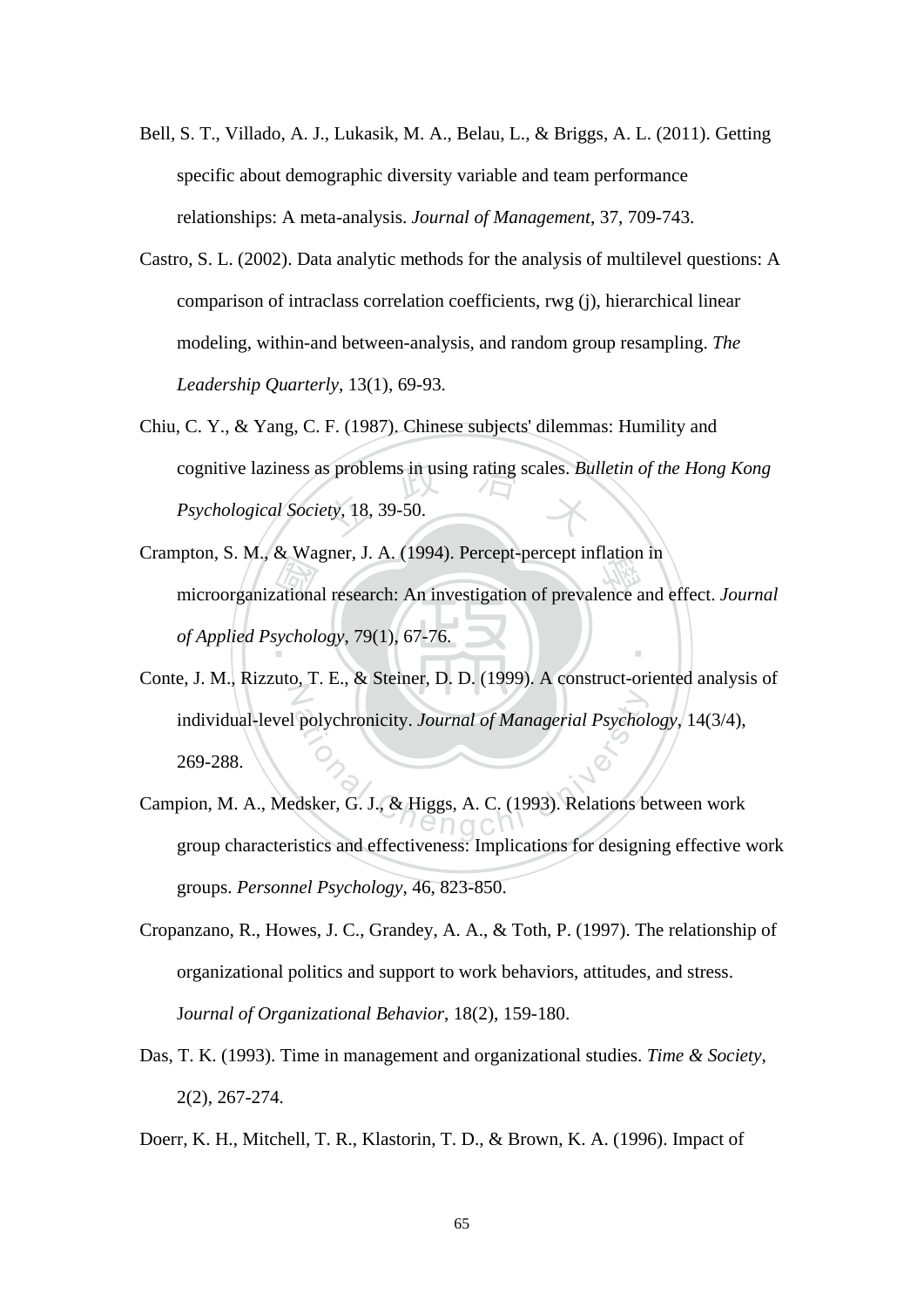Bell, S. T., Villado, A. J., Lukasik, M. A., Belau, L., & Briggs, A. L. (2011). Getting specific about demographic diversity variable and team performance relationships: A meta-analysis. *Journal of Management*, 37, 709-743.

Castro, S. L. (2002). Data analytic methods for the analysis of multilevel questions: A comparison of intraclass correlation coefficients, rwg (j), hierarchical linear modeling, within-and between-analysis, and random group resampling. *The Leadership Quarterly*, 13(1), 69-93.

Chiu, C. Y., & Yang, C. F. (1987). Chinese subjects' dilemmas: Humility and cognitive laziness as problems in using rating scales. *Bulletin of the Hong Kong Psychological Society*, 18, 39-50.

Crampton, S. M., & Wagner, J. A. (1994). Percept-percept inflation in microorganizational research: An investigation of prevalence and effect. *Journal of Applied Psychology*, 79(1), 67-76.

Conte, J. M., Rizzuto, T. E., & Steiner, D. D. (1999). A construct-oriented analysis of individual-level polychronicity. *Journal of Managerial Psychology*, 14(3/4), 269-288.

Campion, M. A., Medsker, G. J., & Higgs, A. C. (1993). Relations between work group characteristics and effectiveness: Implications for designing effective work groups. *Personnel Psychology*, 46, 823-850.

Cropanzano, R., Howes, J. C., Grandey, A. A., & Toth, P. (1997). The relationship of organizational politics and support to work behaviors, attitudes, and stress. J*ournal of Organizational Behavior*, 18(2), 159-180.

Das, T. K. (1993). Time in management and organizational studies. *Time & Society*, 2(2), 267-274.

Doerr, K. H., Mitchell, T. R., Klastorin, T. D., & Brown, K. A. (1996). Impact of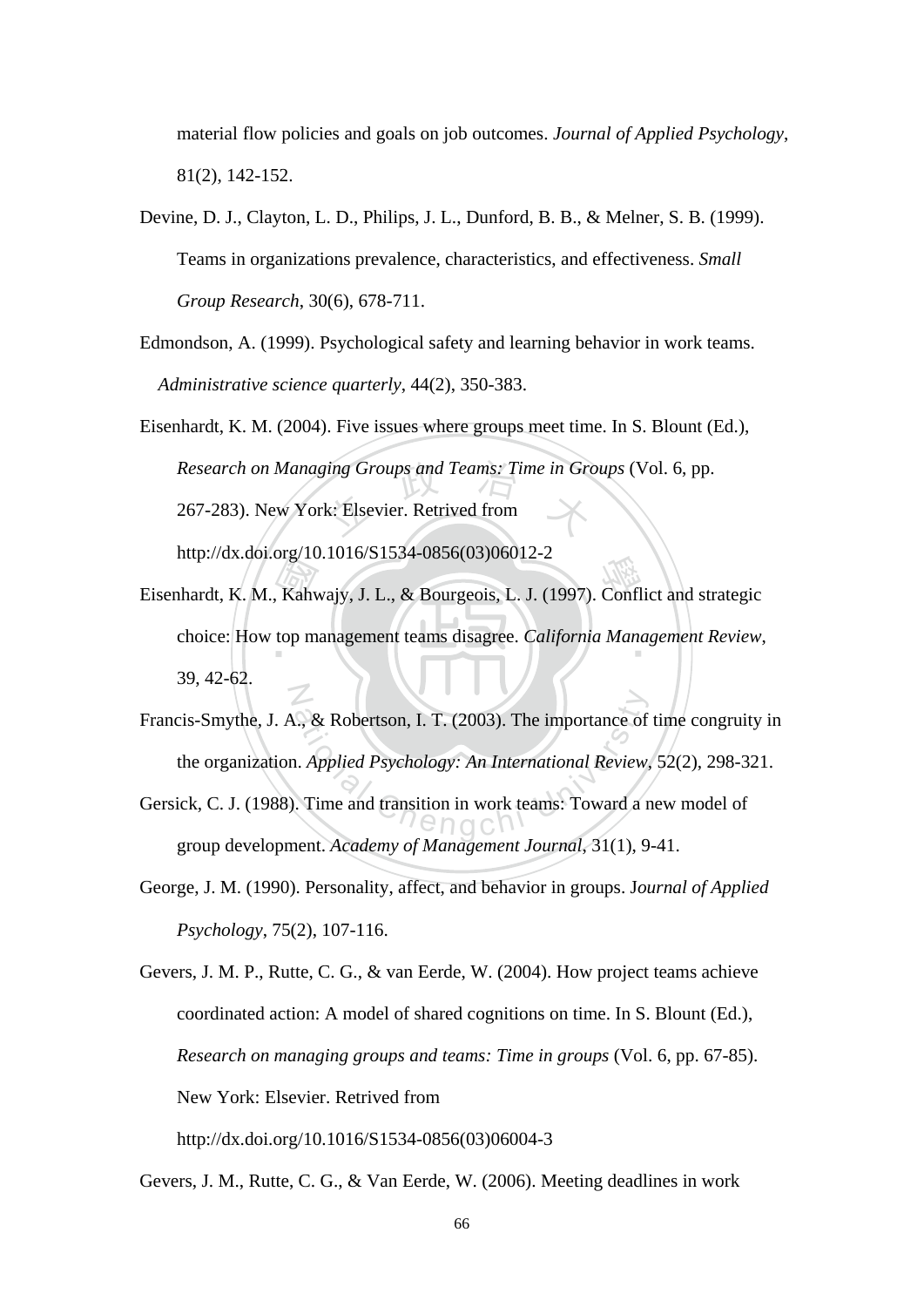material flow policies and goals on job outcomes. *Journal of Applied Psychology*, 81(2), 142-152.

Devine, D. J., Clayton, L. D., Philips, J. L., Dunford, B. B., & Melner, S. B. (1999). Teams in organizations prevalence, characteristics, and effectiveness. *Small Group Research*, 30(6), 678-711.

Edmondson, A. (1999). Psychological safety and learning behavior in work teams. *Administrative science quarterly*, 44(2), 350-383.

Eisenhardt, K. M. (2004). Five issues where groups meet time. In S. Blount (Ed.), *Research on Managing Groups and Teams: Time in Groups* (Vol. 6, pp. 267-283). New York: Elsevier. Retrived from http://dx.doi.org/10.1016/S1534-0856(03)06012-2

Eisenhardt, K. M., Kahwajy, J. L., & Bourgeois, L. J. (1997). Conflict and strategic choice: How top management teams disagree. *California Management Review*, 39, 42-62.

Francis-Smythe, J. A., & Robertson, I. T. (2003). The importance of time congruity in the organization. *Applied Psychology: An International Review*, 52(2), 298-321.

Gersick, C. J. (1988). Time and transition in work teams: Toward a new model of group development. *Academy of Management Journal*, 31(1), 9-41.

George, J. M. (1990). Personality, affect, and behavior in groups. J*ournal of Applied Psychology*, 75(2), 107-116.

Gevers, J. M. P., Rutte, C. G., & van Eerde, W. (2004). How project teams achieve coordinated action: A model of shared cognitions on time. In S. Blount (Ed.), *Research on managing groups and teams: Time in groups* (Vol. 6, pp. 67-85). New York: Elsevier. Retrived from http://dx.doi.org/10.1016/S1534-0856(03)06004-3

Gevers, J. M., Rutte, C. G., & Van Eerde, W. (2006). Meeting deadlines in work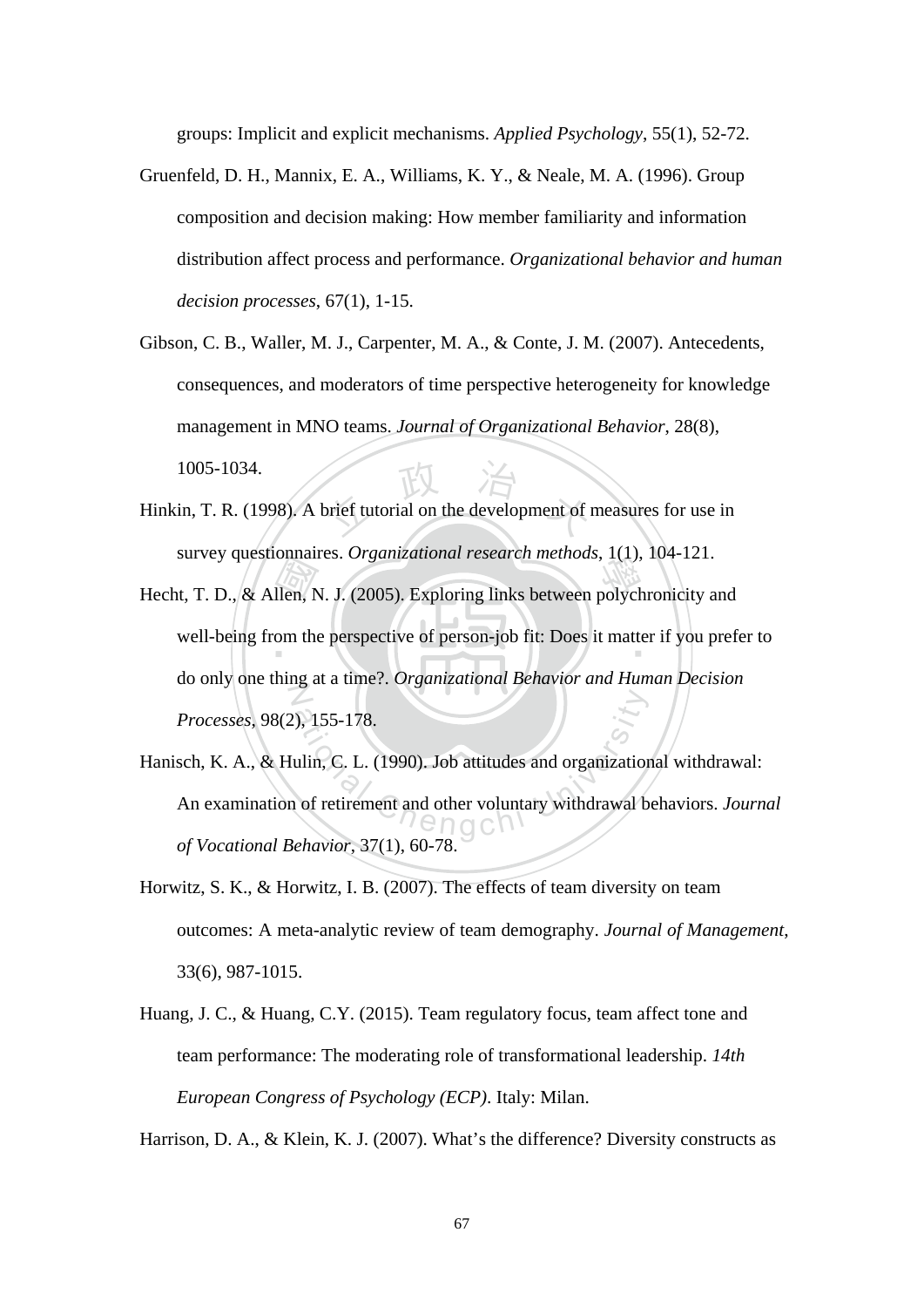groups: Implicit and explicit mechanisms. *Applied Psychology*, 55(1), 52-72.

Gruenfeld, D. H., Mannix, E. A., Williams, K. Y., & Neale, M. A. (1996). Group composition and decision making: How member familiarity and information distribution affect process and performance. *Organizational behavior and human decision processes*, 67(1), 1-15.

Gibson, C. B., Waller, M. J., Carpenter, M. A., & Conte, J. M. (2007). Antecedents, consequences, and moderators of time perspective heterogeneity for knowledge management in MNO teams. *Journal of Organizational Behavior*, 28(8), 1005-1034.

Hinkin, T. R. (1998). A brief tutorial on the development of measures for use in survey questionnaires. *Organizational research methods*, 1(1), 104-121.

Hecht, T. D., & Allen, N. J. (2005). Exploring links between polychronicity and well-being from the perspective of person-job fit: Does it matter if you prefer to do only one thing at a time?. *Organizational Behavior and Human Decision Processes*, 98(2), 155-178.

Hanisch, K. A., & Hulin, C. L. (1990). Job attitudes and organizational withdrawal: An examination of retirement and other voluntary withdrawal behaviors. *Journal of Vocational Behavior*, 37(1), 60-78.

Horwitz, S. K., & Horwitz, I. B. (2007). The effects of team diversity on team outcomes: A meta-analytic review of team demography. *Journal of Management*, 33(6), 987-1015.

Huang, J. C., & Huang, C.Y. (2015). Team regulatory focus, team affect tone and team performance: The moderating role of transformational leadership. *14th European Congress of Psychology (ECP)*. Italy: Milan.

Harrison, D. A., & Klein, K. J. (2007). What's the difference? Diversity constructs as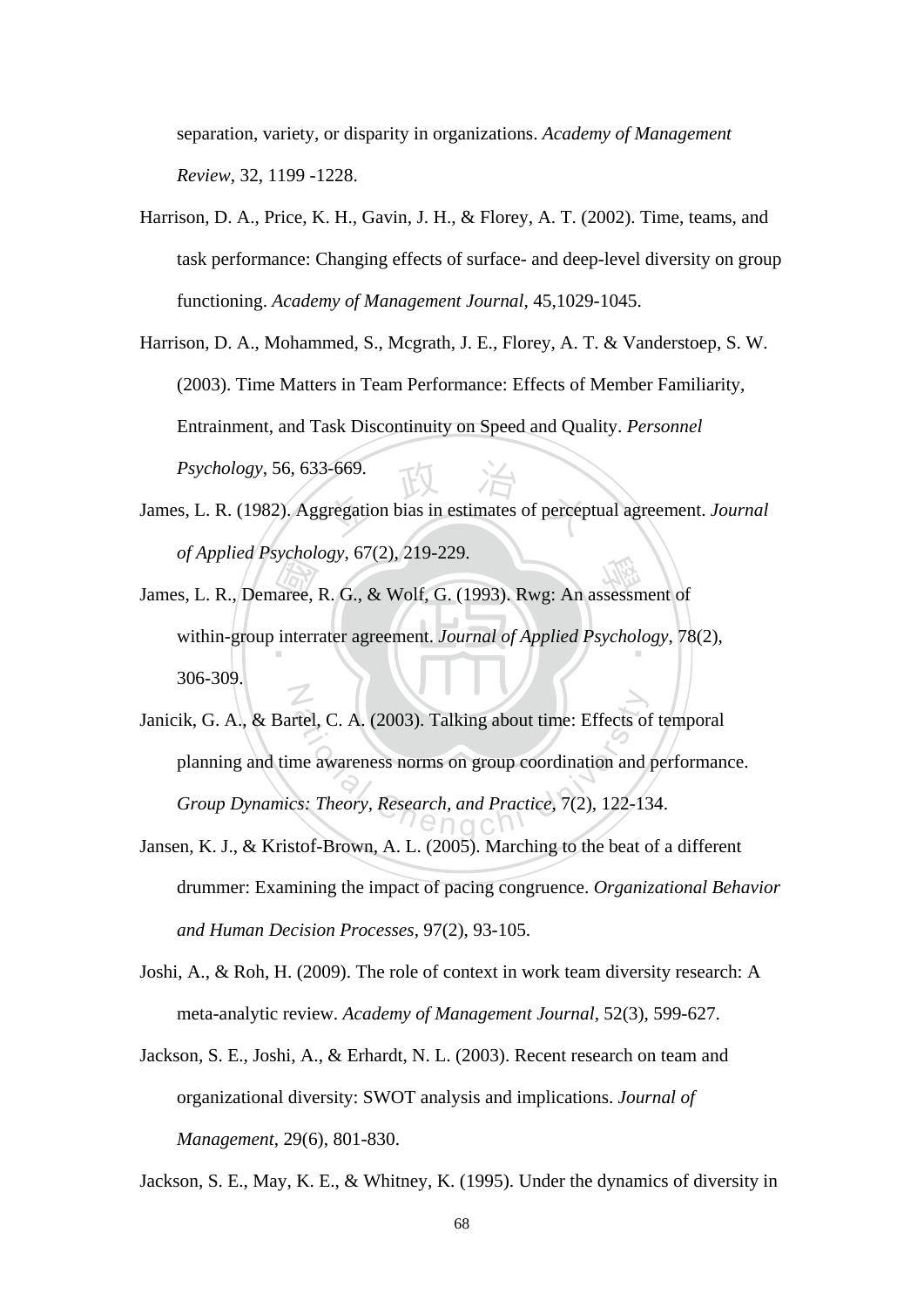separation, variety, or disparity in organizations. *Academy of Management Review*, 32, 1199 -1228.

Harrison, D. A., Price, K. H., Gavin, J. H., & Florey, A. T. (2002). Time, teams, and task performance: Changing effects of surface- and deep-level diversity on group functioning. *Academy of Management Journal*, 45,1029-1045.

Harrison, D. A., Mohammed, S., Mcgrath, J. E., Florey, A. T. & Vanderstoep, S. W. (2003). Time Matters in Team Performance: Effects of Member Familiarity, Entrainment, and Task Discontinuity on Speed and Quality. *Personnel Psychology*, 56, 633-669.

James, L. R. (1982). Aggregation bias in estimates of perceptual agreement. *Journal of Applied Psychology*, 67(2), 219-229.

James, L. R., Demaree, R. G., & Wolf, G. (1993). Rwg: An assessment of within-group interrater agreement. *Journal of Applied Psychology*, 78(2), 306-309.

Janicik, G. A., & Bartel, C. A. (2003). Talking about time: Effects of temporal planning and time awareness norms on group coordination and performance. *Group Dynamics: Theory, Research, and Practice*, 7(2), 122-134.

Jansen, K. J., & Kristof-Brown, A. L. (2005). Marching to the beat of a different drummer: Examining the impact of pacing congruence. *Organizational Behavior and Human Decision Processes*, 97(2), 93-105.

Joshi, A., & Roh, H. (2009). The role of context in work team diversity research: A meta-analytic review. *Academy of Management Journal*, 52(3), 599-627.

Jackson, S. E., Joshi, A., & Erhardt, N. L. (2003). Recent research on team and organizational diversity: SWOT analysis and implications. *Journal of Management*, 29(6), 801-830.

Jackson, S. E., May, K. E., & Whitney, K. (1995). Under the dynamics of diversity in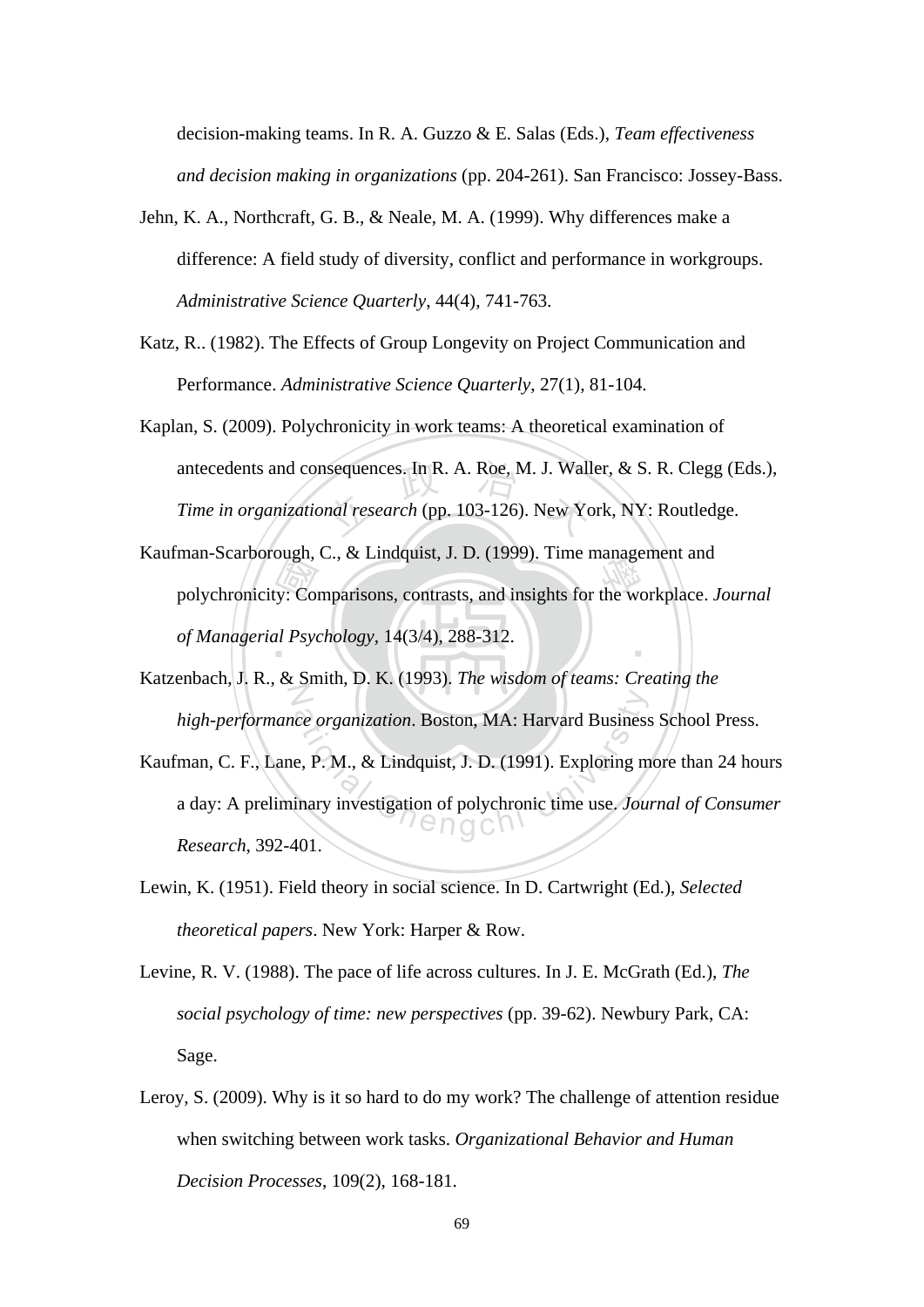decision-making teams. In R. A. Guzzo & E. Salas (Eds.), *Team effectiveness and decision making in organizations* (pp. 204-261). San Francisco: Jossey-Bass.

Jehn, K. A., Northcraft, G. B., & Neale, M. A. (1999). Why differences make a difference: A field study of diversity, conflict and performance in workgroups. *Administrative Science Quarterly*, 44(4), 741-763.

Katz, R.. (1982). The Effects of Group Longevity on Project Communication and Performance. *Administrative Science Quarterly*, 27(1), 81-104.

Kaplan, S. (2009). Polychronicity in work teams: A theoretical examination of antecedents and consequences. In R. A. Roe, M. J. Waller, & S. R. Clegg (Eds.), *Time in organizational research* (pp. 103-126). New York, NY: Routledge.

Kaufman-Scarborough, C., & Lindquist, J. D. (1999). Time management and polychronicity: Comparisons, contrasts, and insights for the workplace. *Journal of Managerial Psychology*, 14(3/4), 288-312.

Katzenbach, J. R., & Smith, D. K. (1993). *The wisdom of teams: Creating the high-performance organization*. Boston, MA: Harvard Business School Press.

Kaufman, C. F., Lane, P. M., & Lindquist, J. D. (1991). Exploring more than 24 hours a day: A preliminary investigation of polychronic time use. *Journal of Consumer Research*, 392-401.

Lewin, K. (1951). Field theory in social science. In D. Cartwright (Ed.), *Selected theoretical papers*. New York: Harper & Row.

Levine, R. V. (1988). The pace of life across cultures. In J. E. McGrath (Ed.), *The social psychology of time: new perspectives* (pp. 39-62). Newbury Park, CA: Sage.

Leroy, S. (2009). Why is it so hard to do my work? The challenge of attention residue when switching between work tasks. *Organizational Behavior and Human Decision Processes*, 109(2), 168-181.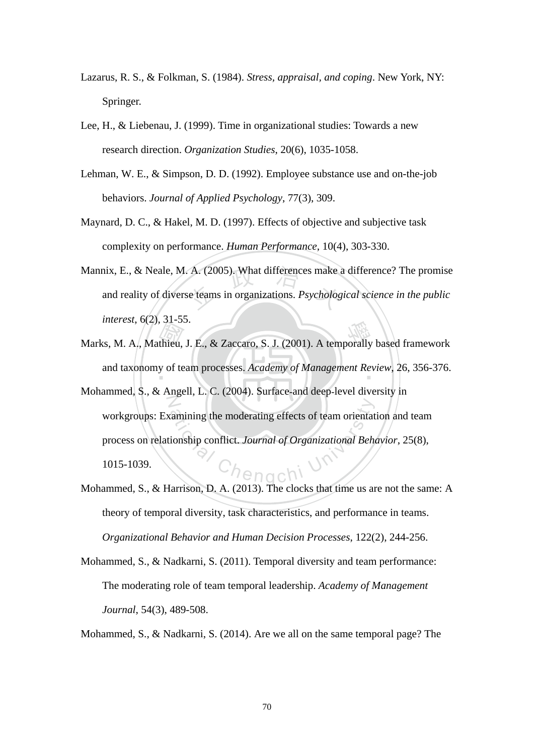Lazarus, R. S., & Folkman, S. (1984). *Stress, appraisal, and coping*. New York, NY: Springer.

Lee, H., & Liebenau, J. (1999). Time in organizational studies: Towards a new research direction. *Organization Studies*, 20(6), 1035-1058.

Lehman, W. E., & Simpson, D. D. (1992). Employee substance use and on-the-job behaviors. *Journal of Applied Psychology*, 77(3), 309.

Maynard, D. C., & Hakel, M. D. (1997). Effects of objective and subjective task complexity on performance. *Human Performance*, 10(4), 303-330.

Mannix, E., & Neale, M. A. (2005). What differences make a difference? The promise and reality of diverse teams in organizations. *Psychological science in the public interest*, 6(2), 31-55.

Marks, M. A., Mathieu, J. E., & Zaccaro, S. J. (2001). A temporally based framework and taxonomy of team processes. *Academy of Management Review*, 26, 356-376.

Mohammed, S., & Angell, L. C. (2004). Surface-and deep-level diversity in workgroups: Examining the moderating effects of team orientation and team process on relationship conflict. *Journal of Organizational Behavior*, 25(8), 1015-1039.

Mohammed, S., & Harrison, D. A. (2013). The clocks that time us are not the same: A theory of temporal diversity, task characteristics, and performance in teams. *Organizational Behavior and Human Decision Processes*, 122(2), 244-256.

Mohammed, S., & Nadkarni, S. (2011). Temporal diversity and team performance: The moderating role of team temporal leadership. *Academy of Management Journal*, 54(3), 489-508.

Mohammed, S., & Nadkarni, S. (2014). Are we all on the same temporal page? The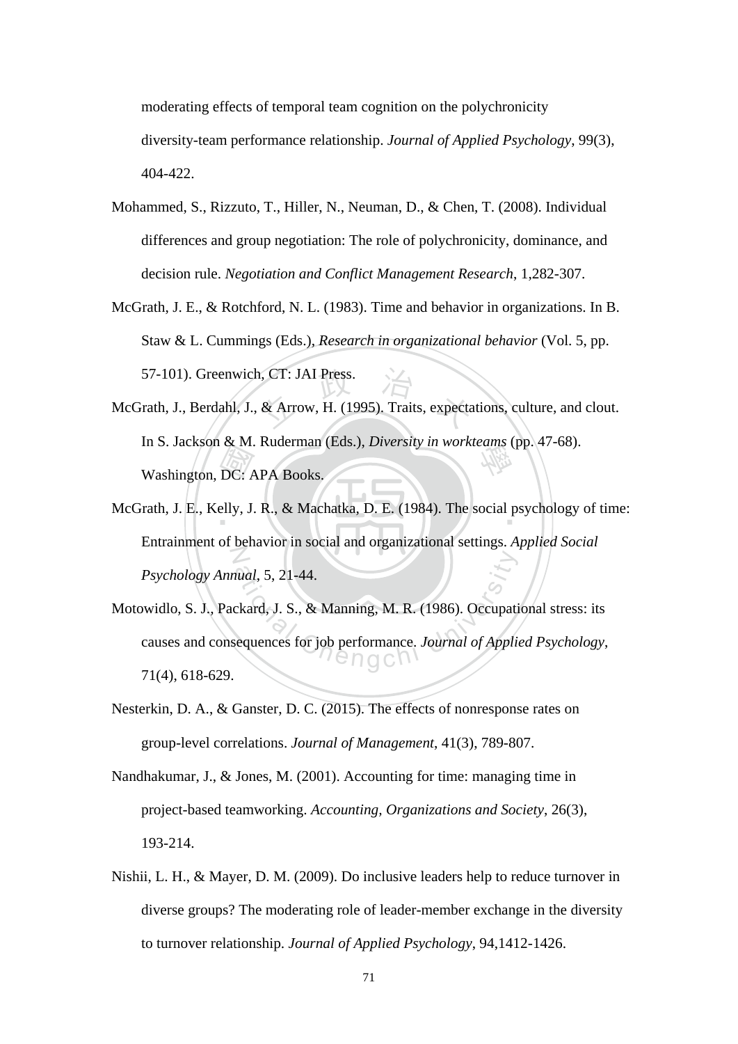moderating effects of temporal team cognition on the polychronicity diversity-team performance relationship. *Journal of Applied Psychology*, 99(3), 404-422.

Mohammed, S., Rizzuto, T., Hiller, N., Neuman, D., & Chen, T. (2008). Individual differences and group negotiation: The role of polychronicity, dominance, and decision rule. *Negotiation and Conflict Management Research*, 1,282-307.

McGrath, J. E., & Rotchford, N. L. (1983). Time and behavior in organizations. In B. Staw & L. Cummings (Eds.), *Research in organizational behavior* (Vol. 5, pp. 57-101). Greenwich, CT: JAI Press.

McGrath, J., Berdahl, J., & Arrow, H. (1995). Traits, expectations, culture, and clout. In S. Jackson & M. Ruderman (Eds.), *Diversity in workteams* (pp. 47-68). Washington, DC: APA Books.

McGrath, J. E., Kelly, J. R., & Machatka, D. E. (1984). The social psychology of time: Entrainment of behavior in social and organizational settings. *Applied Social Psychology Annual*, 5, 21-44.

Motowidlo, S. J., Packard, J. S., & Manning, M. R. (1986). Occupational stress: its causes and consequences for job performance. *Journal of Applied Psychology*, 71(4), 618-629.

Nesterkin, D. A., & Ganster, D. C. (2015). The effects of nonresponse rates on group-level correlations. *Journal of Management*, 41(3), 789-807.

Nandhakumar, J., & Jones, M. (2001). Accounting for time: managing time in project-based teamworking. *Accounting, Organizations and Society*, 26(3), 193-214.

Nishii, L. H., & Mayer, D. M. (2009). Do inclusive leaders help to reduce turnover in diverse groups? The moderating role of leader-member exchange in the diversity to turnover relationship. *Journal of Applied Psychology*, 94,1412-1426.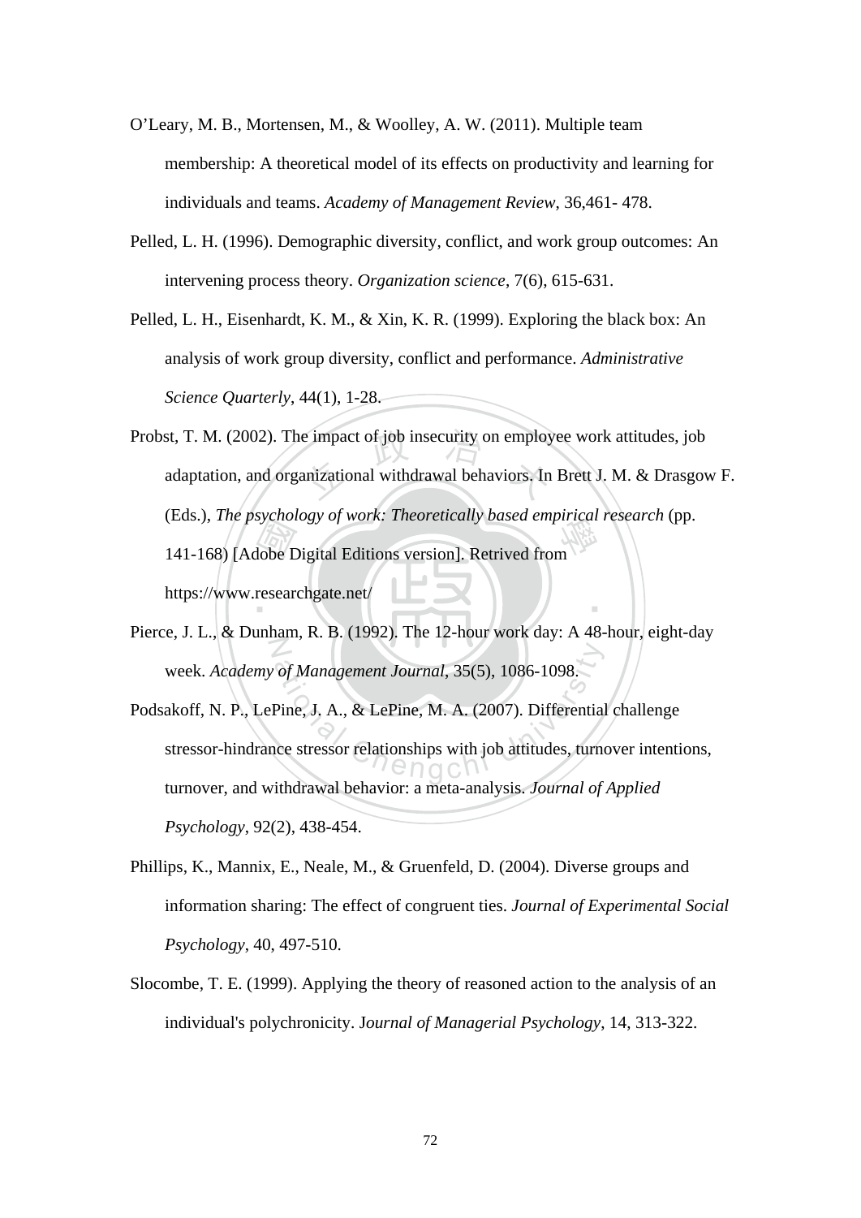O'Leary, M. B., Mortensen, M., & Woolley, A. W. (2011). Multiple team membership: A theoretical model of its effects on productivity and learning for individuals and teams. *Academy of Management Review*, 36,461- 478.

Pelled, L. H. (1996). Demographic diversity, conflict, and work group outcomes: An intervening process theory. *Organization science*, 7(6), 615-631.

Pelled, L. H., Eisenhardt, K. M., & Xin, K. R. (1999). Exploring the black box: An analysis of work group diversity, conflict and performance. *Administrative Science Quarterly*, 44(1), 1-28.

Probst, T. M. (2002). The impact of job insecurity on employee work attitudes, job adaptation, and organizational withdrawal behaviors. In Brett J. M. & Drasgow F. (Eds.), *The psychology of work: Theoretically based empirical research* (pp. 141-168) [Adobe Digital Editions version]. Retrived from https://www.researchgate.net/

Pierce, J. L., & Dunham, R. B. (1992). The 12-hour work day: A 48-hour, eight-day week. *Academy of Management Journal*, 35(5), 1086-1098.

Podsakoff, N. P., LePine, J. A., & LePine, M. A. (2007). Differential challenge stressor-hindrance stressor relationships with job attitudes, turnover intentions, turnover, and withdrawal behavior: a meta-analysis. *Journal of Applied Psychology*, 92(2), 438-454.

Phillips, K., Mannix, E., Neale, M., & Gruenfeld, D. (2004). Diverse groups and information sharing: The effect of congruent ties. *Journal of Experimental Social Psychology*, 40, 497-510.

Slocombe, T. E. (1999). Applying the theory of reasoned action to the analysis of an individual's polychronicity. J*ournal of Managerial Psychology*, 14, 313-322.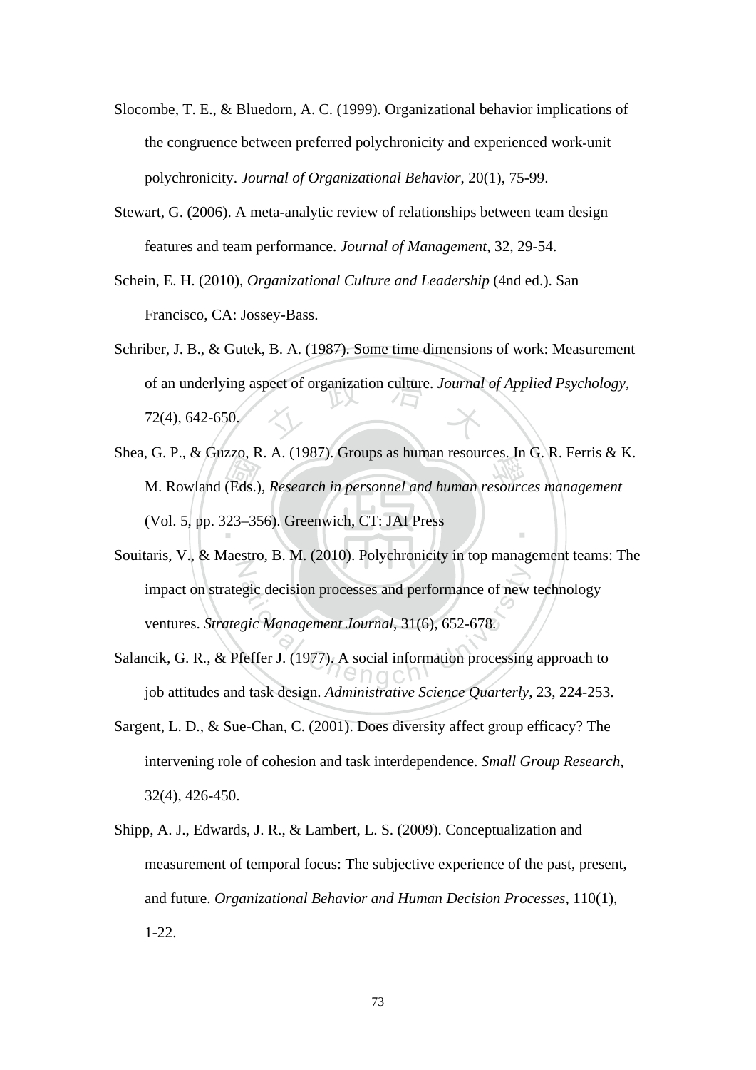Slocombe, T. E., & Bluedorn, A. C. (1999). Organizational behavior implications of the congruence between preferred polychronicity and experienced work-unit polychronicity. *Journal of Organizational Behavior*, 20(1), 75-99.

Stewart, G. (2006). A meta-analytic review of relationships between team design features and team performance. *Journal of Management*, 32, 29-54.

Schein, E. H. (2010), *Organizational Culture and Leadership* (4nd ed.). San Francisco, CA: Jossey-Bass.

Schriber, J. B., & Gutek, B. A. (1987). Some time dimensions of work: Measurement of an underlying aspect of organization culture. *Journal of Applied Psychology*, 72(4), 642-650.

Shea, G. P., & Guzzo, R. A. (1987). Groups as human resources. In G. R. Ferris & K. M. Rowland (Eds.), *Research in personnel and human resources management* (Vol. 5, pp. 323–356). Greenwich, CT: JAI Press

Souitaris, V., & Maestro, B. M. (2010). Polychronicity in top management teams: The impact on strategic decision processes and performance of new technology ventures. *Strategic Management Journal*, 31(6), 652-678.

Salancik, G. R., & Pfeffer J. (1977). A social information processing approach to job attitudes and task design. *Administrative Science Quarterly*, 23, 224-253.

Sargent, L. D., & Sue-Chan, C. (2001). Does diversity affect group efficacy? The intervening role of cohesion and task interdependence. *Small Group Research*, 32(4), 426-450.

Shipp, A. J., Edwards, J. R., & Lambert, L. S. (2009). Conceptualization and measurement of temporal focus: The subjective experience of the past, present, and future. *Organizational Behavior and Human Decision Processes*, 110(1), 1-22.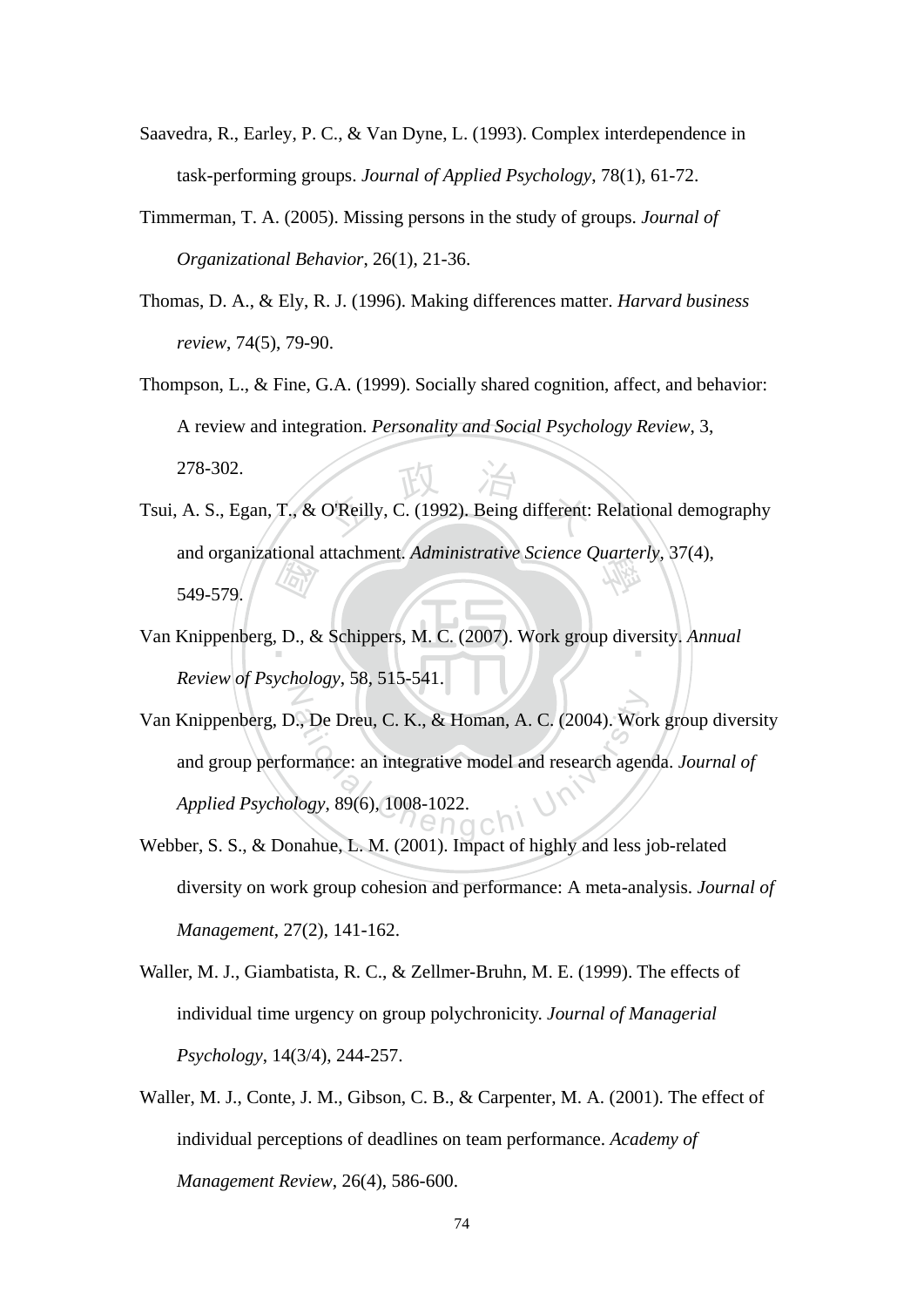Saavedra, R., Earley, P. C., & Van Dyne, L. (1993). Complex interdependence in task-performing groups. *Journal of Applied Psychology*, 78(1), 61-72.

Timmerman, T. A. (2005). Missing persons in the study of groups. *Journal of Organizational Behavior*, 26(1), 21-36.

Thomas, D. A., & Ely, R. J. (1996). Making differences matter. *Harvard business review*, 74(5), 79-90.

Thompson, L., & Fine, G.A. (1999). Socially shared cognition, affect, and behavior: A review and integration. *Personality and Social Psychology Review*, 3, 278-302.

Tsui, A. S., Egan, T., & O'Reilly, C. (1992). Being different: Relational demography and organizational attachment. *Administrative Science Quarterly*, 37(4), 549-579.

Van Knippenberg, D., & Schippers, M. C. (2007). Work group diversity. *Annual Review of Psychology*, 58, 515-541.

Van Knippenberg, D., De Dreu, C. K., & Homan, A. C. (2004). Work group diversity and group performance: an integrative model and research agenda. *Journal of Applied Psychology*, 89(6), 1008-1022.

Webber, S. S., & Donahue, L. M. (2001). Impact of highly and less job-related diversity on work group cohesion and performance: A meta-analysis. *Journal of Management*, 27(2), 141-162.

Waller, M. J., Giambatista, R. C., & Zellmer-Bruhn, M. E. (1999). The effects of individual time urgency on group polychronicity. *Journal of Managerial Psychology*, 14(3/4), 244-257.

Waller, M. J., Conte, J. M., Gibson, C. B., & Carpenter, M. A. (2001). The effect of individual perceptions of deadlines on team performance. *Academy of Management Review*, 26(4), 586-600.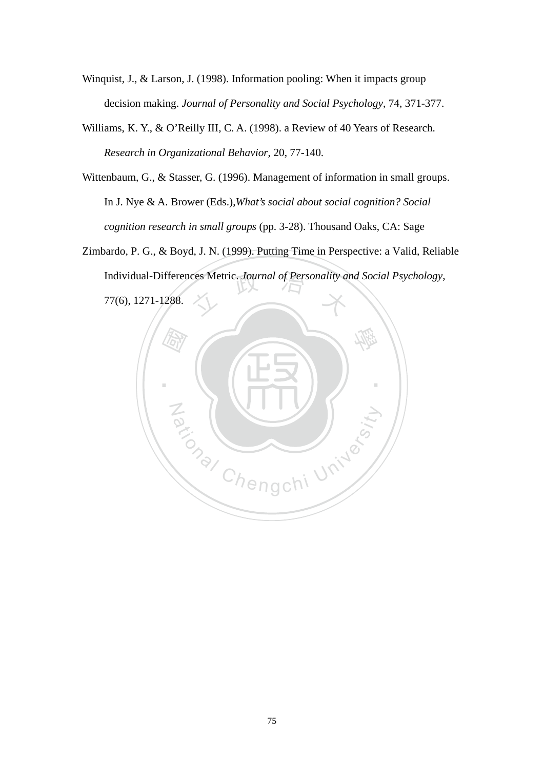Winquist, J., & Larson, J. (1998). Information pooling: When it impacts group decision making. *Journal of Personality and Social Psychology*, 74, 371-377.

Williams, K. Y., & O'Reilly III, C. A. (1998). a Review of 40 Years of Research. *Research in Organizational Behavior*, 20, 77-140.

Wittenbaum, G., & Stasser, G. (1996). Management of information in small groups. In J. Nye & A. Brower (Eds.),*What's social about social cognition? Social cognition research in small groups* (pp. 3-28). Thousand Oaks, CA: Sage

Zimbardo, P. G., & Boyd, J. N. (1999). Putting Time in Perspective: a Valid, Reliable Individual-Differences Metric. *Journal of Personality and Social Psychology*, 77(6), 1271-1288.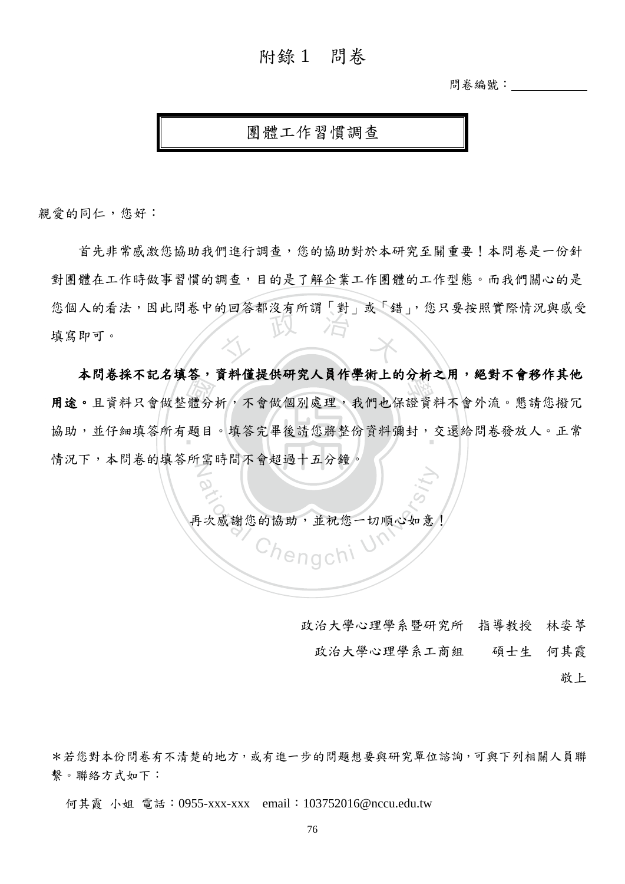# 附錄 1　問卷

問卷編號：＿＿＿＿＿＿

## 團體工作習慣調查

親愛的同仁，您好：

首先非常感激您協助我們進行調查，您的協助對於本研究至關重要！本問卷是一份針對團體在工作時做事習慣的調查，目的是了解企業工作團體的工作型態。而我們關心的是您個人的看法，因此問卷中的回答都沒有所謂「對」或「錯」，您只要按照實際情況與感受填寫即可。

**本問卷採不記名填答，資料僅提供研究人員作學術上的分析之用，絕對不會移作其他用途。**且資料只會做整體分析，不會做個別處理，我們也保證資料不會外流。懇請您撥冗協助，並仔細填答所有題目。填答完畢後請您將整份資料彌封，交還給問卷發放人。正常情況下，本問卷的填答所需時間不會超過十五分鐘。

再次感謝您的協助，並祝您一切順心如意！

政治大學心理學系暨研究所　指導教授　林姿葶

政治大學心理學系工商組　　碩士生　何其霞

敬上

＊若您對本份問卷有不清楚的地方，或有進一步的問題想要與研究單位諮詢，可與下列相關人員聯繫。聯絡方式如下：

何其霞 小姐 電話：0955-xxx-xxx　email：103752016@nccu.edu.tw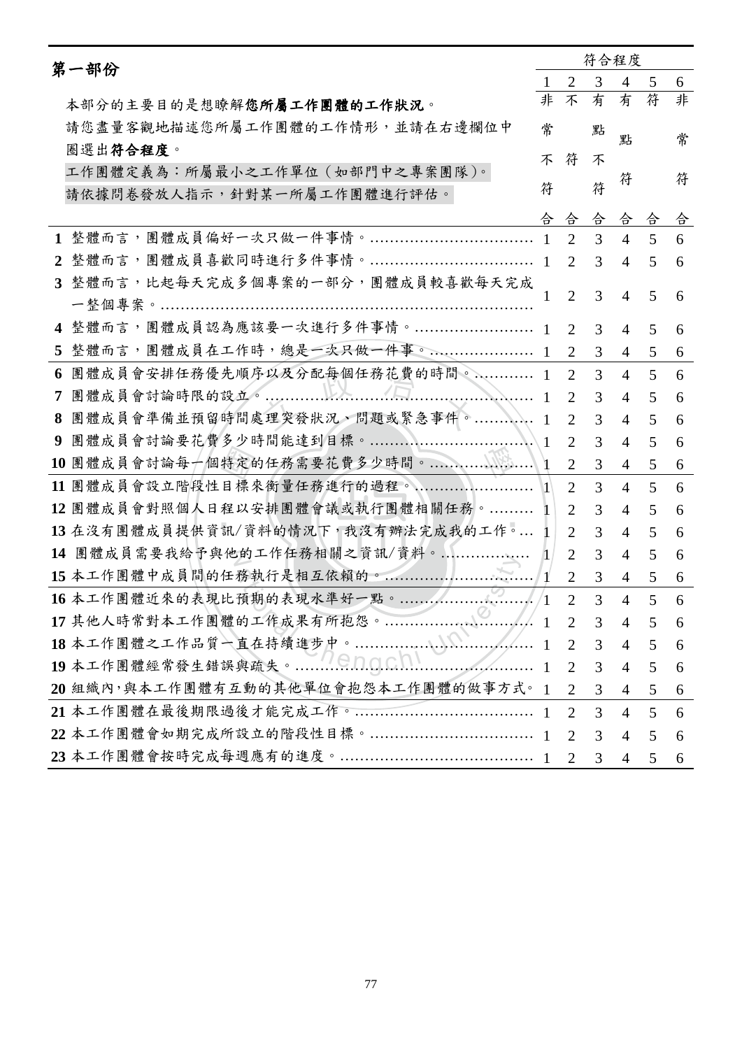## 第一部份

本部分的主要目的是想瞭解**您所屬工作團體的工作狀況**。

請您盡量客觀地描述您所屬工作團體的工作情形，並請在右邊欄位中圈選出**符合程度**。

工作團體定義為：所屬最小之工作單位（如部門中之專案團隊)。

請依據問卷發放人指示，針對某一所屬工作團體進行評估。

| | 題目 | 1 非常不符合 | 2 不符合 | 3 有點不符合 | 4 有點符合 | 5 符合 | 6 非常符合 |
|---|---|---|---|---|---|---|---|
| 1 | 整體而言，團體成員偏好一次只做一件事情。 | 1 | 2 | 3 | 4 | 5 | 6 |
| 2 | 整體而言，團體成員喜歡同時進行多件事情。 | 1 | 2 | 3 | 4 | 5 | 6 |
| 3 | 整體而言，比起每天完成多個專案的一部分，團體成員較喜歡每天完成一整個專案。 | 1 | 2 | 3 | 4 | 5 | 6 |
| 4 | 整體而言，團體成員認為應該要一次進行多件事情。 | 1 | 2 | 3 | 4 | 5 | 6 |
| 5 | 整體而言，團體成員在工作時，總是一次只做一件事。 | 1 | 2 | 3 | 4 | 5 | 6 |
| 6 | 團體成員會安排任務優先順序以及分配每個任務花費的時間。 | 1 | 2 | 3 | 4 | 5 | 6 |
| 7 | 團體成員會討論時限的設立。 | 1 | 2 | 3 | 4 | 5 | 6 |
| 8 | 團體成員會準備並預留時間處理突發狀況、問題或緊急事件。 | 1 | 2 | 3 | 4 | 5 | 6 |
| 9 | 團體成員會討論要花費多少時間能達到目標。 | 1 | 2 | 3 | 4 | 5 | 6 |
| 10 | 團體成員會討論每一個特定的任務需要花費多少時間。 | 1 | 2 | 3 | 4 | 5 | 6 |
| 11 | 團體成員會設立階段性目標來衡量任務進行的過程。 | 1 | 2 | 3 | 4 | 5 | 6 |
| 12 | 團體成員會對照個人日程以安排團體會議或執行團體相關任務。 | 1 | 2 | 3 | 4 | 5 | 6 |
| 13 | 在沒有團體成員提供資訊/資料的情況下，我沒有辦法完成我的工作。 | 1 | 2 | 3 | 4 | 5 | 6 |
| 14 | 團體成員需要我給予與他的工作任務相關之資訊/資料。 | 1 | 2 | 3 | 4 | 5 | 6 |
| 15 | 本工作團體中成員間的任務執行是相互依賴的。 | 1 | 2 | 3 | 4 | 5 | 6 |
| 16 | 本工作團體近來的表現比預期的表現水準好一點。 | 1 | 2 | 3 | 4 | 5 | 6 |
| 17 | 其他人時常對本工作團體的工作成果有所抱怨。 | 1 | 2 | 3 | 4 | 5 | 6 |
| 18 | 本工作團體之工作品質一直在持續進步中。 | 1 | 2 | 3 | 4 | 5 | 6 |
| 19 | 本工作團體經常發生錯誤與疏失。 | 1 | 2 | 3 | 4 | 5 | 6 |
| 20 | 組織內,與本工作團體有互動的其他單位會抱怨本工作團體的做事方式。 | 1 | 2 | 3 | 4 | 5 | 6 |
| 21 | 本工作團體在最後期限過後才能完成工作。 | 1 | 2 | 3 | 4 | 5 | 6 |
| 22 | 本工作團體會如期完成所設立的階段性目標。 | 1 | 2 | 3 | 4 | 5 | 6 |
| 23 | 本工作團體會按時完成每週應有的進度。 | 1 | 2 | 3 | 4 | 5 | 6 |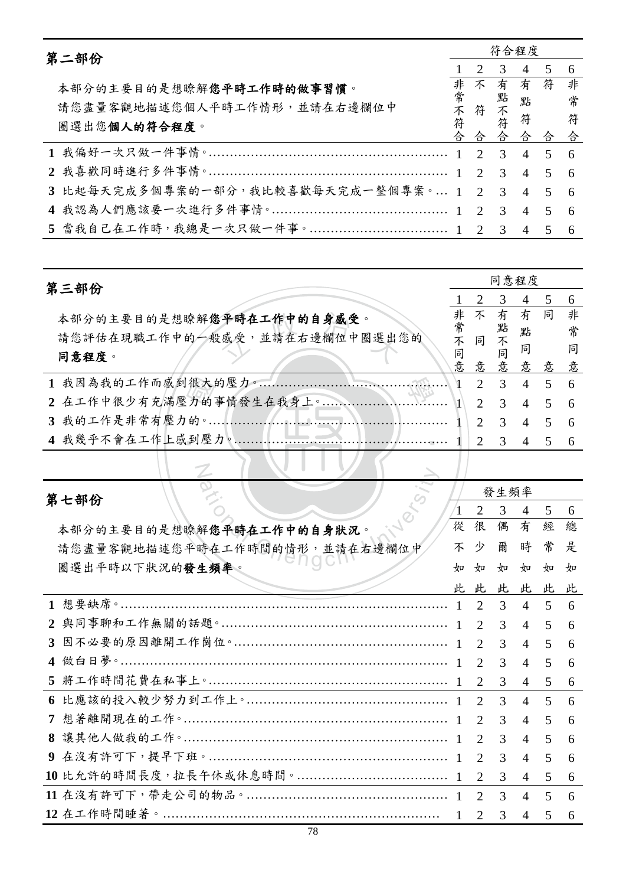## 第二部份

本部分的主要目的是想瞭解**您平時工作時的做事習慣**。
請您盡量客觀地描述您個人平時工作情形，並請在右邊欄位中圈選出您**個人的符合程度**。

| | 符合程度 | | | | | |
|---|---|---|---|---|---|---|
| | 1 | 2 | 3 | 4 | 5 | 6 |
| | 非常不符合 | 不符合 | 有點不符合 | 有點符合 | 符合 | 非常符合 |
| 1 我偏好一次只做一件事情。 | 1 | 2 | 3 | 4 | 5 | 6 |
| 2 我喜歡同時進行多件事情。 | 1 | 2 | 3 | 4 | 5 | 6 |
| 3 比起每天完成多個專案的一部分，我比較喜歡每天完成一整個專案。 | 1 | 2 | 3 | 4 | 5 | 6 |
| 4 我認為人們應該要一次進行多件事情。 | 1 | 2 | 3 | 4 | 5 | 6 |
| 5 當我自己在工作時，我總是一次只做一件事。 | 1 | 2 | 3 | 4 | 5 | 6 |

## 第三部份

本部分的主要目的是想瞭解**您平時在工作中的自身感受**。
請您評估在現職工作中的一般感受，並請在右邊欄位中圈選出您的**同意程度**。

| | 同意程度 | | | | | |
|---|---|---|---|---|---|---|
| | 1 | 2 | 3 | 4 | 5 | 6 |
| | 非常不同意 | 不同意 | 有點不同意 | 有點同意 | 同意 | 非常同意 |
| 1 我因為我的工作而感到很大的壓力。 | 1 | 2 | 3 | 4 | 5 | 6 |
| 2 在工作中很少有充滿壓力的事情發生在我身上。 | 1 | 2 | 3 | 4 | 5 | 6 |
| 3 我的工作是非常有壓力的。 | 1 | 2 | 3 | 4 | 5 | 6 |
| 4 我幾乎不會在工作上感到壓力。 | 1 | 2 | 3 | 4 | 5 | 6 |

## 第七部份

本部分的主要目的是想瞭解**您平時在工作中的自身狀況**。
請您盡量客觀地描述您平時在工作時間的情形，並請在右邊欄位中圈選出平時以下狀況的**發生頻率**。

| | 發生頻率 | | | | | |
|---|---|---|---|---|---|---|
| | 1 | 2 | 3 | 4 | 5 | 6 |
| | 從不如此 | 很少如此 | 偶爾如此 | 有時如此 | 經常如此 | 總是如此 |
| 1 想要缺席。 | 1 | 2 | 3 | 4 | 5 | 6 |
| 2 與同事聊和工作無關的話題。 | 1 | 2 | 3 | 4 | 5 | 6 |
| 3 因不必要的原因離開工作崗位。 | 1 | 2 | 3 | 4 | 5 | 6 |
| 4 做白日夢。 | 1 | 2 | 3 | 4 | 5 | 6 |
| 5 將工作時間花費在私事上。 | 1 | 2 | 3 | 4 | 5 | 6 |
| 6 比應該的投入較少努力到工作上。 | 1 | 2 | 3 | 4 | 5 | 6 |
| 7 想著離開現在的工作。 | 1 | 2 | 3 | 4 | 5 | 6 |
| 8 讓其他人做我的工作。 | 1 | 2 | 3 | 4 | 5 | 6 |
| 9 在沒有許可下，提早下班。 | 1 | 2 | 3 | 4 | 5 | 6 |
| 10 比允許的時間長度，拉長午休或休息時間。 | 1 | 2 | 3 | 4 | 5 | 6 |
| 11 在沒有許可下，帶走公司的物品。 | 1 | 2 | 3 | 4 | 5 | 6 |
| 12 在工作時間睡著。 | 1 | 2 | 3 | 4 | 5 | 6 |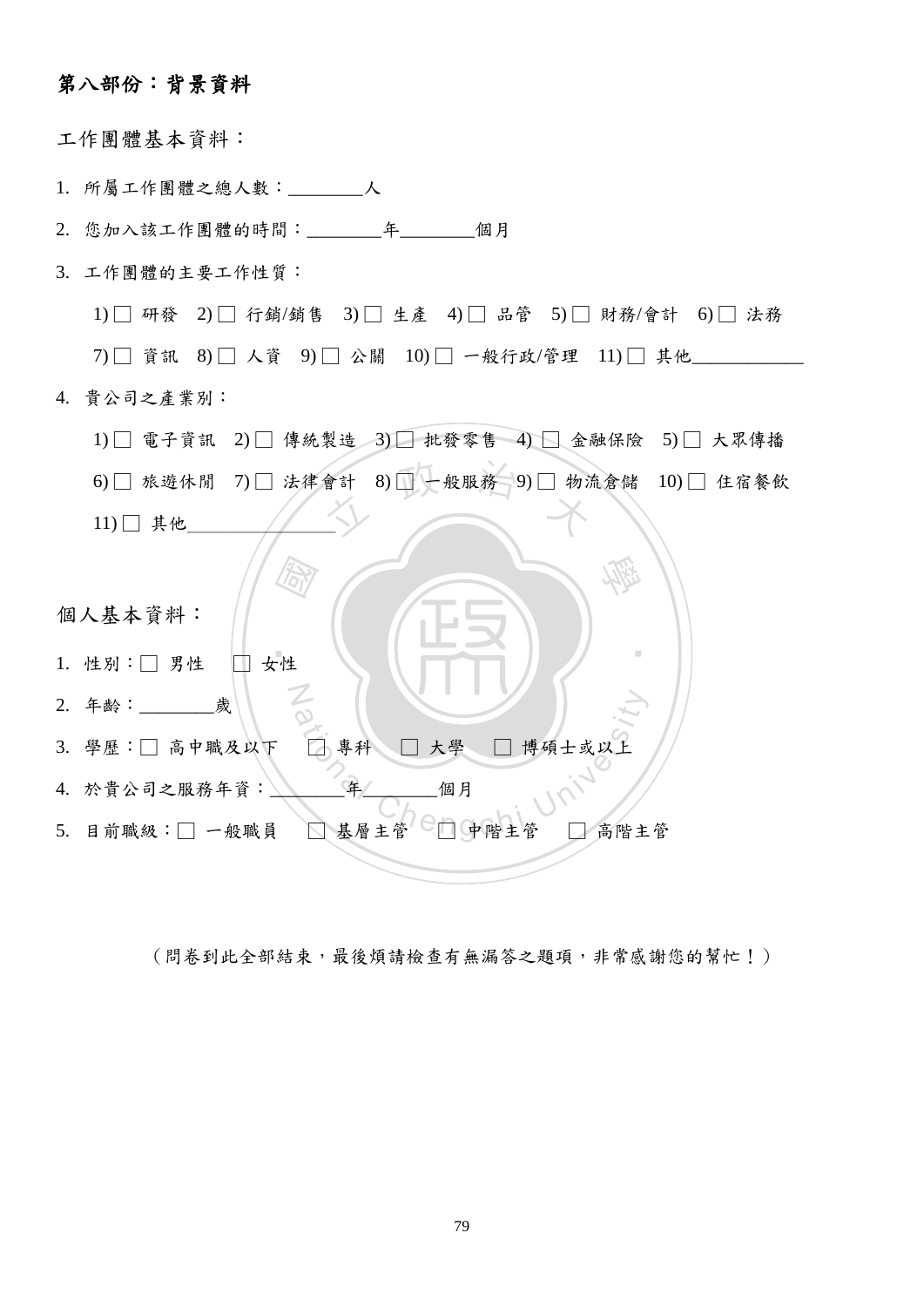## 第八部份：背景資料

工作團體基本資料：

1. 所屬工作團體之總人數：________人
2. 您加入該工作團體的時間：________年________個月
3. 工作團體的主要工作性質：

   1) □ 研發　2) □ 行銷/銷售　3) □ 生產　4) □ 品管　5) □ 財務/會計　6) □ 法務

   7) □ 資訊　8) □ 人資　9) □ 公關　10) □ 一般行政/管理　11) □ 其他____________

4. 貴公司之產業別：

   1) □ 電子資訊　2) □ 傳統製造　3) □ 批發零售　4) □ 金融保險　5) □ 大眾傳播

   6) □ 旅遊休閒　7) □ 法律會計　8) □ 一般服務　9) □ 物流倉儲　10) □ 住宿餐飲

   11) □ 其他_______________

個人基本資料：

1. 性別：□ 男性　□ 女性
2. 年齡：________歲
3. 學歷：□ 高中職及以下　□ 專科　□ 大學　□ 博碩士或以上
4. 於貴公司之服務年資：________年________個月
5. 目前職級：□ 一般職員　□ 基層主管　□ 中階主管　□ 高階主管

（問卷到此全部結束，最後煩請檢查有無漏答之題項，非常感謝您的幫忙！）